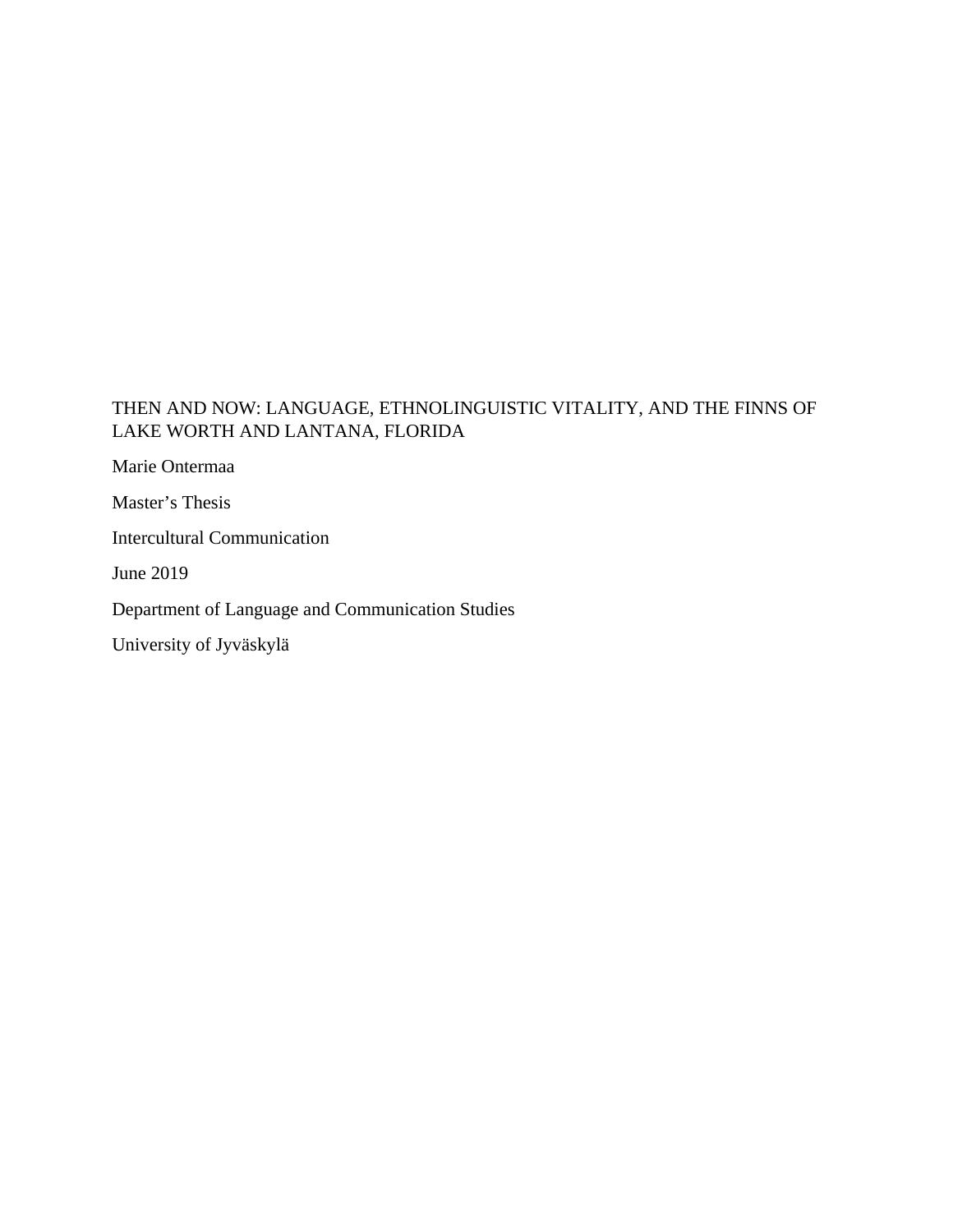# THEN AND NOW: LANGUAGE, ETHNOLINGUISTIC VITALITY, AND THE FINNS OF LAKE WORTH AND LANTANA, FLORIDA

Marie Ontermaa

Master's Thesis

Intercultural Communication

June 2019

Department of Language and Communication Studies

University of Jyväskylä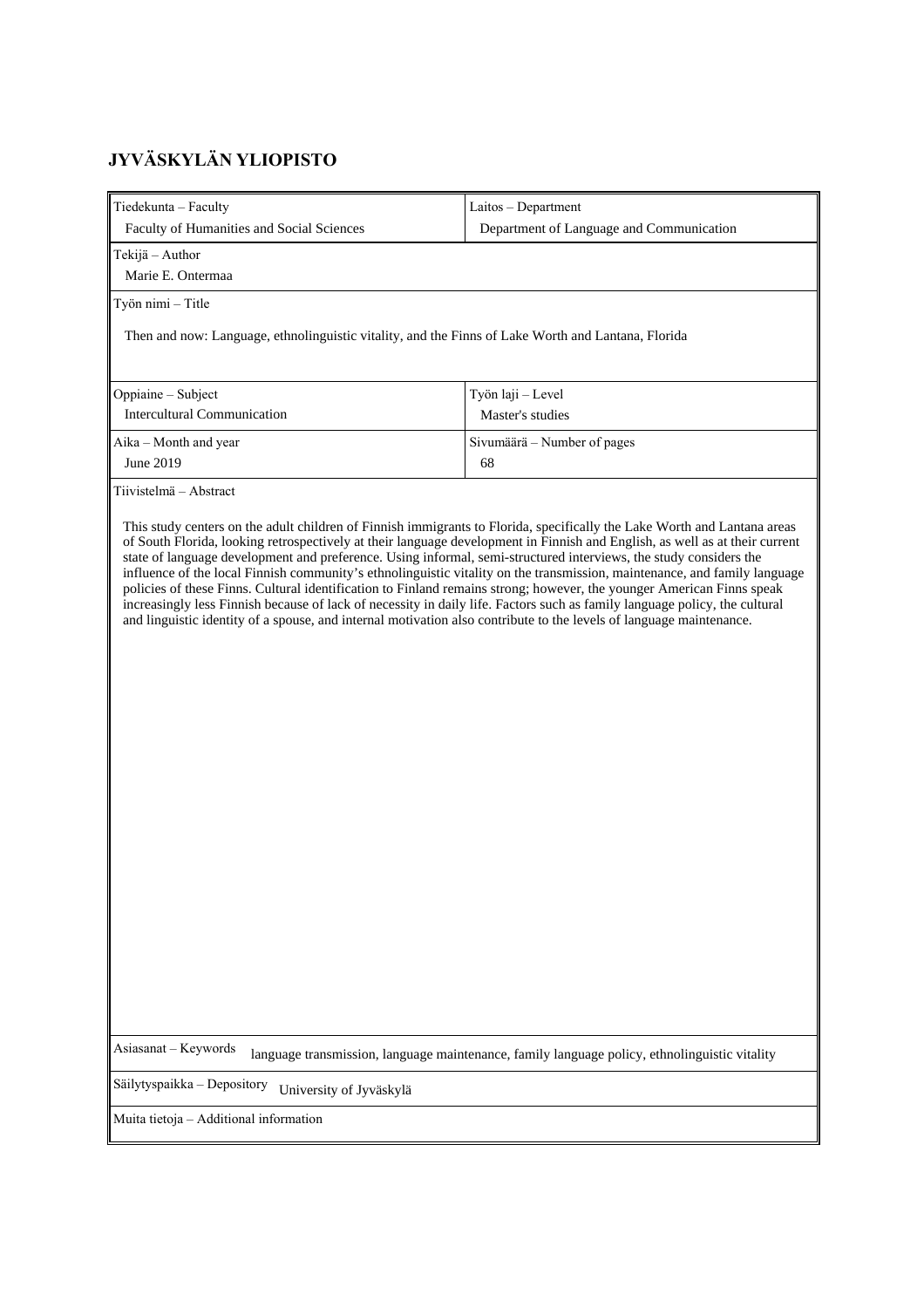**JYVÄSKYLÄN YLIOPISTO**

| Tiedekunta – Faculty | Laitos – Department |
|---|---|
| Faculty of Humanities and Social Sciences | Department of Language and Communication |
| Tekijä – Author | |
| Marie E. Ontermaa | |
| Työn nimi – Title | |
| Then and now: Language, ethnolinguistic vitality, and the Finns of Lake Worth and Lantana, Florida | |
| Oppiaine – Subject | Työn laji – Level |
| Intercultural Communication | Master's studies |
| Aika – Month and year | Sivumäärä – Number of pages |
| June 2019 | 68 |

Tiivistelmä – Abstract

This study centers on the adult children of Finnish immigrants to Florida, specifically the Lake Worth and Lantana areas of South Florida, looking retrospectively at their language development in Finnish and English, as well as at their current state of language development and preference. Using informal, semi-structured interviews, the study considers the influence of the local Finnish community's ethnolinguistic vitality on the transmission, maintenance, and family language policies of these Finns. Cultural identification to Finland remains strong; however, the younger American Finns speak increasingly less Finnish because of lack of necessity in daily life. Factors such as family language policy, the cultural and linguistic identity of a spouse, and internal motivation also contribute to the levels of language maintenance.

Asiasanat – Keywords language transmission, language maintenance, family language policy, ethnolinguistic vitality

Säilytyspaikka – Depository University of Jyväskylä

Muita tietoja – Additional information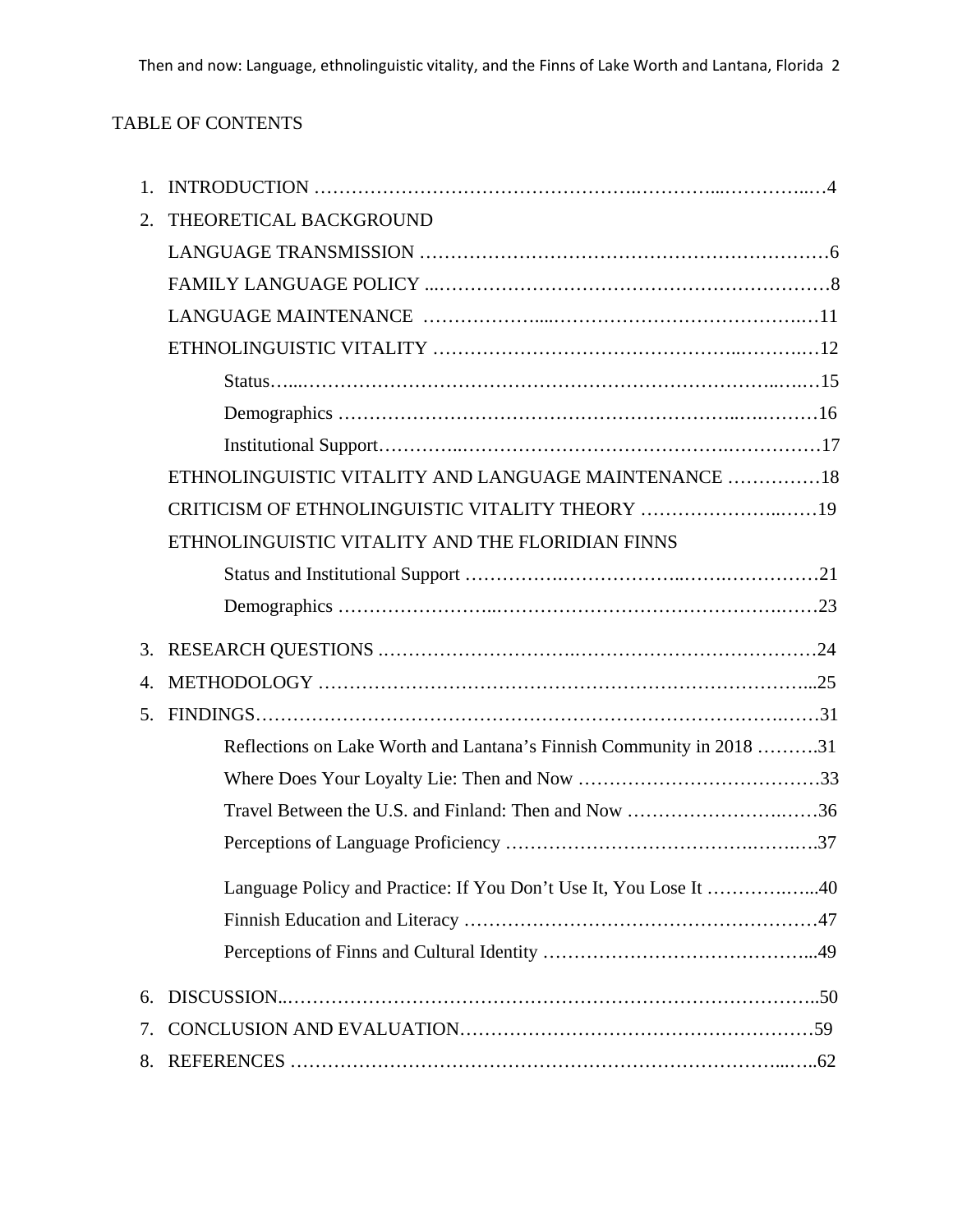TABLE OF CONTENTS

1. INTRODUCTION ……………………………………………………………………………4
2. THEORETICAL BACKGROUND

   LANGUAGE TRANSMISSION ……………………………………………………………6

   FAMILY LANGUAGE POLICY ……………………………………………………………8

   LANGUAGE MAINTENANCE ……………………………………………………………11

   ETHNOLINGUISTIC VITALITY …………………………………………………………12

      Status……………………………………………………………………………………15

      Demographics …………………………………………………………………………16

      Institutional Support……………………………………………………………………17

   ETHNOLINGUISTIC VITALITY AND LANGUAGE MAINTENANCE ……………18

   CRITICISM OF ETHNOLINGUISTIC VITALITY THEORY …………………………19

   ETHNOLINGUISTIC VITALITY AND THE FLORIDIAN FINNS

      Status and Institutional Support ………………………………………………………21

      Demographics …………………………………………………………………………23

3. RESEARCH QUESTIONS ………………………………………………………………24
4. METHODOLOGY …………………………………………………………………………25
5. FINDINGS……………………………………………………………………………………31

      Reflections on Lake Worth and Lantana's Finnish Community in 2018 ……….31

      Where Does Your Loyalty Lie: Then and Now …………………………………33

      Travel Between the U.S. and Finland: Then and Now ………………………36

      Perceptions of Language Proficiency ……………………………………………37

      Language Policy and Practice: If You Don't Use It, You Lose It ……………40

      Finnish Education and Literacy …………………………………………………47

      Perceptions of Finns and Cultural Identity ……………………………………49

6. DISCUSSION…………………………………………………………………………………50
7. CONCLUSION AND EVALUATION………………………………………………………59
8. REFERENCES ………………………………………………………………………………62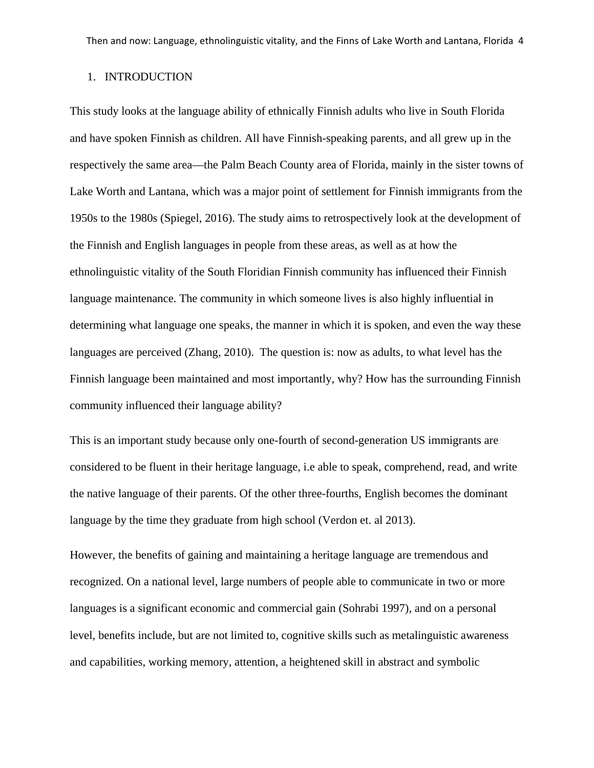## 1. INTRODUCTION

This study looks at the language ability of ethnically Finnish adults who live in South Florida and have spoken Finnish as children. All have Finnish-speaking parents, and all grew up in the respectively the same area—the Palm Beach County area of Florida, mainly in the sister towns of Lake Worth and Lantana, which was a major point of settlement for Finnish immigrants from the 1950s to the 1980s (Spiegel, 2016). The study aims to retrospectively look at the development of the Finnish and English languages in people from these areas, as well as at how the ethnolinguistic vitality of the South Floridian Finnish community has influenced their Finnish language maintenance. The community in which someone lives is also highly influential in determining what language one speaks, the manner in which it is spoken, and even the way these languages are perceived (Zhang, 2010). The question is: now as adults, to what level has the Finnish language been maintained and most importantly, why? How has the surrounding Finnish community influenced their language ability?

This is an important study because only one-fourth of second-generation US immigrants are considered to be fluent in their heritage language, i.e able to speak, comprehend, read, and write the native language of their parents. Of the other three-fourths, English becomes the dominant language by the time they graduate from high school (Verdon et. al 2013).

However, the benefits of gaining and maintaining a heritage language are tremendous and recognized. On a national level, large numbers of people able to communicate in two or more languages is a significant economic and commercial gain (Sohrabi 1997), and on a personal level, benefits include, but are not limited to, cognitive skills such as metalinguistic awareness and capabilities, working memory, attention, a heightened skill in abstract and symbolic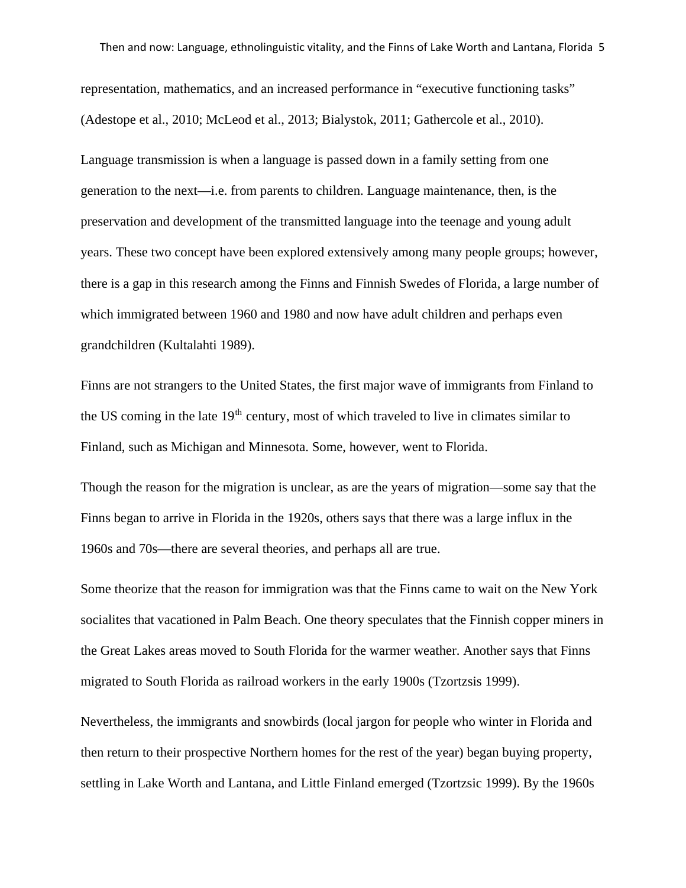representation, mathematics, and an increased performance in "executive functioning tasks" (Adestope et al., 2010; McLeod et al., 2013; Bialystok, 2011; Gathercole et al., 2010).

Language transmission is when a language is passed down in a family setting from one generation to the next—i.e. from parents to children. Language maintenance, then, is the preservation and development of the transmitted language into the teenage and young adult years. These two concept have been explored extensively among many people groups; however, there is a gap in this research among the Finns and Finnish Swedes of Florida, a large number of which immigrated between 1960 and 1980 and now have adult children and perhaps even grandchildren (Kultalahti 1989).

Finns are not strangers to the United States, the first major wave of immigrants from Finland to the US coming in the late 19th century, most of which traveled to live in climates similar to Finland, such as Michigan and Minnesota. Some, however, went to Florida.

Though the reason for the migration is unclear, as are the years of migration—some say that the Finns began to arrive in Florida in the 1920s, others says that there was a large influx in the 1960s and 70s—there are several theories, and perhaps all are true.

Some theorize that the reason for immigration was that the Finns came to wait on the New York socialites that vacationed in Palm Beach. One theory speculates that the Finnish copper miners in the Great Lakes areas moved to South Florida for the warmer weather. Another says that Finns migrated to South Florida as railroad workers in the early 1900s (Tzortzsis 1999).

Nevertheless, the immigrants and snowbirds (local jargon for people who winter in Florida and then return to their prospective Northern homes for the rest of the year) began buying property, settling in Lake Worth and Lantana, and Little Finland emerged (Tzortzsic 1999). By the 1960s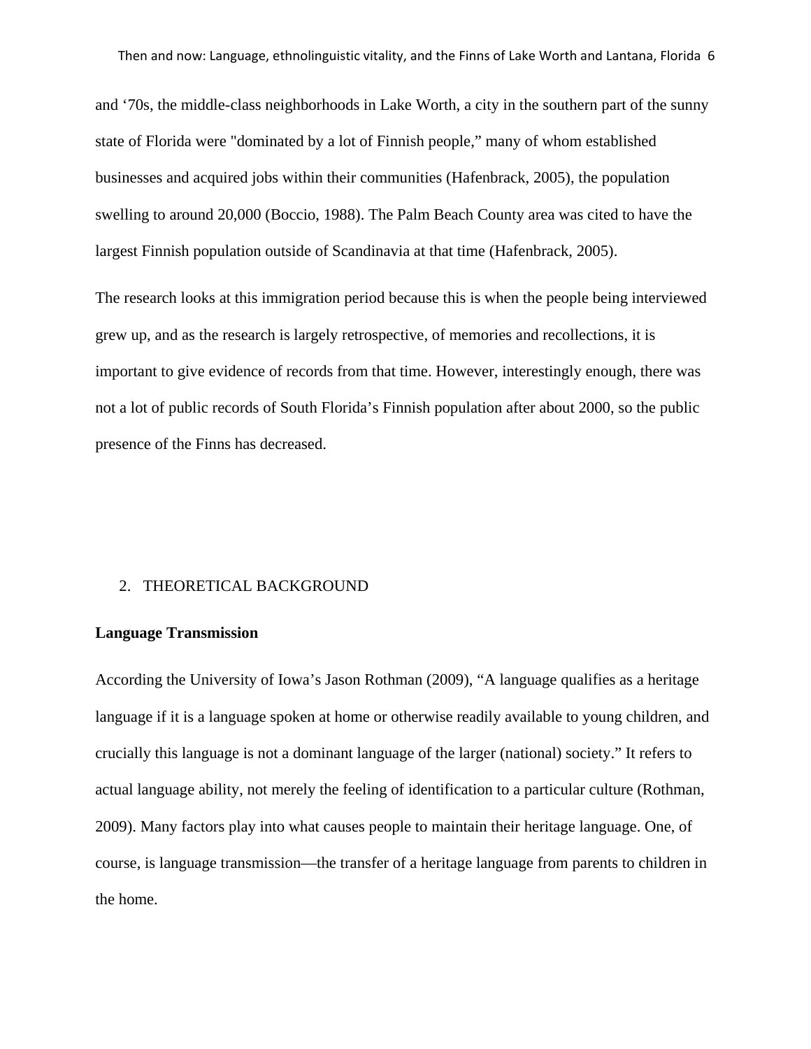and '70s, the middle-class neighborhoods in Lake Worth, a city in the southern part of the sunny state of Florida were "dominated by a lot of Finnish people," many of whom established businesses and acquired jobs within their communities (Hafenbrack, 2005), the population swelling to around 20,000 (Boccio, 1988). The Palm Beach County area was cited to have the largest Finnish population outside of Scandinavia at that time (Hafenbrack, 2005).

The research looks at this immigration period because this is when the people being interviewed grew up, and as the research is largely retrospective, of memories and recollections, it is important to give evidence of records from that time. However, interestingly enough, there was not a lot of public records of South Florida's Finnish population after about 2000, so the public presence of the Finns has decreased.

## 2. THEORETICAL BACKGROUND

### Language Transmission

According the University of Iowa's Jason Rothman (2009), "A language qualifies as a heritage language if it is a language spoken at home or otherwise readily available to young children, and crucially this language is not a dominant language of the larger (national) society." It refers to actual language ability, not merely the feeling of identification to a particular culture (Rothman, 2009). Many factors play into what causes people to maintain their heritage language. One, of course, is language transmission—the transfer of a heritage language from parents to children in the home.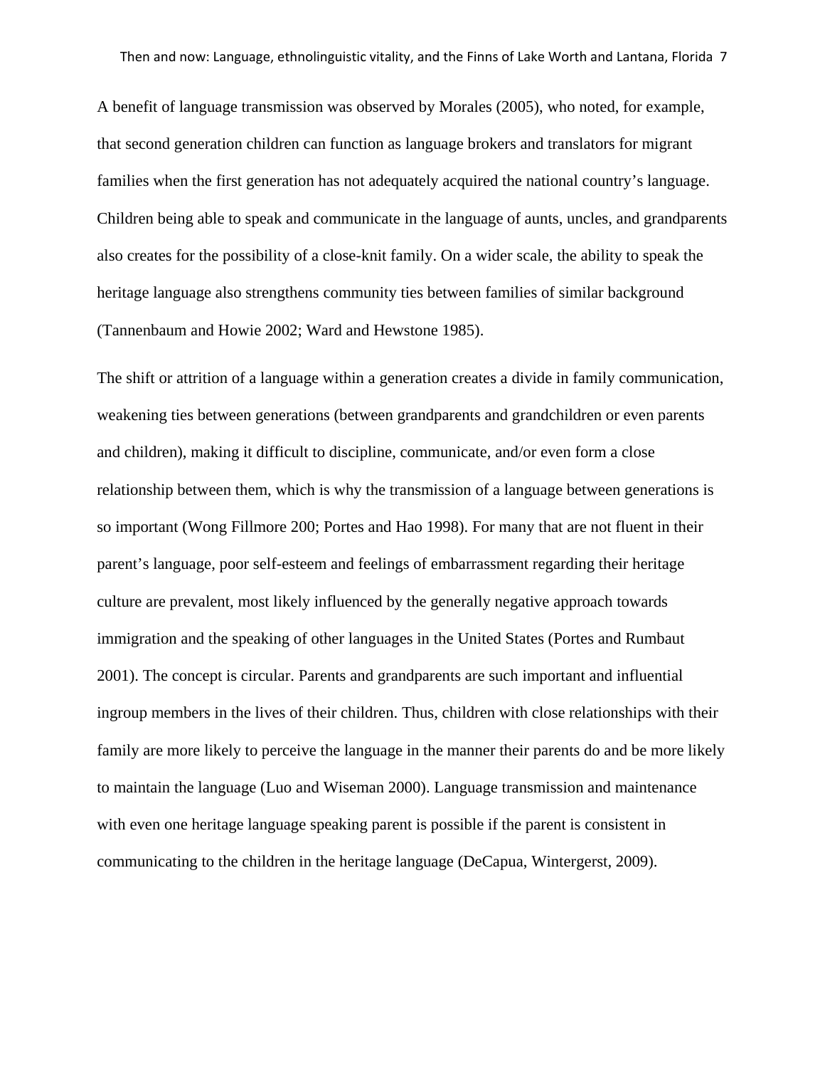A benefit of language transmission was observed by Morales (2005), who noted, for example, that second generation children can function as language brokers and translators for migrant families when the first generation has not adequately acquired the national country's language. Children being able to speak and communicate in the language of aunts, uncles, and grandparents also creates for the possibility of a close-knit family. On a wider scale, the ability to speak the heritage language also strengthens community ties between families of similar background (Tannenbaum and Howie 2002; Ward and Hewstone 1985).

The shift or attrition of a language within a generation creates a divide in family communication, weakening ties between generations (between grandparents and grandchildren or even parents and children), making it difficult to discipline, communicate, and/or even form a close relationship between them, which is why the transmission of a language between generations is so important (Wong Fillmore 200; Portes and Hao 1998). For many that are not fluent in their parent's language, poor self-esteem and feelings of embarrassment regarding their heritage culture are prevalent, most likely influenced by the generally negative approach towards immigration and the speaking of other languages in the United States (Portes and Rumbaut 2001). The concept is circular. Parents and grandparents are such important and influential ingroup members in the lives of their children. Thus, children with close relationships with their family are more likely to perceive the language in the manner their parents do and be more likely to maintain the language (Luo and Wiseman 2000). Language transmission and maintenance with even one heritage language speaking parent is possible if the parent is consistent in communicating to the children in the heritage language (DeCapua, Wintergerst, 2009).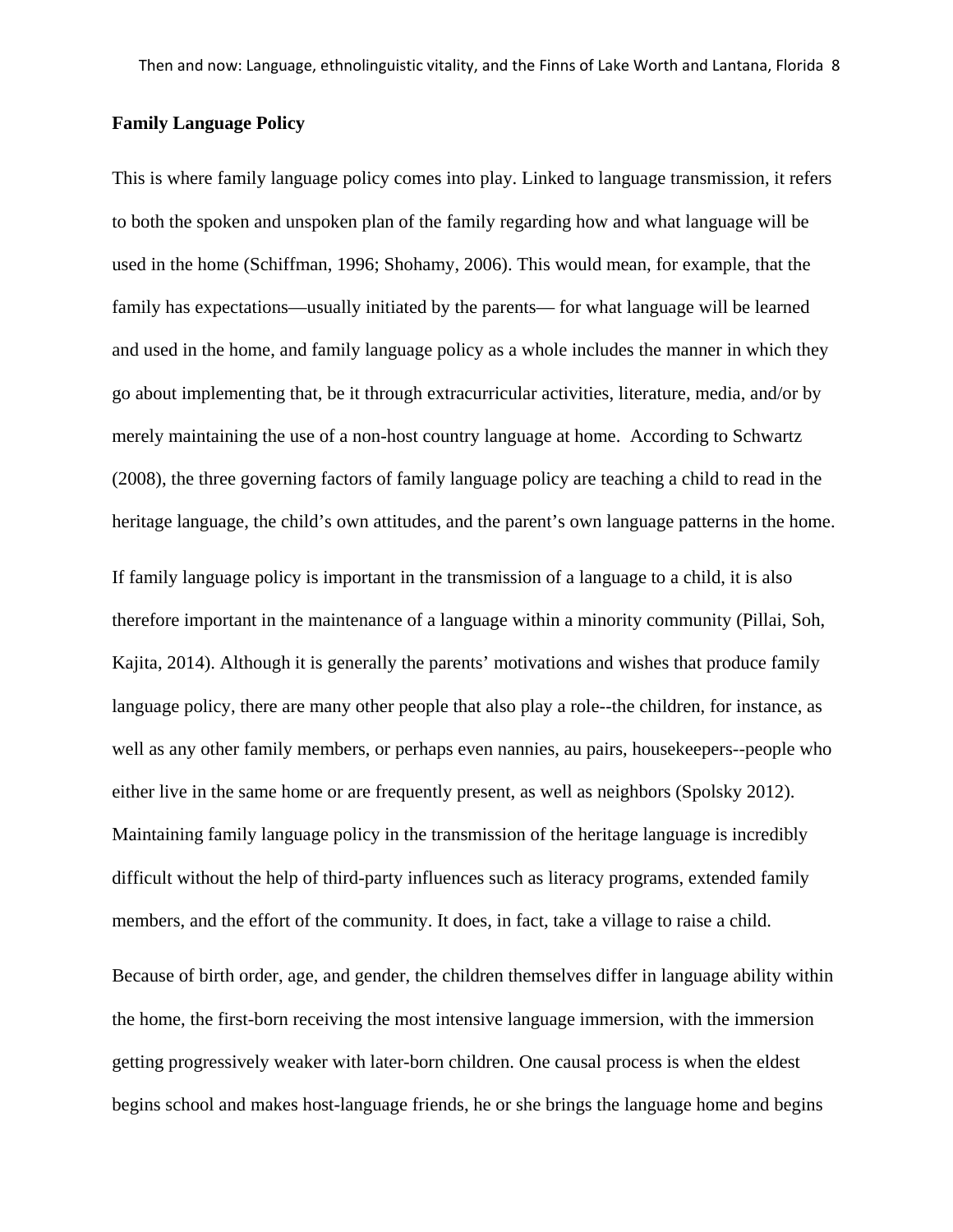**Family Language Policy**

This is where family language policy comes into play. Linked to language transmission, it refers to both the spoken and unspoken plan of the family regarding how and what language will be used in the home (Schiffman, 1996; Shohamy, 2006). This would mean, for example, that the family has expectations—usually initiated by the parents— for what language will be learned and used in the home, and family language policy as a whole includes the manner in which they go about implementing that, be it through extracurricular activities, literature, media, and/or by merely maintaining the use of a non-host country language at home. According to Schwartz (2008), the three governing factors of family language policy are teaching a child to read in the heritage language, the child's own attitudes, and the parent's own language patterns in the home.

If family language policy is important in the transmission of a language to a child, it is also therefore important in the maintenance of a language within a minority community (Pillai, Soh, Kajita, 2014). Although it is generally the parents' motivations and wishes that produce family language policy, there are many other people that also play a role--the children, for instance, as well as any other family members, or perhaps even nannies, au pairs, housekeepers--people who either live in the same home or are frequently present, as well as neighbors (Spolsky 2012). Maintaining family language policy in the transmission of the heritage language is incredibly difficult without the help of third-party influences such as literacy programs, extended family members, and the effort of the community. It does, in fact, take a village to raise a child.

Because of birth order, age, and gender, the children themselves differ in language ability within the home, the first-born receiving the most intensive language immersion, with the immersion getting progressively weaker with later-born children. One causal process is when the eldest begins school and makes host-language friends, he or she brings the language home and begins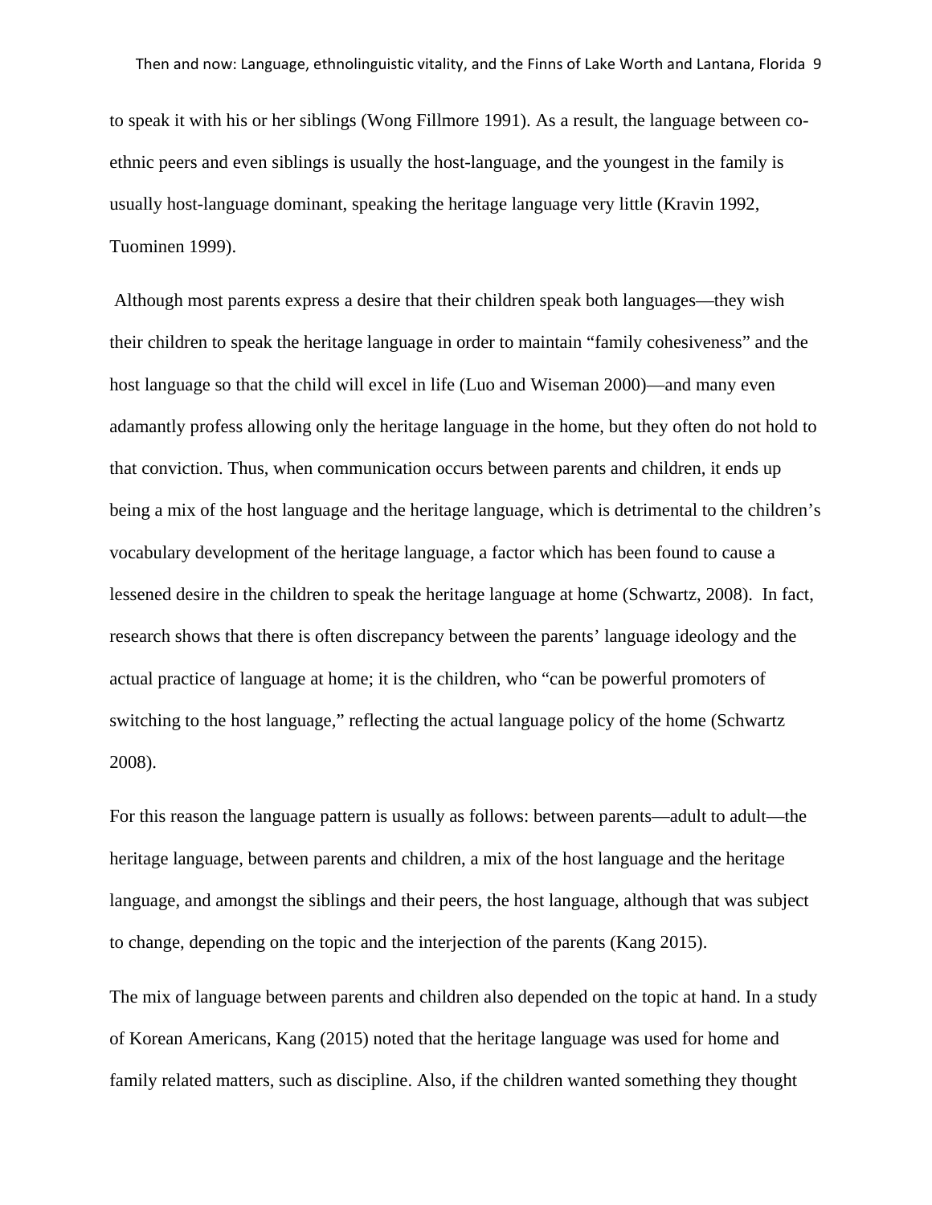to speak it with his or her siblings (Wong Fillmore 1991). As a result, the language between co-ethnic peers and even siblings is usually the host-language, and the youngest in the family is usually host-language dominant, speaking the heritage language very little (Kravin 1992, Tuominen 1999).

Although most parents express a desire that their children speak both languages—they wish their children to speak the heritage language in order to maintain "family cohesiveness" and the host language so that the child will excel in life (Luo and Wiseman 2000)—and many even adamantly profess allowing only the heritage language in the home, but they often do not hold to that conviction. Thus, when communication occurs between parents and children, it ends up being a mix of the host language and the heritage language, which is detrimental to the children's vocabulary development of the heritage language, a factor which has been found to cause a lessened desire in the children to speak the heritage language at home (Schwartz, 2008). In fact, research shows that there is often discrepancy between the parents' language ideology and the actual practice of language at home; it is the children, who "can be powerful promoters of switching to the host language," reflecting the actual language policy of the home (Schwartz 2008).

For this reason the language pattern is usually as follows: between parents—adult to adult—the heritage language, between parents and children, a mix of the host language and the heritage language, and amongst the siblings and their peers, the host language, although that was subject to change, depending on the topic and the interjection of the parents (Kang 2015).

The mix of language between parents and children also depended on the topic at hand. In a study of Korean Americans, Kang (2015) noted that the heritage language was used for home and family related matters, such as discipline. Also, if the children wanted something they thought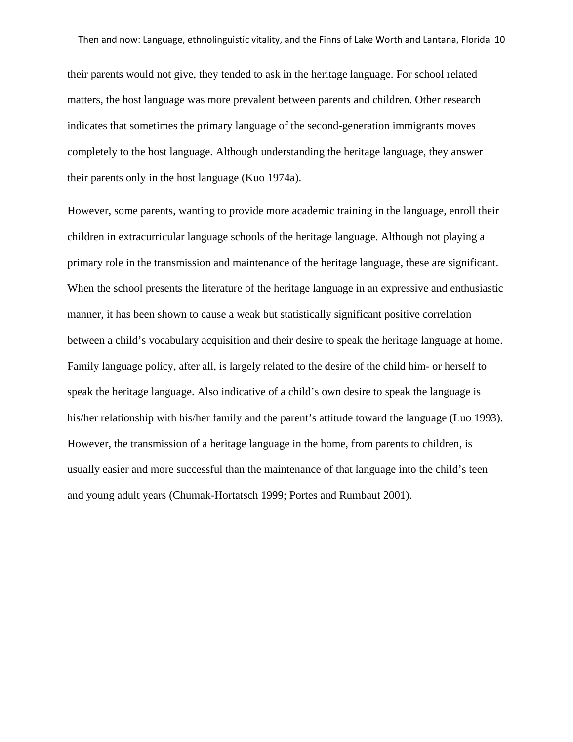their parents would not give, they tended to ask in the heritage language. For school related matters, the host language was more prevalent between parents and children. Other research indicates that sometimes the primary language of the second-generation immigrants moves completely to the host language. Although understanding the heritage language, they answer their parents only in the host language (Kuo 1974a).

However, some parents, wanting to provide more academic training in the language, enroll their children in extracurricular language schools of the heritage language. Although not playing a primary role in the transmission and maintenance of the heritage language, these are significant. When the school presents the literature of the heritage language in an expressive and enthusiastic manner, it has been shown to cause a weak but statistically significant positive correlation between a child's vocabulary acquisition and their desire to speak the heritage language at home. Family language policy, after all, is largely related to the desire of the child him- or herself to speak the heritage language. Also indicative of a child's own desire to speak the language is his/her relationship with his/her family and the parent's attitude toward the language (Luo 1993). However, the transmission of a heritage language in the home, from parents to children, is usually easier and more successful than the maintenance of that language into the child's teen and young adult years (Chumak-Hortatsch 1999; Portes and Rumbaut 2001).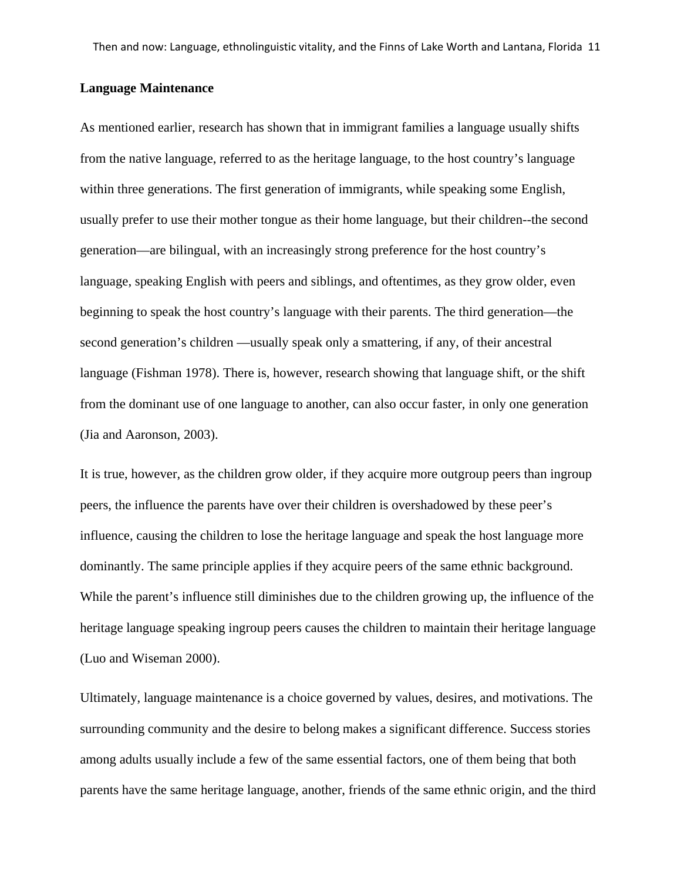**Language Maintenance**

As mentioned earlier, research has shown that in immigrant families a language usually shifts from the native language, referred to as the heritage language, to the host country's language within three generations. The first generation of immigrants, while speaking some English, usually prefer to use their mother tongue as their home language, but their children--the second generation—are bilingual, with an increasingly strong preference for the host country's language, speaking English with peers and siblings, and oftentimes, as they grow older, even beginning to speak the host country's language with their parents. The third generation—the second generation's children —usually speak only a smattering, if any, of their ancestral language (Fishman 1978). There is, however, research showing that language shift, or the shift from the dominant use of one language to another, can also occur faster, in only one generation (Jia and Aaronson, 2003).

It is true, however, as the children grow older, if they acquire more outgroup peers than ingroup peers, the influence the parents have over their children is overshadowed by these peer's influence, causing the children to lose the heritage language and speak the host language more dominantly. The same principle applies if they acquire peers of the same ethnic background. While the parent's influence still diminishes due to the children growing up, the influence of the heritage language speaking ingroup peers causes the children to maintain their heritage language (Luo and Wiseman 2000).

Ultimately, language maintenance is a choice governed by values, desires, and motivations. The surrounding community and the desire to belong makes a significant difference. Success stories among adults usually include a few of the same essential factors, one of them being that both parents have the same heritage language, another, friends of the same ethnic origin, and the third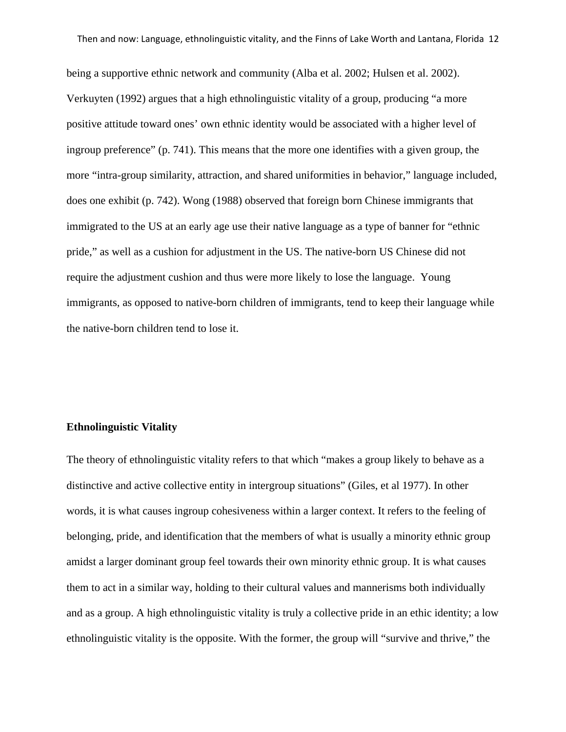being a supportive ethnic network and community (Alba et al. 2002; Hulsen et al. 2002). Verkuyten (1992) argues that a high ethnolinguistic vitality of a group, producing "a more positive attitude toward ones' own ethnic identity would be associated with a higher level of ingroup preference" (p. 741). This means that the more one identifies with a given group, the more "intra-group similarity, attraction, and shared uniformities in behavior," language included, does one exhibit (p. 742). Wong (1988) observed that foreign born Chinese immigrants that immigrated to the US at an early age use their native language as a type of banner for "ethnic pride," as well as a cushion for adjustment in the US. The native-born US Chinese did not require the adjustment cushion and thus were more likely to lose the language. Young immigrants, as opposed to native-born children of immigrants, tend to keep their language while the native-born children tend to lose it.

**Ethnolinguistic Vitality**

The theory of ethnolinguistic vitality refers to that which "makes a group likely to behave as a distinctive and active collective entity in intergroup situations" (Giles, et al 1977). In other words, it is what causes ingroup cohesiveness within a larger context. It refers to the feeling of belonging, pride, and identification that the members of what is usually a minority ethnic group amidst a larger dominant group feel towards their own minority ethnic group. It is what causes them to act in a similar way, holding to their cultural values and mannerisms both individually and as a group. A high ethnolinguistic vitality is truly a collective pride in an ethic identity; a low ethnolinguistic vitality is the opposite. With the former, the group will "survive and thrive," the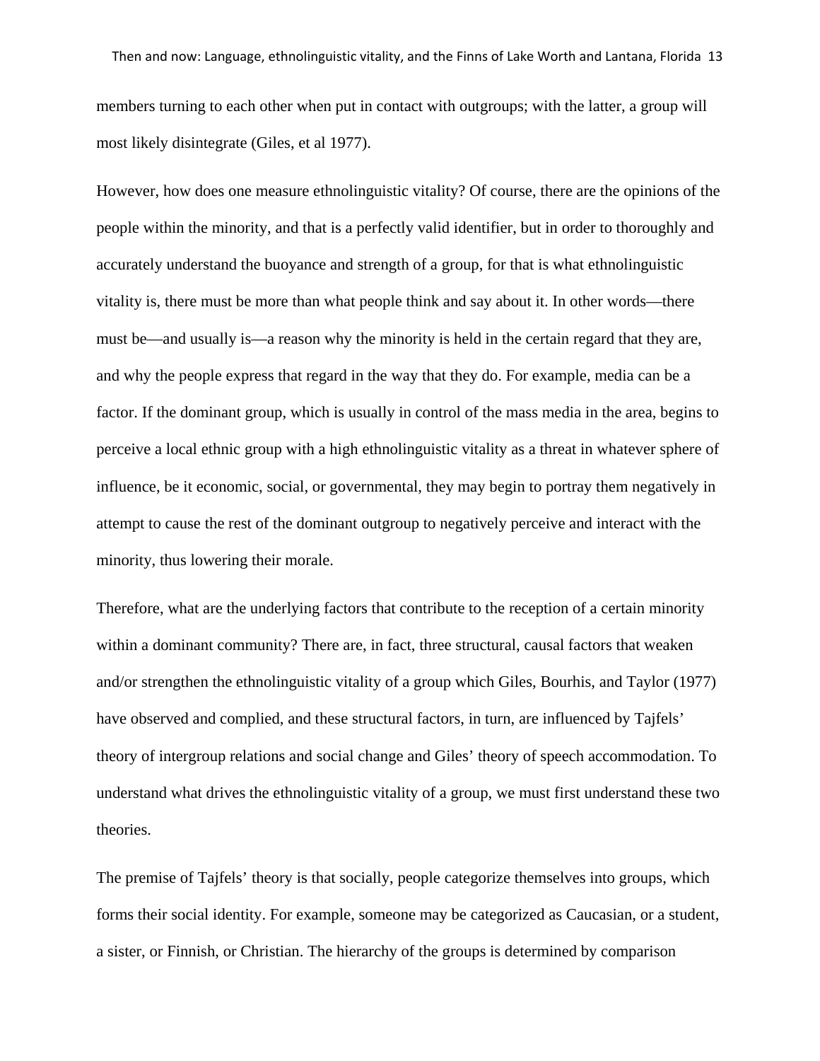members turning to each other when put in contact with outgroups; with the latter, a group will most likely disintegrate (Giles, et al 1977).

However, how does one measure ethnolinguistic vitality? Of course, there are the opinions of the people within the minority, and that is a perfectly valid identifier, but in order to thoroughly and accurately understand the buoyance and strength of a group, for that is what ethnolinguistic vitality is, there must be more than what people think and say about it. In other words—there must be—and usually is—a reason why the minority is held in the certain regard that they are, and why the people express that regard in the way that they do. For example, media can be a factor. If the dominant group, which is usually in control of the mass media in the area, begins to perceive a local ethnic group with a high ethnolinguistic vitality as a threat in whatever sphere of influence, be it economic, social, or governmental, they may begin to portray them negatively in attempt to cause the rest of the dominant outgroup to negatively perceive and interact with the minority, thus lowering their morale.

Therefore, what are the underlying factors that contribute to the reception of a certain minority within a dominant community? There are, in fact, three structural, causal factors that weaken and/or strengthen the ethnolinguistic vitality of a group which Giles, Bourhis, and Taylor (1977) have observed and complied, and these structural factors, in turn, are influenced by Tajfels' theory of intergroup relations and social change and Giles' theory of speech accommodation. To understand what drives the ethnolinguistic vitality of a group, we must first understand these two theories.

The premise of Tajfels' theory is that socially, people categorize themselves into groups, which forms their social identity. For example, someone may be categorized as Caucasian, or a student, a sister, or Finnish, or Christian. The hierarchy of the groups is determined by comparison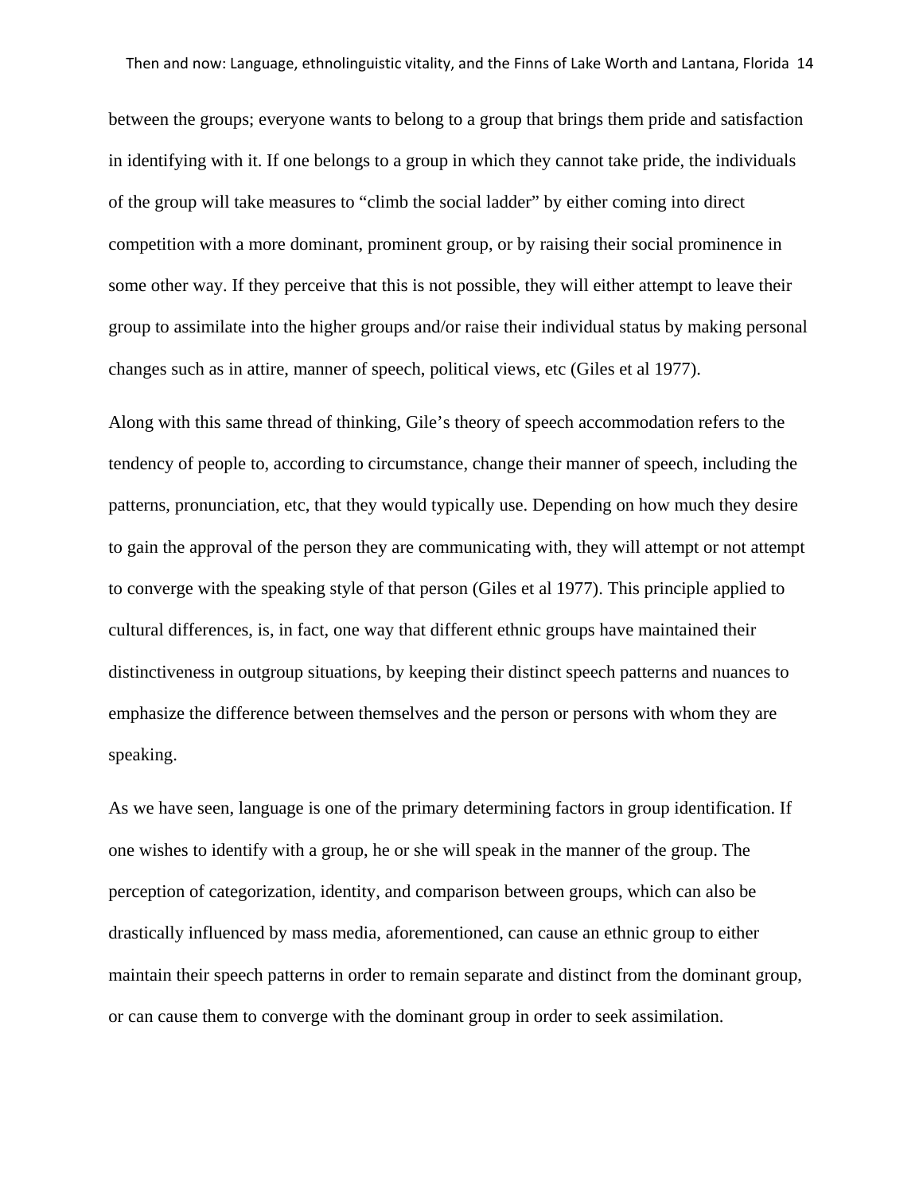between the groups; everyone wants to belong to a group that brings them pride and satisfaction in identifying with it. If one belongs to a group in which they cannot take pride, the individuals of the group will take measures to "climb the social ladder" by either coming into direct competition with a more dominant, prominent group, or by raising their social prominence in some other way. If they perceive that this is not possible, they will either attempt to leave their group to assimilate into the higher groups and/or raise their individual status by making personal changes such as in attire, manner of speech, political views, etc (Giles et al 1977).

Along with this same thread of thinking, Gile's theory of speech accommodation refers to the tendency of people to, according to circumstance, change their manner of speech, including the patterns, pronunciation, etc, that they would typically use. Depending on how much they desire to gain the approval of the person they are communicating with, they will attempt or not attempt to converge with the speaking style of that person (Giles et al 1977). This principle applied to cultural differences, is, in fact, one way that different ethnic groups have maintained their distinctiveness in outgroup situations, by keeping their distinct speech patterns and nuances to emphasize the difference between themselves and the person or persons with whom they are speaking.

As we have seen, language is one of the primary determining factors in group identification. If one wishes to identify with a group, he or she will speak in the manner of the group. The perception of categorization, identity, and comparison between groups, which can also be drastically influenced by mass media, aforementioned, can cause an ethnic group to either maintain their speech patterns in order to remain separate and distinct from the dominant group, or can cause them to converge with the dominant group in order to seek assimilation.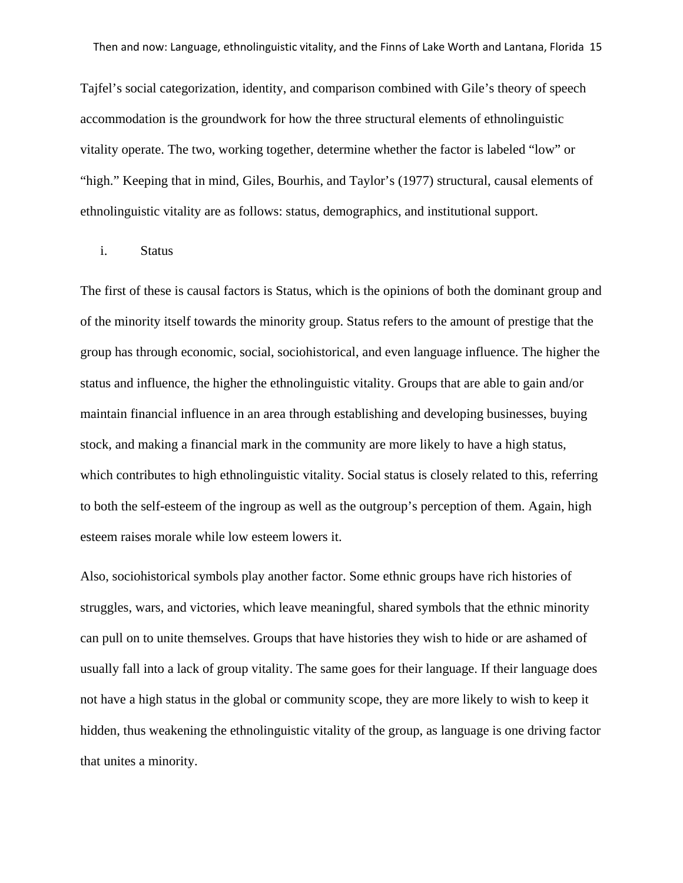Tajfel’s social categorization, identity, and comparison combined with Gile’s theory of speech accommodation is the groundwork for how the three structural elements of ethnolinguistic vitality operate. The two, working together, determine whether the factor is labeled “low” or “high.” Keeping that in mind, Giles, Bourhis, and Taylor’s (1977) structural, causal elements of ethnolinguistic vitality are as follows: status, demographics, and institutional support.

i. Status

The first of these is causal factors is Status, which is the opinions of both the dominant group and of the minority itself towards the minority group. Status refers to the amount of prestige that the group has through economic, social, sociohistorical, and even language influence. The higher the status and influence, the higher the ethnolinguistic vitality. Groups that are able to gain and/or maintain financial influence in an area through establishing and developing businesses, buying stock, and making a financial mark in the community are more likely to have a high status, which contributes to high ethnolinguistic vitality. Social status is closely related to this, referring to both the self-esteem of the ingroup as well as the outgroup’s perception of them. Again, high esteem raises morale while low esteem lowers it.

Also, sociohistorical symbols play another factor. Some ethnic groups have rich histories of struggles, wars, and victories, which leave meaningful, shared symbols that the ethnic minority can pull on to unite themselves. Groups that have histories they wish to hide or are ashamed of usually fall into a lack of group vitality. The same goes for their language. If their language does not have a high status in the global or community scope, they are more likely to wish to keep it hidden, thus weakening the ethnolinguistic vitality of the group, as language is one driving factor that unites a minority.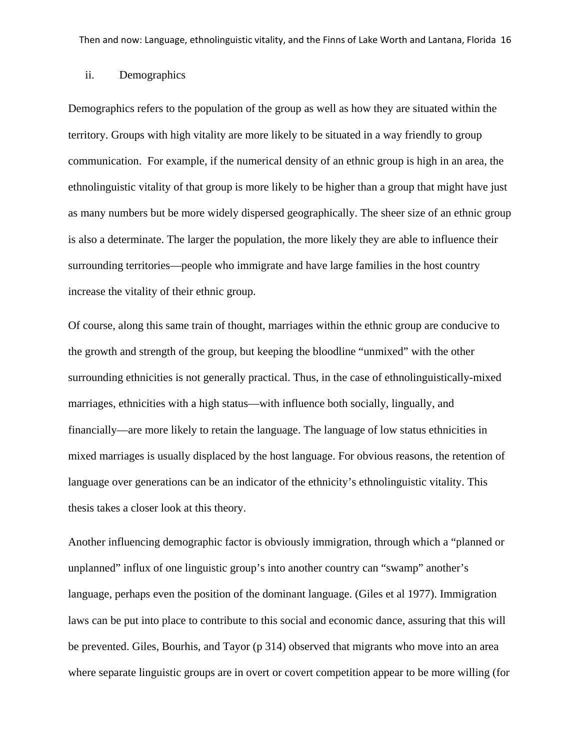ii. Demographics

Demographics refers to the population of the group as well as how they are situated within the territory. Groups with high vitality are more likely to be situated in a way friendly to group communication. For example, if the numerical density of an ethnic group is high in an area, the ethnolinguistic vitality of that group is more likely to be higher than a group that might have just as many numbers but be more widely dispersed geographically. The sheer size of an ethnic group is also a determinate. The larger the population, the more likely they are able to influence their surrounding territories—people who immigrate and have large families in the host country increase the vitality of their ethnic group.

Of course, along this same train of thought, marriages within the ethnic group are conducive to the growth and strength of the group, but keeping the bloodline "unmixed" with the other surrounding ethnicities is not generally practical. Thus, in the case of ethnolinguistically-mixed marriages, ethnicities with a high status—with influence both socially, lingually, and financially—are more likely to retain the language. The language of low status ethnicities in mixed marriages is usually displaced by the host language. For obvious reasons, the retention of language over generations can be an indicator of the ethnicity's ethnolinguistic vitality. This thesis takes a closer look at this theory.

Another influencing demographic factor is obviously immigration, through which a "planned or unplanned" influx of one linguistic group's into another country can "swamp" another's language, perhaps even the position of the dominant language. (Giles et al 1977). Immigration laws can be put into place to contribute to this social and economic dance, assuring that this will be prevented. Giles, Bourhis, and Tayor (p 314) observed that migrants who move into an area where separate linguistic groups are in overt or covert competition appear to be more willing (for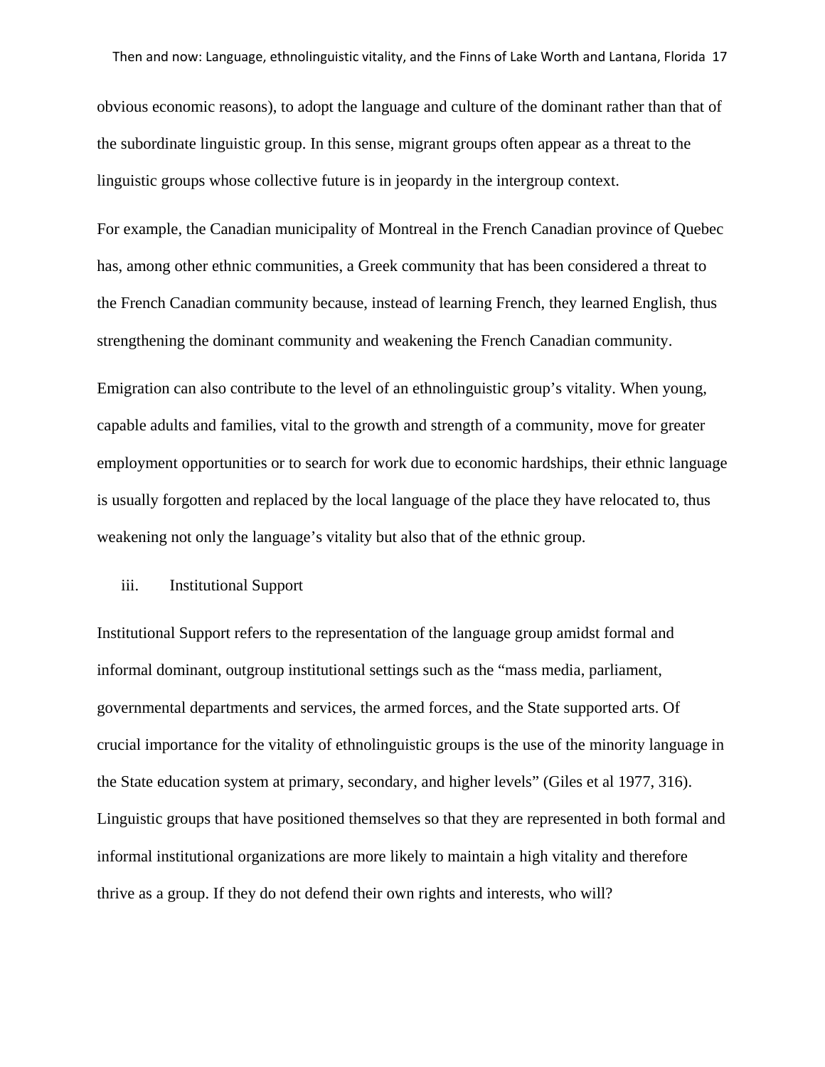obvious economic reasons), to adopt the language and culture of the dominant rather than that of the subordinate linguistic group. In this sense, migrant groups often appear as a threat to the linguistic groups whose collective future is in jeopardy in the intergroup context.

For example, the Canadian municipality of Montreal in the French Canadian province of Quebec has, among other ethnic communities, a Greek community that has been considered a threat to the French Canadian community because, instead of learning French, they learned English, thus strengthening the dominant community and weakening the French Canadian community.

Emigration can also contribute to the level of an ethnolinguistic group's vitality. When young, capable adults and families, vital to the growth and strength of a community, move for greater employment opportunities or to search for work due to economic hardships, their ethnic language is usually forgotten and replaced by the local language of the place they have relocated to, thus weakening not only the language's vitality but also that of the ethnic group.

### iii. Institutional Support

Institutional Support refers to the representation of the language group amidst formal and informal dominant, outgroup institutional settings such as the "mass media, parliament, governmental departments and services, the armed forces, and the State supported arts. Of crucial importance for the vitality of ethnolinguistic groups is the use of the minority language in the State education system at primary, secondary, and higher levels" (Giles et al 1977, 316). Linguistic groups that have positioned themselves so that they are represented in both formal and informal institutional organizations are more likely to maintain a high vitality and therefore thrive as a group. If they do not defend their own rights and interests, who will?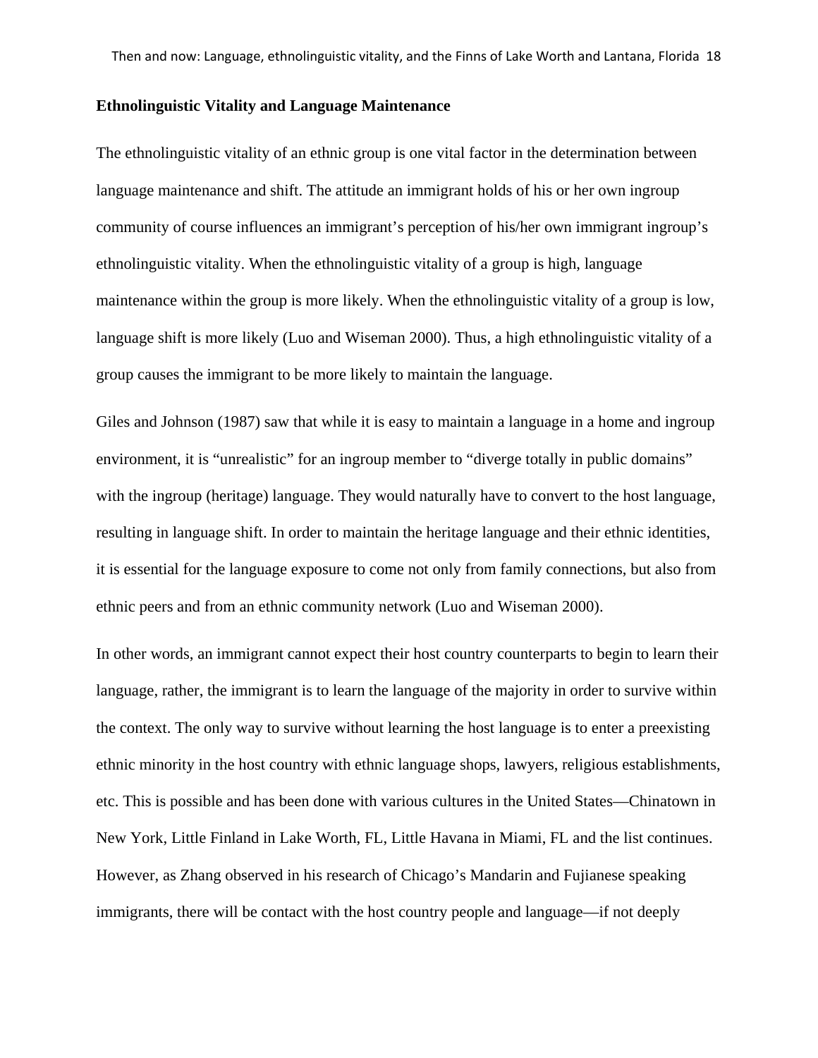**Ethnolinguistic Vitality and Language Maintenance**

The ethnolinguistic vitality of an ethnic group is one vital factor in the determination between language maintenance and shift. The attitude an immigrant holds of his or her own ingroup community of course influences an immigrant's perception of his/her own immigrant ingroup's ethnolinguistic vitality. When the ethnolinguistic vitality of a group is high, language maintenance within the group is more likely. When the ethnolinguistic vitality of a group is low, language shift is more likely (Luo and Wiseman 2000). Thus, a high ethnolinguistic vitality of a group causes the immigrant to be more likely to maintain the language.

Giles and Johnson (1987) saw that while it is easy to maintain a language in a home and ingroup environment, it is "unrealistic" for an ingroup member to "diverge totally in public domains" with the ingroup (heritage) language. They would naturally have to convert to the host language, resulting in language shift. In order to maintain the heritage language and their ethnic identities, it is essential for the language exposure to come not only from family connections, but also from ethnic peers and from an ethnic community network (Luo and Wiseman 2000).

In other words, an immigrant cannot expect their host country counterparts to begin to learn their language, rather, the immigrant is to learn the language of the majority in order to survive within the context. The only way to survive without learning the host language is to enter a preexisting ethnic minority in the host country with ethnic language shops, lawyers, religious establishments, etc. This is possible and has been done with various cultures in the United States—Chinatown in New York, Little Finland in Lake Worth, FL, Little Havana in Miami, FL and the list continues. However, as Zhang observed in his research of Chicago's Mandarin and Fujianese speaking immigrants, there will be contact with the host country people and language—if not deeply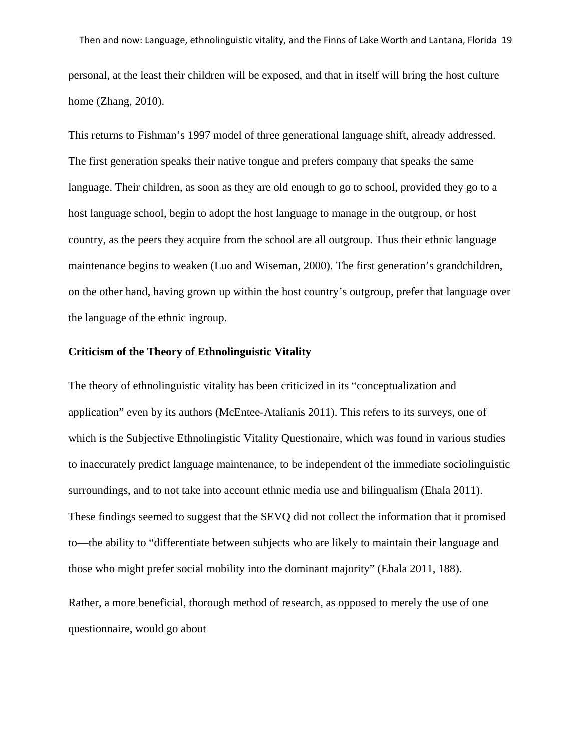personal, at the least their children will be exposed, and that in itself will bring the host culture home (Zhang, 2010).

This returns to Fishman's 1997 model of three generational language shift, already addressed. The first generation speaks their native tongue and prefers company that speaks the same language. Their children, as soon as they are old enough to go to school, provided they go to a host language school, begin to adopt the host language to manage in the outgroup, or host country, as the peers they acquire from the school are all outgroup. Thus their ethnic language maintenance begins to weaken (Luo and Wiseman, 2000). The first generation's grandchildren, on the other hand, having grown up within the host country's outgroup, prefer that language over the language of the ethnic ingroup.

**Criticism of the Theory of Ethnolinguistic Vitality**

The theory of ethnolinguistic vitality has been criticized in its "conceptualization and application" even by its authors (McEntee-Atalianis 2011). This refers to its surveys, one of which is the Subjective Ethnolingistic Vitality Questionaire, which was found in various studies to inaccurately predict language maintenance, to be independent of the immediate sociolinguistic surroundings, and to not take into account ethnic media use and bilingualism (Ehala 2011). These findings seemed to suggest that the SEVQ did not collect the information that it promised to—the ability to "differentiate between subjects who are likely to maintain their language and those who might prefer social mobility into the dominant majority" (Ehala 2011, 188).

Rather, a more beneficial, thorough method of research, as opposed to merely the use of one questionnaire, would go about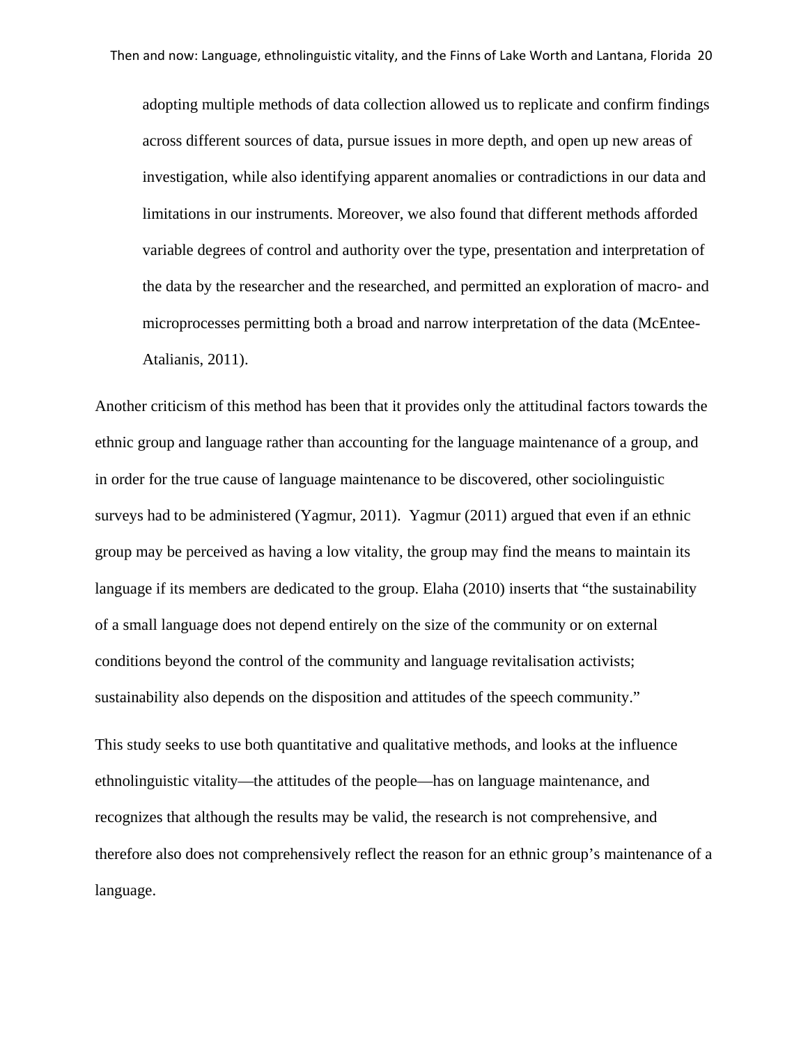> adopting multiple methods of data collection allowed us to replicate and confirm findings across different sources of data, pursue issues in more depth, and open up new areas of investigation, while also identifying apparent anomalies or contradictions in our data and limitations in our instruments. Moreover, we also found that different methods afforded variable degrees of control and authority over the type, presentation and interpretation of the data by the researcher and the researched, and permitted an exploration of macro- and microprocesses permitting both a broad and narrow interpretation of the data (McEntee-Atalianis, 2011).

Another criticism of this method has been that it provides only the attitudinal factors towards the ethnic group and language rather than accounting for the language maintenance of a group, and in order for the true cause of language maintenance to be discovered, other sociolinguistic surveys had to be administered (Yagmur, 2011). Yagmur (2011) argued that even if an ethnic group may be perceived as having a low vitality, the group may find the means to maintain its language if its members are dedicated to the group. Elaha (2010) inserts that "the sustainability of a small language does not depend entirely on the size of the community or on external conditions beyond the control of the community and language revitalisation activists; sustainability also depends on the disposition and attitudes of the speech community."

This study seeks to use both quantitative and qualitative methods, and looks at the influence ethnolinguistic vitality—the attitudes of the people—has on language maintenance, and recognizes that although the results may be valid, the research is not comprehensive, and therefore also does not comprehensively reflect the reason for an ethnic group's maintenance of a language.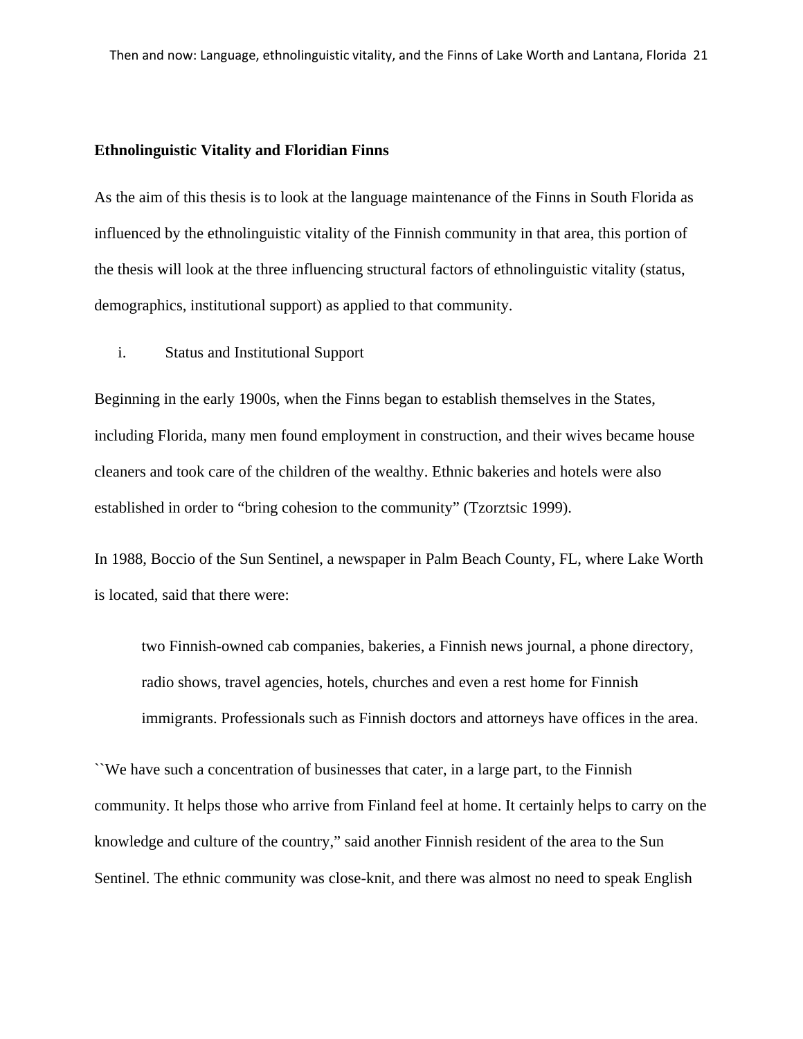**Ethnolinguistic Vitality and Floridian Finns**

As the aim of this thesis is to look at the language maintenance of the Finns in South Florida as influenced by the ethnolinguistic vitality of the Finnish community in that area, this portion of the thesis will look at the three influencing structural factors of ethnolinguistic vitality (status, demographics, institutional support) as applied to that community.

i. Status and Institutional Support

Beginning in the early 1900s, when the Finns began to establish themselves in the States, including Florida, many men found employment in construction, and their wives became house cleaners and took care of the children of the wealthy. Ethnic bakeries and hotels were also established in order to "bring cohesion to the community" (Tzorztsic 1999).

In 1988, Boccio of the Sun Sentinel, a newspaper in Palm Beach County, FL, where Lake Worth is located, said that there were:

> two Finnish-owned cab companies, bakeries, a Finnish news journal, a phone directory, radio shows, travel agencies, hotels, churches and even a rest home for Finnish immigrants. Professionals such as Finnish doctors and attorneys have offices in the area.

``We have such a concentration of businesses that cater, in a large part, to the Finnish community. It helps those who arrive from Finland feel at home. It certainly helps to carry on the knowledge and culture of the country," said another Finnish resident of the area to the Sun Sentinel. The ethnic community was close-knit, and there was almost no need to speak English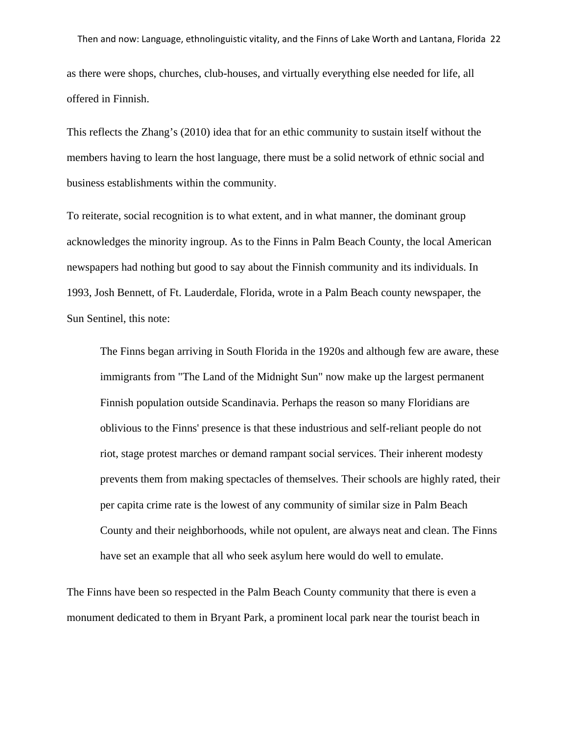as there were shops, churches, club-houses, and virtually everything else needed for life, all offered in Finnish.

This reflects the Zhang's (2010) idea that for an ethic community to sustain itself without the members having to learn the host language, there must be a solid network of ethnic social and business establishments within the community.

To reiterate, social recognition is to what extent, and in what manner, the dominant group acknowledges the minority ingroup. As to the Finns in Palm Beach County, the local American newspapers had nothing but good to say about the Finnish community and its individuals. In 1993, Josh Bennett, of Ft. Lauderdale, Florida, wrote in a Palm Beach county newspaper, the Sun Sentinel, this note:

> The Finns began arriving in South Florida in the 1920s and although few are aware, these immigrants from "The Land of the Midnight Sun" now make up the largest permanent Finnish population outside Scandinavia. Perhaps the reason so many Floridians are oblivious to the Finns' presence is that these industrious and self-reliant people do not riot, stage protest marches or demand rampant social services. Their inherent modesty prevents them from making spectacles of themselves. Their schools are highly rated, their per capita crime rate is the lowest of any community of similar size in Palm Beach County and their neighborhoods, while not opulent, are always neat and clean. The Finns have set an example that all who seek asylum here would do well to emulate.

The Finns have been so respected in the Palm Beach County community that there is even a monument dedicated to them in Bryant Park, a prominent local park near the tourist beach in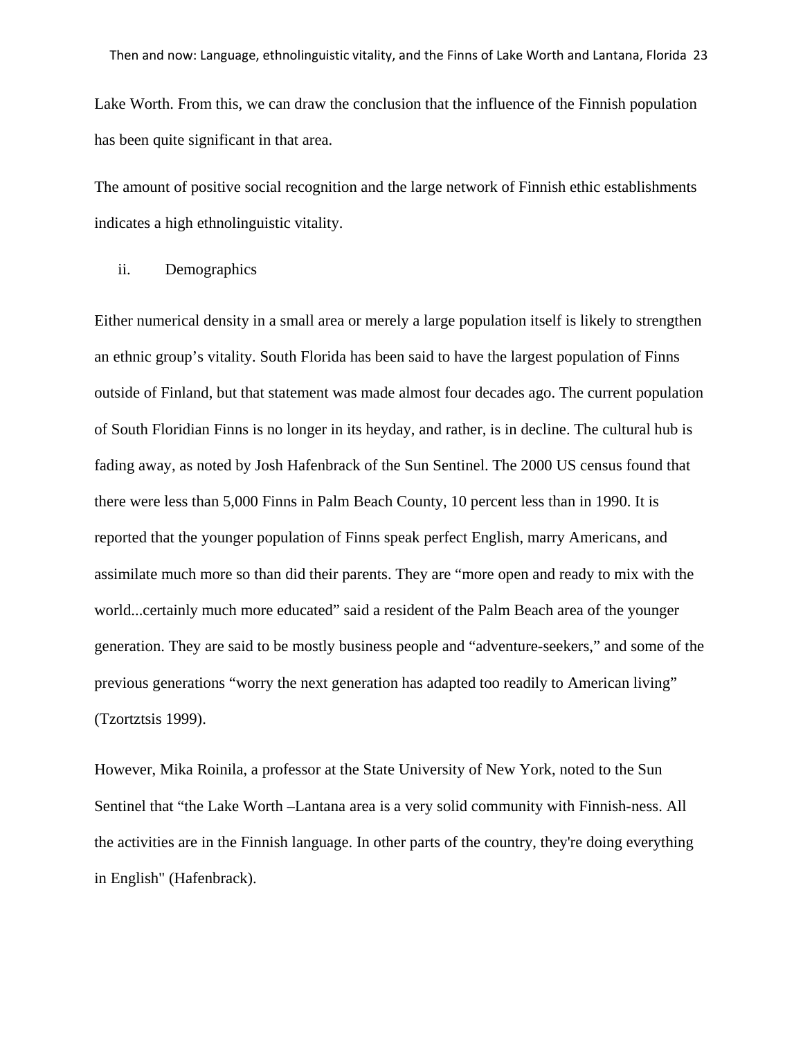Lake Worth. From this, we can draw the conclusion that the influence of the Finnish population has been quite significant in that area.

The amount of positive social recognition and the large network of Finnish ethic establishments indicates a high ethnolinguistic vitality.

ii. Demographics

Either numerical density in a small area or merely a large population itself is likely to strengthen an ethnic group's vitality. South Florida has been said to have the largest population of Finns outside of Finland, but that statement was made almost four decades ago. The current population of South Floridian Finns is no longer in its heyday, and rather, is in decline. The cultural hub is fading away, as noted by Josh Hafenbrack of the Sun Sentinel. The 2000 US census found that there were less than 5,000 Finns in Palm Beach County, 10 percent less than in 1990. It is reported that the younger population of Finns speak perfect English, marry Americans, and assimilate much more so than did their parents. They are "more open and ready to mix with the world...certainly much more educated" said a resident of the Palm Beach area of the younger generation. They are said to be mostly business people and "adventure-seekers," and some of the previous generations "worry the next generation has adapted too readily to American living" (Tzortztsis 1999).

However, Mika Roinila, a professor at the State University of New York, noted to the Sun Sentinel that "the Lake Worth –Lantana area is a very solid community with Finnish-ness. All the activities are in the Finnish language. In other parts of the country, they're doing everything in English" (Hafenbrack).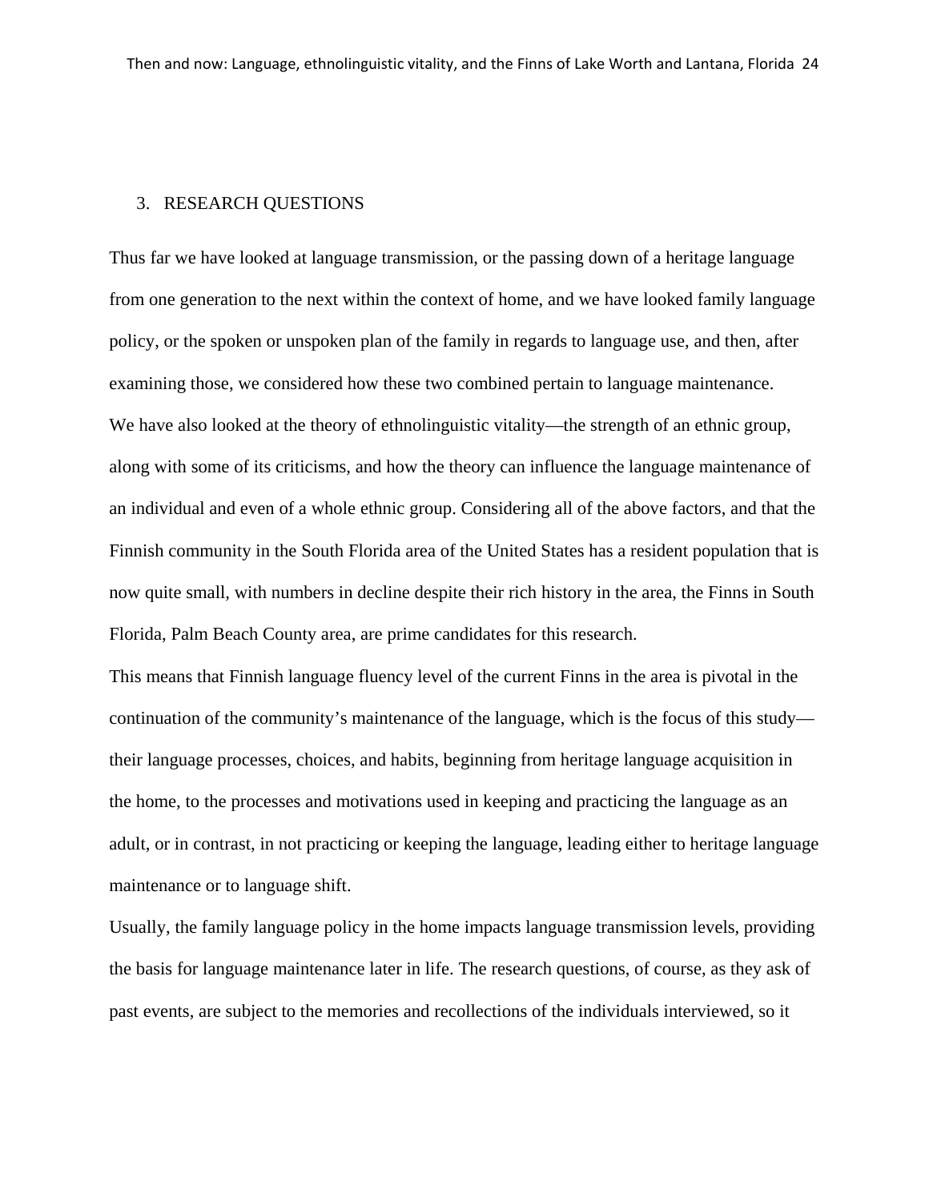## 3. RESEARCH QUESTIONS

Thus far we have looked at language transmission, or the passing down of a heritage language from one generation to the next within the context of home, and we have looked family language policy, or the spoken or unspoken plan of the family in regards to language use, and then, after examining those, we considered how these two combined pertain to language maintenance.

We have also looked at the theory of ethnolinguistic vitality—the strength of an ethnic group, along with some of its criticisms, and how the theory can influence the language maintenance of an individual and even of a whole ethnic group. Considering all of the above factors, and that the Finnish community in the South Florida area of the United States has a resident population that is now quite small, with numbers in decline despite their rich history in the area, the Finns in South Florida, Palm Beach County area, are prime candidates for this research.

This means that Finnish language fluency level of the current Finns in the area is pivotal in the continuation of the community's maintenance of the language, which is the focus of this study—their language processes, choices, and habits, beginning from heritage language acquisition in the home, to the processes and motivations used in keeping and practicing the language as an adult, or in contrast, in not practicing or keeping the language, leading either to heritage language maintenance or to language shift.

Usually, the family language policy in the home impacts language transmission levels, providing the basis for language maintenance later in life. The research questions, of course, as they ask of past events, are subject to the memories and recollections of the individuals interviewed, so it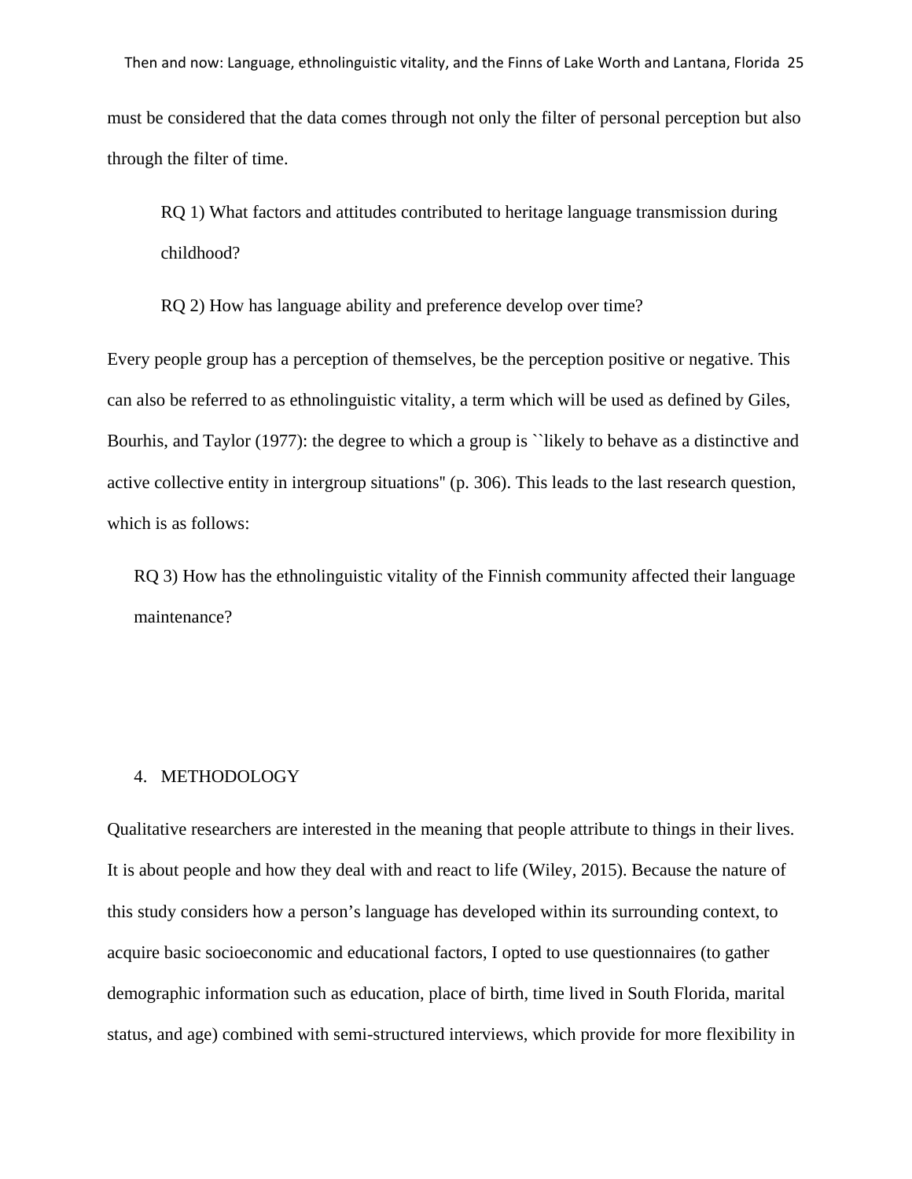must be considered that the data comes through not only the filter of personal perception but also through the filter of time.

> RQ 1) What factors and attitudes contributed to heritage language transmission during childhood?
>
> RQ 2) How has language ability and preference develop over time?

Every people group has a perception of themselves, be the perception positive or negative. This can also be referred to as ethnolinguistic vitality, a term which will be used as defined by Giles, Bourhis, and Taylor (1977): the degree to which a group is ``likely to behave as a distinctive and active collective entity in intergroup situations'' (p. 306). This leads to the last research question, which is as follows:

> RQ 3) How has the ethnolinguistic vitality of the Finnish community affected their language maintenance?

## 4. METHODOLOGY

Qualitative researchers are interested in the meaning that people attribute to things in their lives. It is about people and how they deal with and react to life (Wiley, 2015). Because the nature of this study considers how a person's language has developed within its surrounding context, to acquire basic socioeconomic and educational factors, I opted to use questionnaires (to gather demographic information such as education, place of birth, time lived in South Florida, marital status, and age) combined with semi-structured interviews, which provide for more flexibility in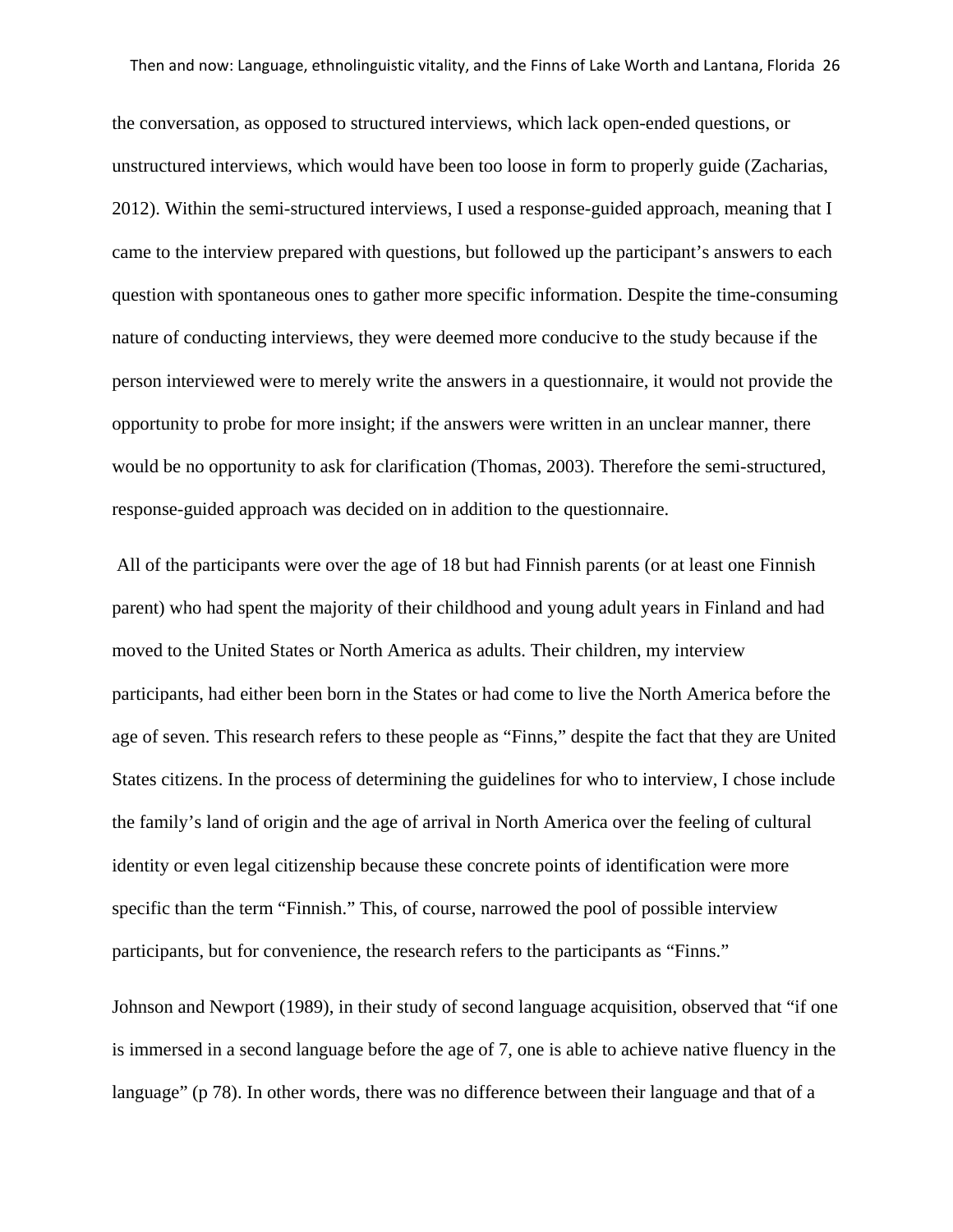the conversation, as opposed to structured interviews, which lack open-ended questions, or unstructured interviews, which would have been too loose in form to properly guide (Zacharias, 2012). Within the semi-structured interviews, I used a response-guided approach, meaning that I came to the interview prepared with questions, but followed up the participant's answers to each question with spontaneous ones to gather more specific information. Despite the time-consuming nature of conducting interviews, they were deemed more conducive to the study because if the person interviewed were to merely write the answers in a questionnaire, it would not provide the opportunity to probe for more insight; if the answers were written in an unclear manner, there would be no opportunity to ask for clarification (Thomas, 2003). Therefore the semi-structured, response-guided approach was decided on in addition to the questionnaire.

All of the participants were over the age of 18 but had Finnish parents (or at least one Finnish parent) who had spent the majority of their childhood and young adult years in Finland and had moved to the United States or North America as adults. Their children, my interview participants, had either been born in the States or had come to live the North America before the age of seven. This research refers to these people as "Finns," despite the fact that they are United States citizens. In the process of determining the guidelines for who to interview, I chose include the family's land of origin and the age of arrival in North America over the feeling of cultural identity or even legal citizenship because these concrete points of identification were more specific than the term "Finnish." This, of course, narrowed the pool of possible interview participants, but for convenience, the research refers to the participants as "Finns."

Johnson and Newport (1989), in their study of second language acquisition, observed that "if one is immersed in a second language before the age of 7, one is able to achieve native fluency in the language" (p 78). In other words, there was no difference between their language and that of a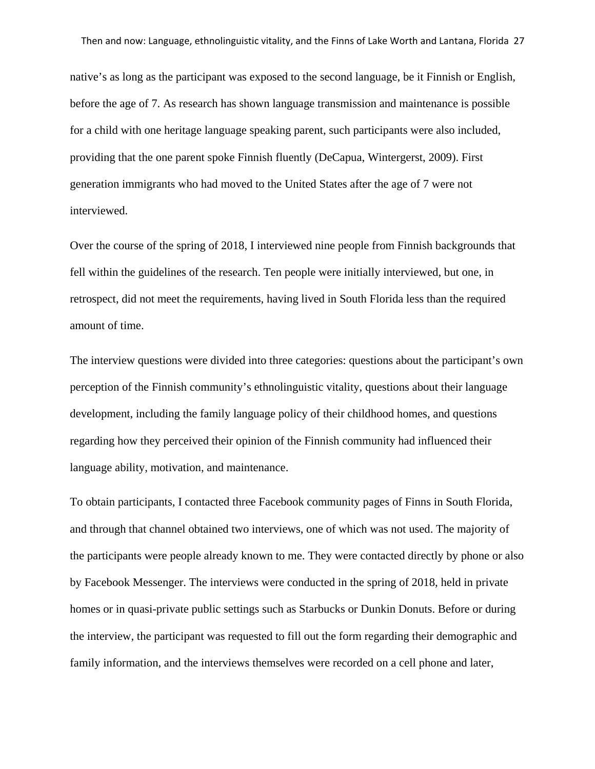native's as long as the participant was exposed to the second language, be it Finnish or English, before the age of 7. As research has shown language transmission and maintenance is possible for a child with one heritage language speaking parent, such participants were also included, providing that the one parent spoke Finnish fluently (DeCapua, Wintergerst, 2009). First generation immigrants who had moved to the United States after the age of 7 were not interviewed.

Over the course of the spring of 2018, I interviewed nine people from Finnish backgrounds that fell within the guidelines of the research. Ten people were initially interviewed, but one, in retrospect, did not meet the requirements, having lived in South Florida less than the required amount of time.

The interview questions were divided into three categories: questions about the participant's own perception of the Finnish community's ethnolinguistic vitality, questions about their language development, including the family language policy of their childhood homes, and questions regarding how they perceived their opinion of the Finnish community had influenced their language ability, motivation, and maintenance.

To obtain participants, I contacted three Facebook community pages of Finns in South Florida, and through that channel obtained two interviews, one of which was not used. The majority of the participants were people already known to me. They were contacted directly by phone or also by Facebook Messenger. The interviews were conducted in the spring of 2018, held in private homes or in quasi-private public settings such as Starbucks or Dunkin Donuts. Before or during the interview, the participant was requested to fill out the form regarding their demographic and family information, and the interviews themselves were recorded on a cell phone and later,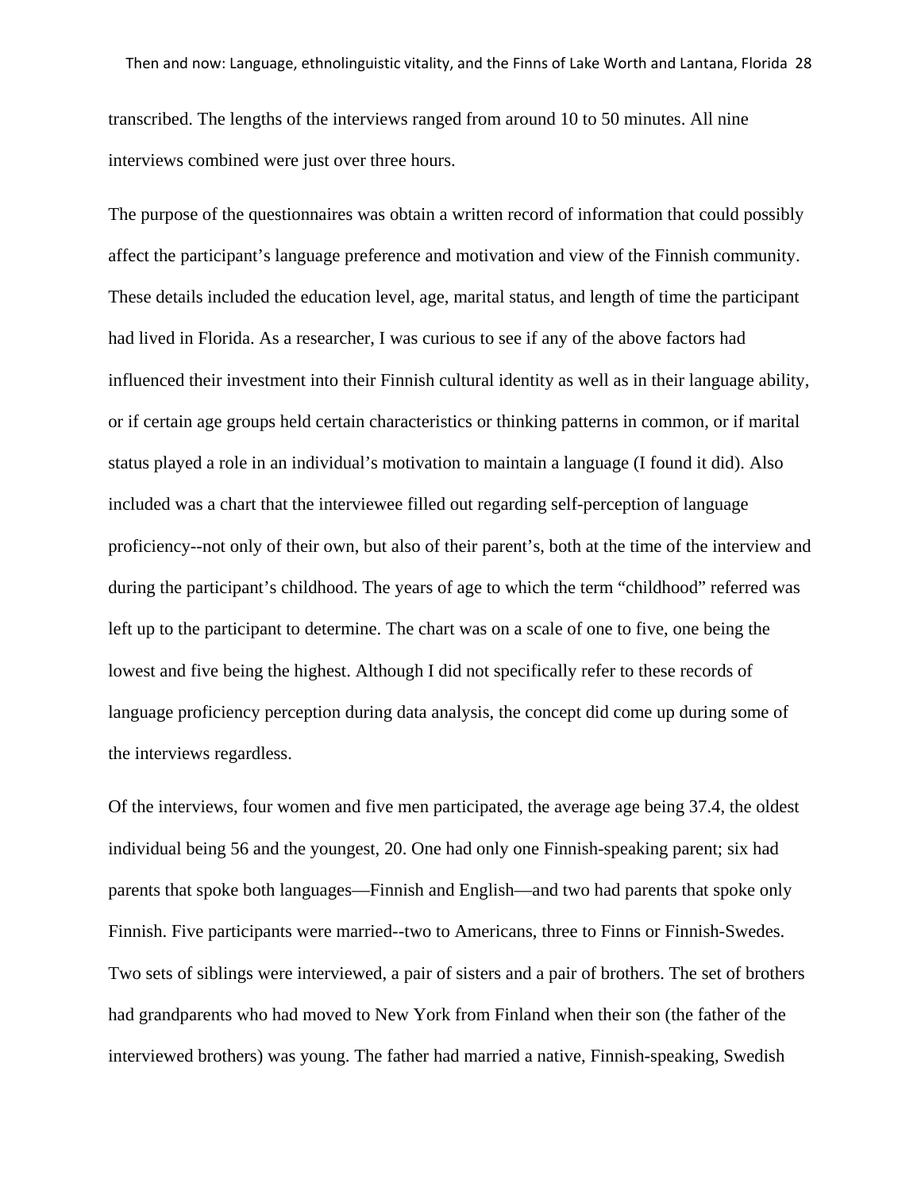transcribed. The lengths of the interviews ranged from around 10 to 50 minutes. All nine interviews combined were just over three hours.

The purpose of the questionnaires was obtain a written record of information that could possibly affect the participant's language preference and motivation and view of the Finnish community. These details included the education level, age, marital status, and length of time the participant had lived in Florida. As a researcher, I was curious to see if any of the above factors had influenced their investment into their Finnish cultural identity as well as in their language ability, or if certain age groups held certain characteristics or thinking patterns in common, or if marital status played a role in an individual's motivation to maintain a language (I found it did). Also included was a chart that the interviewee filled out regarding self-perception of language proficiency--not only of their own, but also of their parent's, both at the time of the interview and during the participant's childhood. The years of age to which the term "childhood" referred was left up to the participant to determine. The chart was on a scale of one to five, one being the lowest and five being the highest. Although I did not specifically refer to these records of language proficiency perception during data analysis, the concept did come up during some of the interviews regardless.

Of the interviews, four women and five men participated, the average age being 37.4, the oldest individual being 56 and the youngest, 20. One had only one Finnish-speaking parent; six had parents that spoke both languages—Finnish and English—and two had parents that spoke only Finnish. Five participants were married--two to Americans, three to Finns or Finnish-Swedes. Two sets of siblings were interviewed, a pair of sisters and a pair of brothers. The set of brothers had grandparents who had moved to New York from Finland when their son (the father of the interviewed brothers) was young. The father had married a native, Finnish-speaking, Swedish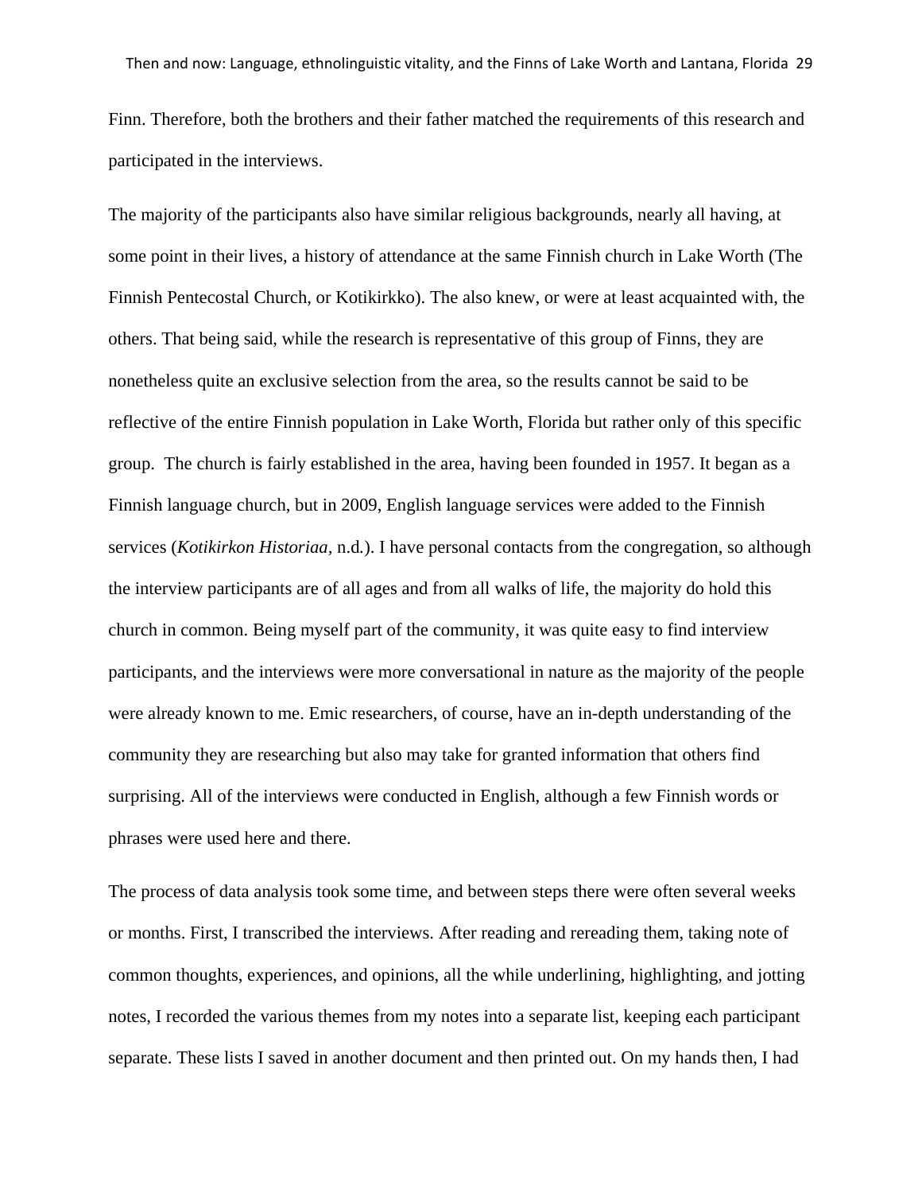Finn. Therefore, both the brothers and their father matched the requirements of this research and participated in the interviews.

The majority of the participants also have similar religious backgrounds, nearly all having, at some point in their lives, a history of attendance at the same Finnish church in Lake Worth (The Finnish Pentecostal Church, or Kotikirkko). The also knew, or were at least acquainted with, the others. That being said, while the research is representative of this group of Finns, they are nonetheless quite an exclusive selection from the area, so the results cannot be said to be reflective of the entire Finnish population in Lake Worth, Florida but rather only of this specific group.  The church is fairly established in the area, having been founded in 1957. It began as a Finnish language church, but in 2009, English language services were added to the Finnish services (*Kotikirkon Historiaa,* n.d.). I have personal contacts from the congregation, so although the interview participants are of all ages and from all walks of life, the majority do hold this church in common. Being myself part of the community, it was quite easy to find interview participants, and the interviews were more conversational in nature as the majority of the people were already known to me. Emic researchers, of course, have an in-depth understanding of the community they are researching but also may take for granted information that others find surprising. All of the interviews were conducted in English, although a few Finnish words or phrases were used here and there.

The process of data analysis took some time, and between steps there were often several weeks or months. First, I transcribed the interviews. After reading and rereading them, taking note of common thoughts, experiences, and opinions, all the while underlining, highlighting, and jotting notes, I recorded the various themes from my notes into a separate list, keeping each participant separate. These lists I saved in another document and then printed out. On my hands then, I had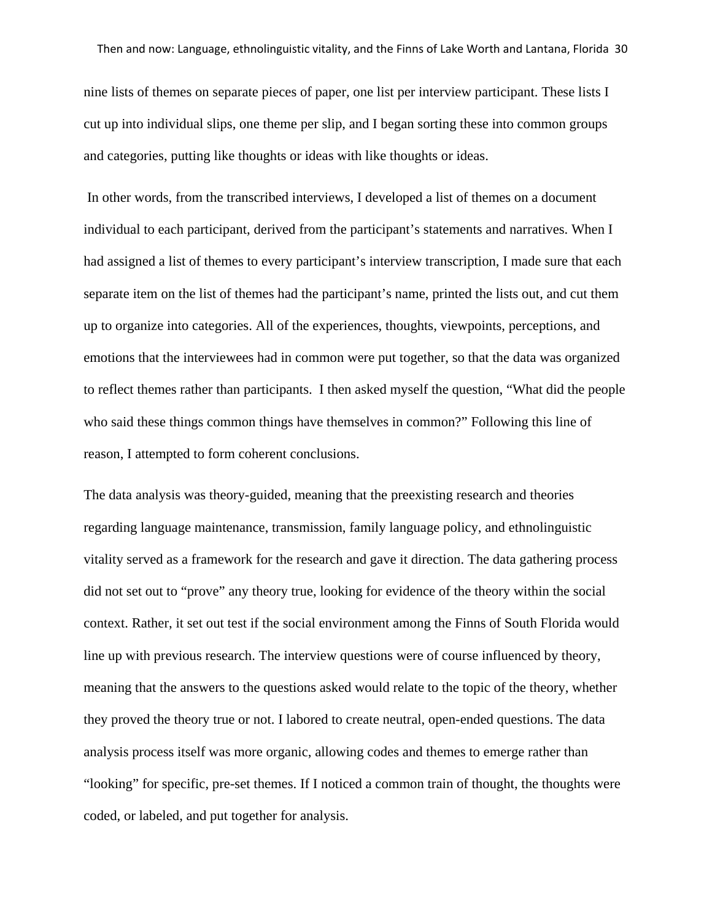nine lists of themes on separate pieces of paper, one list per interview participant. These lists I cut up into individual slips, one theme per slip, and I began sorting these into common groups and categories, putting like thoughts or ideas with like thoughts or ideas.

In other words, from the transcribed interviews, I developed a list of themes on a document individual to each participant, derived from the participant's statements and narratives. When I had assigned a list of themes to every participant's interview transcription, I made sure that each separate item on the list of themes had the participant's name, printed the lists out, and cut them up to organize into categories. All of the experiences, thoughts, viewpoints, perceptions, and emotions that the interviewees had in common were put together, so that the data was organized to reflect themes rather than participants. I then asked myself the question, "What did the people who said these things common things have themselves in common?" Following this line of reason, I attempted to form coherent conclusions.

The data analysis was theory-guided, meaning that the preexisting research and theories regarding language maintenance, transmission, family language policy, and ethnolinguistic vitality served as a framework for the research and gave it direction. The data gathering process did not set out to "prove" any theory true, looking for evidence of the theory within the social context. Rather, it set out test if the social environment among the Finns of South Florida would line up with previous research. The interview questions were of course influenced by theory, meaning that the answers to the questions asked would relate to the topic of the theory, whether they proved the theory true or not. I labored to create neutral, open-ended questions. The data analysis process itself was more organic, allowing codes and themes to emerge rather than "looking" for specific, pre-set themes. If I noticed a common train of thought, the thoughts were coded, or labeled, and put together for analysis.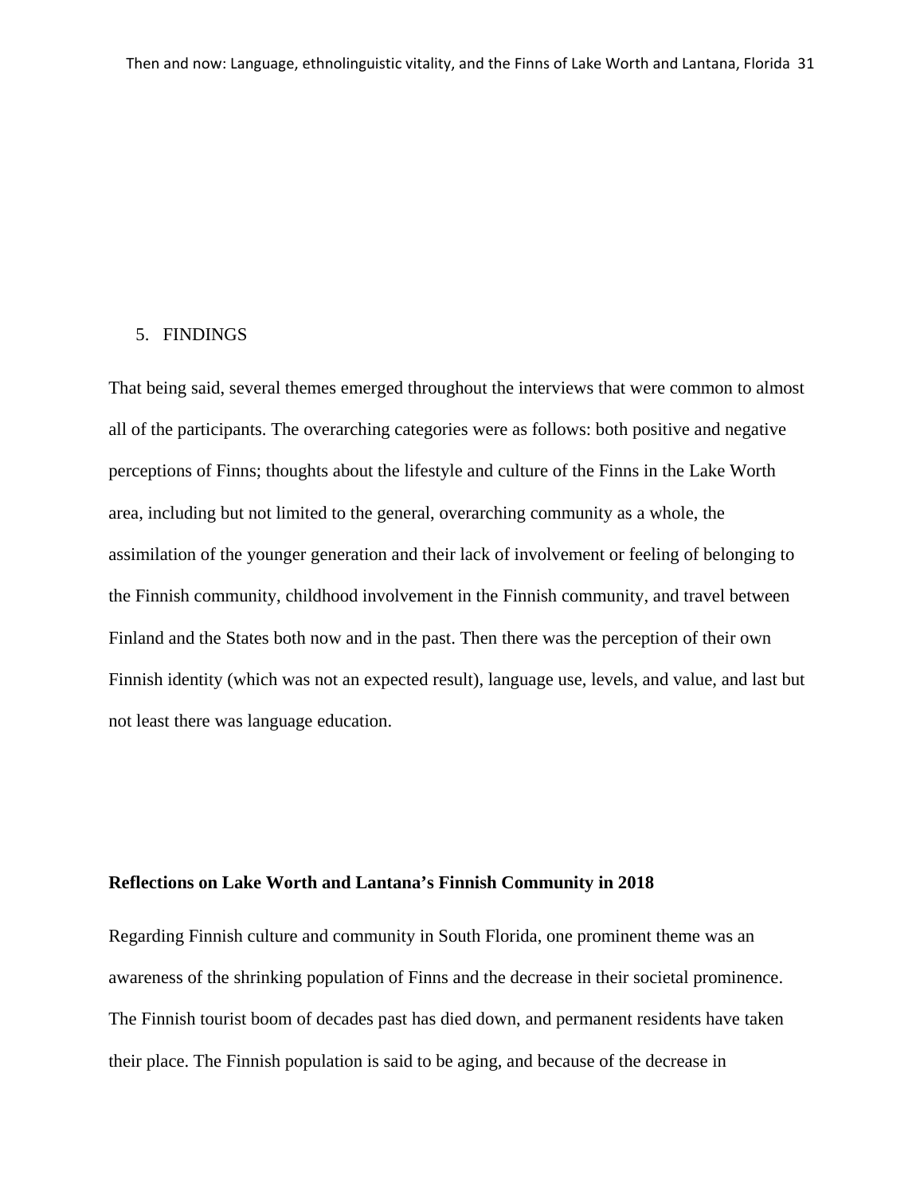## 5. FINDINGS

That being said, several themes emerged throughout the interviews that were common to almost all of the participants. The overarching categories were as follows: both positive and negative perceptions of Finns; thoughts about the lifestyle and culture of the Finns in the Lake Worth area, including but not limited to the general, overarching community as a whole, the assimilation of the younger generation and their lack of involvement or feeling of belonging to the Finnish community, childhood involvement in the Finnish community, and travel between Finland and the States both now and in the past. Then there was the perception of their own Finnish identity (which was not an expected result), language use, levels, and value, and last but not least there was language education.

**Reflections on Lake Worth and Lantana's Finnish Community in 2018**

Regarding Finnish culture and community in South Florida, one prominent theme was an awareness of the shrinking population of Finns and the decrease in their societal prominence. The Finnish tourist boom of decades past has died down, and permanent residents have taken their place. The Finnish population is said to be aging, and because of the decrease in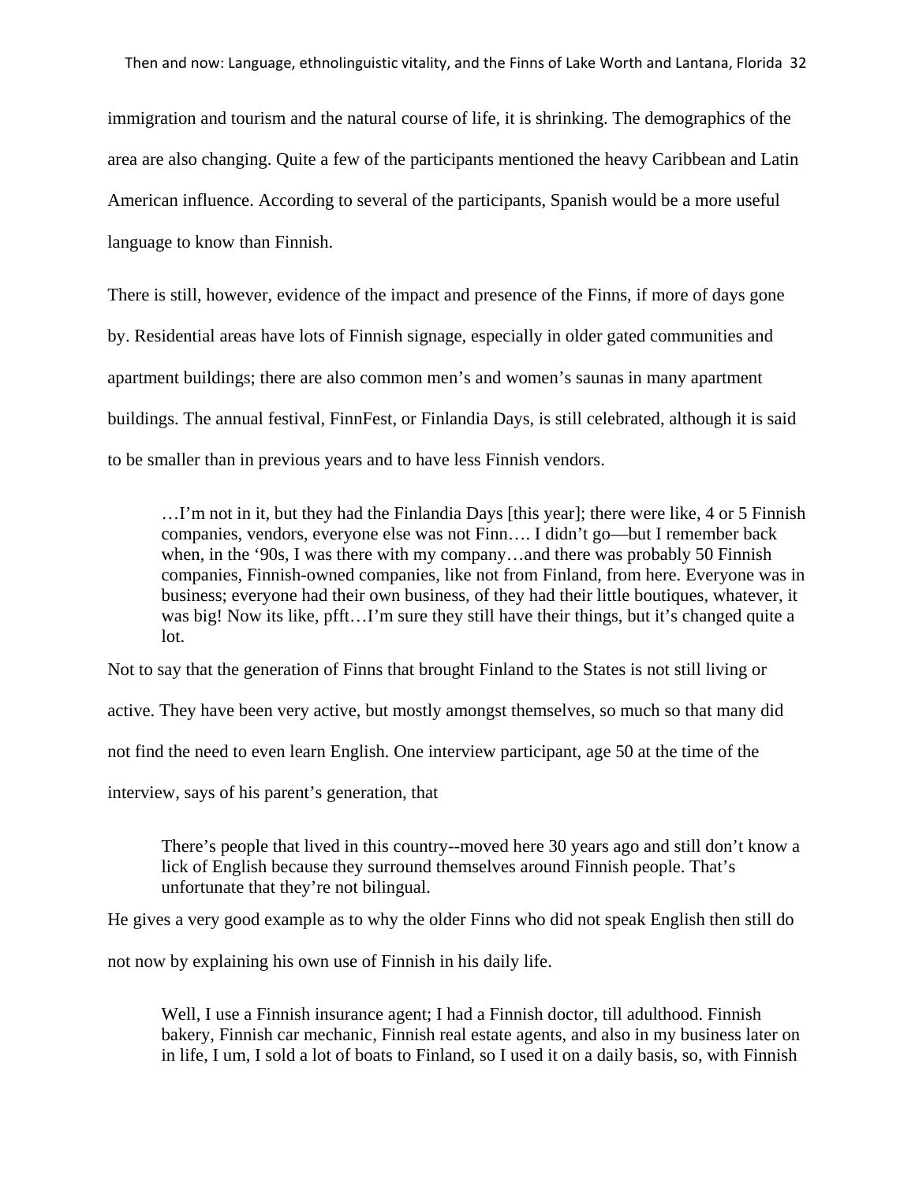immigration and tourism and the natural course of life, it is shrinking. The demographics of the area are also changing. Quite a few of the participants mentioned the heavy Caribbean and Latin American influence. According to several of the participants, Spanish would be a more useful language to know than Finnish.

There is still, however, evidence of the impact and presence of the Finns, if more of days gone by. Residential areas have lots of Finnish signage, especially in older gated communities and apartment buildings; there are also common men's and women's saunas in many apartment buildings. The annual festival, FinnFest, or Finlandia Days, is still celebrated, although it is said to be smaller than in previous years and to have less Finnish vendors.

> …I'm not in it, but they had the Finlandia Days [this year]; there were like, 4 or 5 Finnish companies, vendors, everyone else was not Finn…. I didn't go—but I remember back when, in the '90s, I was there with my company…and there was probably 50 Finnish companies, Finnish-owned companies, like not from Finland, from here. Everyone was in business; everyone had their own business, of they had their little boutiques, whatever, it was big! Now its like, pfft…I'm sure they still have their things, but it's changed quite a lot.

Not to say that the generation of Finns that brought Finland to the States is not still living or active. They have been very active, but mostly amongst themselves, so much so that many did not find the need to even learn English. One interview participant, age 50 at the time of the interview, says of his parent's generation, that

> There's people that lived in this country--moved here 30 years ago and still don't know a lick of English because they surround themselves around Finnish people. That's unfortunate that they're not bilingual.

He gives a very good example as to why the older Finns who did not speak English then still do not now by explaining his own use of Finnish in his daily life.

> Well, I use a Finnish insurance agent; I had a Finnish doctor, till adulthood. Finnish bakery, Finnish car mechanic, Finnish real estate agents, and also in my business later on in life, I um, I sold a lot of boats to Finland, so I used it on a daily basis, so, with Finnish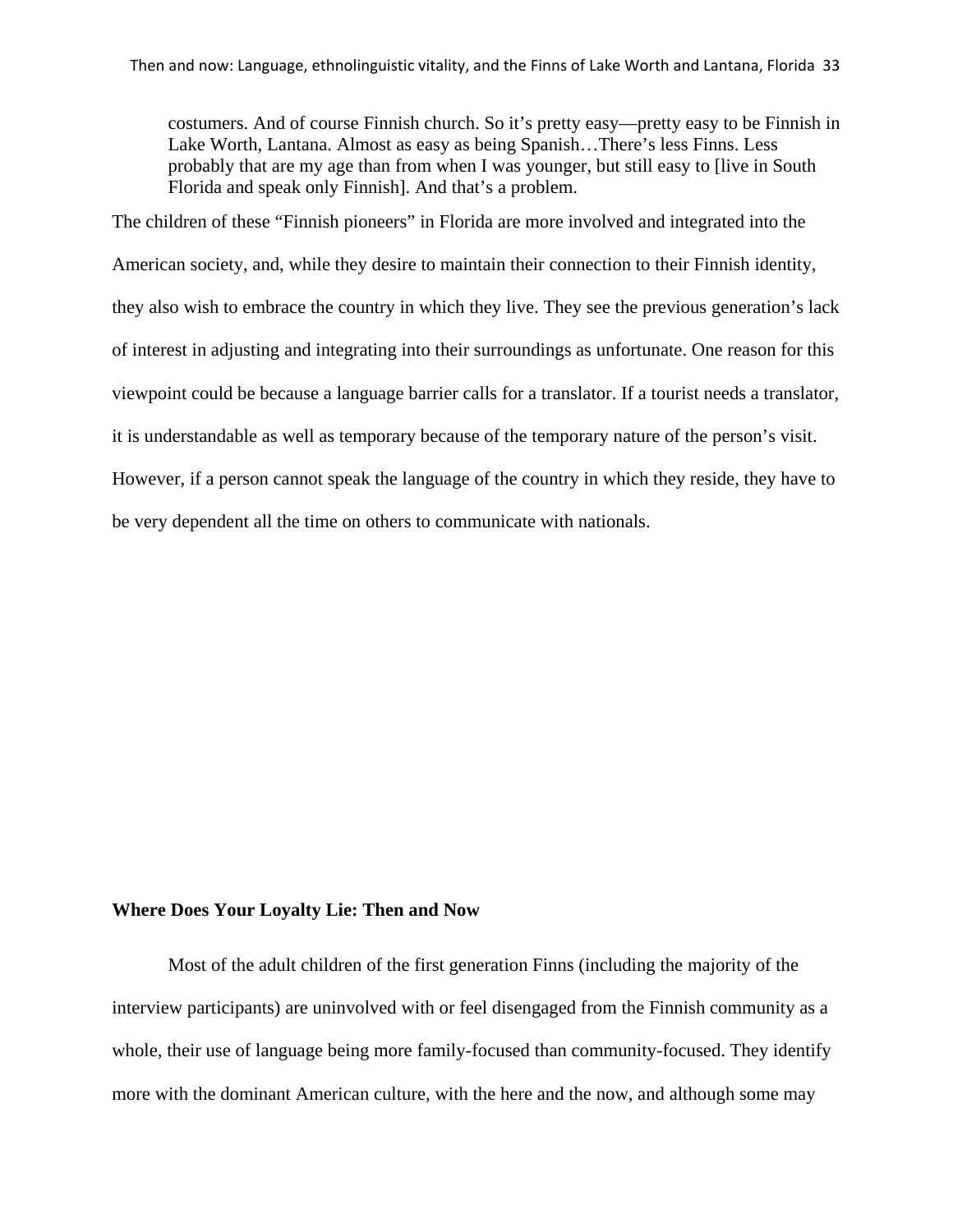> costumers. And of course Finnish church. So it's pretty easy—pretty easy to be Finnish in Lake Worth, Lantana. Almost as easy as being Spanish…There's less Finns. Less probably that are my age than from when I was younger, but still easy to [live in South Florida and speak only Finnish]. And that's a problem.

The children of these "Finnish pioneers" in Florida are more involved and integrated into the American society, and, while they desire to maintain their connection to their Finnish identity, they also wish to embrace the country in which they live. They see the previous generation's lack of interest in adjusting and integrating into their surroundings as unfortunate. One reason for this viewpoint could be because a language barrier calls for a translator. If a tourist needs a translator, it is understandable as well as temporary because of the temporary nature of the person's visit. However, if a person cannot speak the language of the country in which they reside, they have to be very dependent all the time on others to communicate with nationals.

## Where Does Your Loyalty Lie: Then and Now

Most of the adult children of the first generation Finns (including the majority of the interview participants) are uninvolved with or feel disengaged from the Finnish community as a whole, their use of language being more family-focused than community-focused. They identify more with the dominant American culture, with the here and the now, and although some may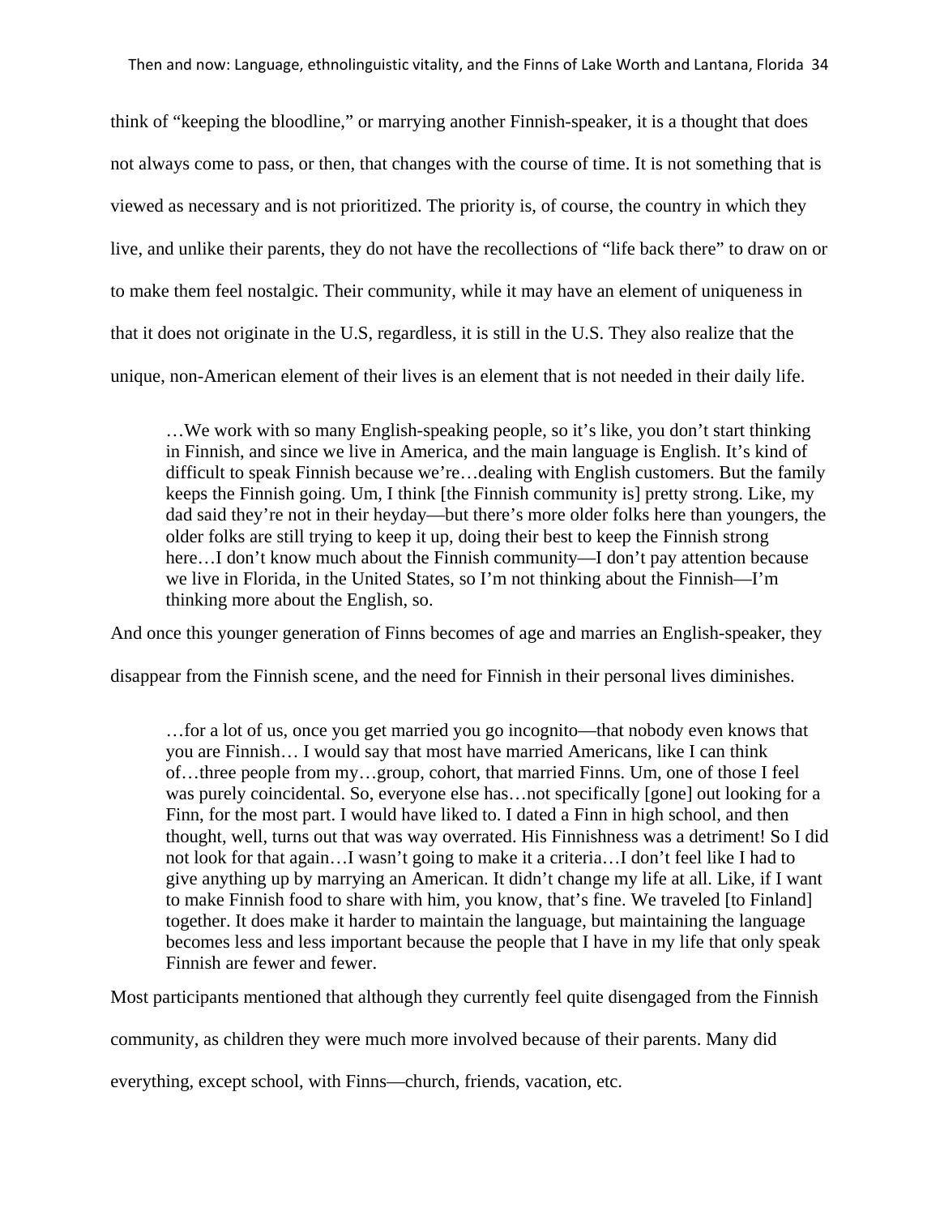think of "keeping the bloodline," or marrying another Finnish-speaker, it is a thought that does not always come to pass, or then, that changes with the course of time. It is not something that is viewed as necessary and is not prioritized. The priority is, of course, the country in which they live, and unlike their parents, they do not have the recollections of "life back there" to draw on or to make them feel nostalgic. Their community, while it may have an element of uniqueness in that it does not originate in the U.S, regardless, it is still in the U.S. They also realize that the unique, non-American element of their lives is an element that is not needed in their daily life.

> …We work with so many English-speaking people, so it's like, you don't start thinking in Finnish, and since we live in America, and the main language is English. It's kind of difficult to speak Finnish because we're…dealing with English customers. But the family keeps the Finnish going. Um, I think [the Finnish community is] pretty strong. Like, my dad said they're not in their heyday—but there's more older folks here than youngers, the older folks are still trying to keep it up, doing their best to keep the Finnish strong here…I don't know much about the Finnish community—I don't pay attention because we live in Florida, in the United States, so I'm not thinking about the Finnish—I'm thinking more about the English, so.

And once this younger generation of Finns becomes of age and marries an English-speaker, they disappear from the Finnish scene, and the need for Finnish in their personal lives diminishes.

> …for a lot of us, once you get married you go incognito—that nobody even knows that you are Finnish… I would say that most have married Americans, like I can think of…three people from my…group, cohort, that married Finns. Um, one of those I feel was purely coincidental. So, everyone else has…not specifically [gone] out looking for a Finn, for the most part. I would have liked to. I dated a Finn in high school, and then thought, well, turns out that was way overrated. His Finnishness was a detriment! So I did not look for that again…I wasn't going to make it a criteria…I don't feel like I had to give anything up by marrying an American. It didn't change my life at all. Like, if I want to make Finnish food to share with him, you know, that's fine. We traveled [to Finland] together. It does make it harder to maintain the language, but maintaining the language becomes less and less important because the people that I have in my life that only speak Finnish are fewer and fewer.

Most participants mentioned that although they currently feel quite disengaged from the Finnish community, as children they were much more involved because of their parents. Many did everything, except school, with Finns—church, friends, vacation, etc.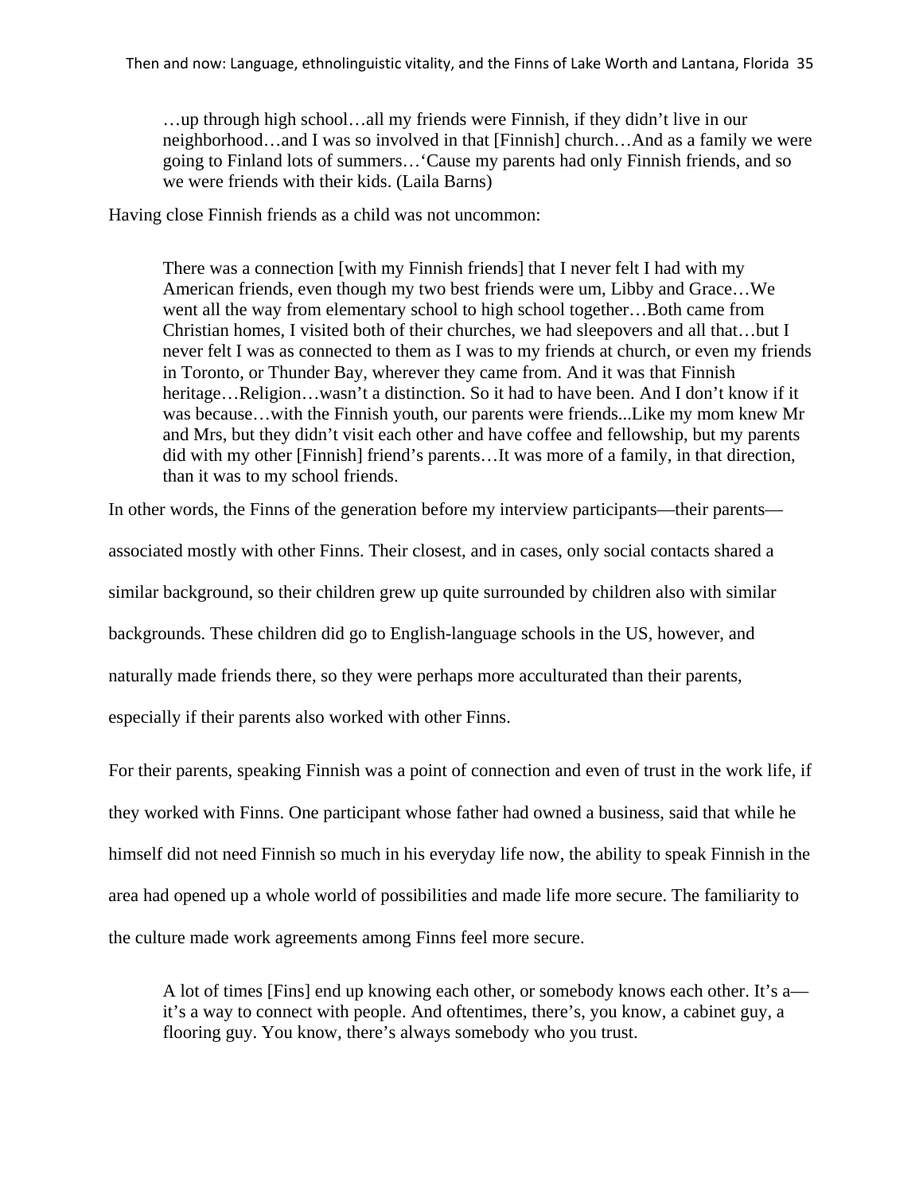> …up through high school…all my friends were Finnish, if they didn't live in our neighborhood…and I was so involved in that [Finnish] church…And as a family we were going to Finland lots of summers…'Cause my parents had only Finnish friends, and so we were friends with their kids. (Laila Barns)

Having close Finnish friends as a child was not uncommon:

> There was a connection [with my Finnish friends] that I never felt I had with my American friends, even though my two best friends were um, Libby and Grace…We went all the way from elementary school to high school together…Both came from Christian homes, I visited both of their churches, we had sleepovers and all that…but I never felt I was as connected to them as I was to my friends at church, or even my friends in Toronto, or Thunder Bay, wherever they came from. And it was that Finnish heritage…Religion…wasn't a distinction. So it had to have been. And I don't know if it was because…with the Finnish youth, our parents were friends...Like my mom knew Mr and Mrs, but they didn't visit each other and have coffee and fellowship, but my parents did with my other [Finnish] friend's parents…It was more of a family, in that direction, than it was to my school friends.

In other words, the Finns of the generation before my interview participants—their parents—associated mostly with other Finns. Their closest, and in cases, only social contacts shared a similar background, so their children grew up quite surrounded by children also with similar backgrounds. These children did go to English-language schools in the US, however, and naturally made friends there, so they were perhaps more acculturated than their parents, especially if their parents also worked with other Finns.

For their parents, speaking Finnish was a point of connection and even of trust in the work life, if they worked with Finns. One participant whose father had owned a business, said that while he himself did not need Finnish so much in his everyday life now, the ability to speak Finnish in the area had opened up a whole world of possibilities and made life more secure. The familiarity to the culture made work agreements among Finns feel more secure.

> A lot of times [Fins] end up knowing each other, or somebody knows each other. It's a—it's a way to connect with people. And oftentimes, there's, you know, a cabinet guy, a flooring guy. You know, there's always somebody who you trust.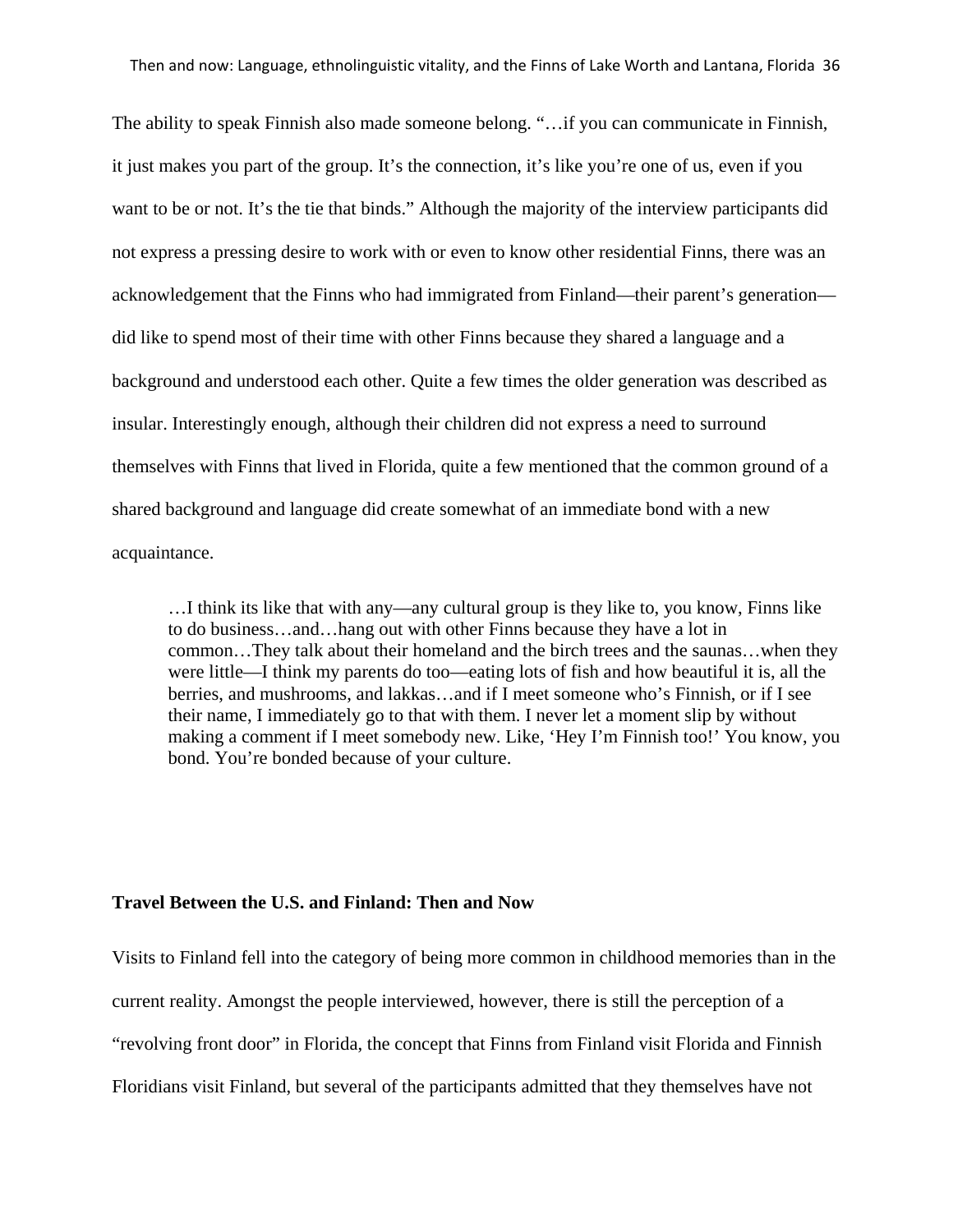The ability to speak Finnish also made someone belong. "…if you can communicate in Finnish, it just makes you part of the group. It's the connection, it's like you're one of us, even if you want to be or not. It's the tie that binds." Although the majority of the interview participants did not express a pressing desire to work with or even to know other residential Finns, there was an acknowledgement that the Finns who had immigrated from Finland—their parent's generation—did like to spend most of their time with other Finns because they shared a language and a background and understood each other. Quite a few times the older generation was described as insular. Interestingly enough, although their children did not express a need to surround themselves with Finns that lived in Florida, quite a few mentioned that the common ground of a shared background and language did create somewhat of an immediate bond with a new acquaintance.

> …I think its like that with any—any cultural group is they like to, you know, Finns like to do business…and…hang out with other Finns because they have a lot in common…They talk about their homeland and the birch trees and the saunas…when they were little—I think my parents do too—eating lots of fish and how beautiful it is, all the berries, and mushrooms, and lakkas…and if I meet someone who's Finnish, or if I see their name, I immediately go to that with them. I never let a moment slip by without making a comment if I meet somebody new. Like, 'Hey I'm Finnish too!' You know, you bond. You're bonded because of your culture.

## Travel Between the U.S. and Finland: Then and Now

Visits to Finland fell into the category of being more common in childhood memories than in the current reality. Amongst the people interviewed, however, there is still the perception of a "revolving front door" in Florida, the concept that Finns from Finland visit Florida and Finnish Floridians visit Finland, but several of the participants admitted that they themselves have not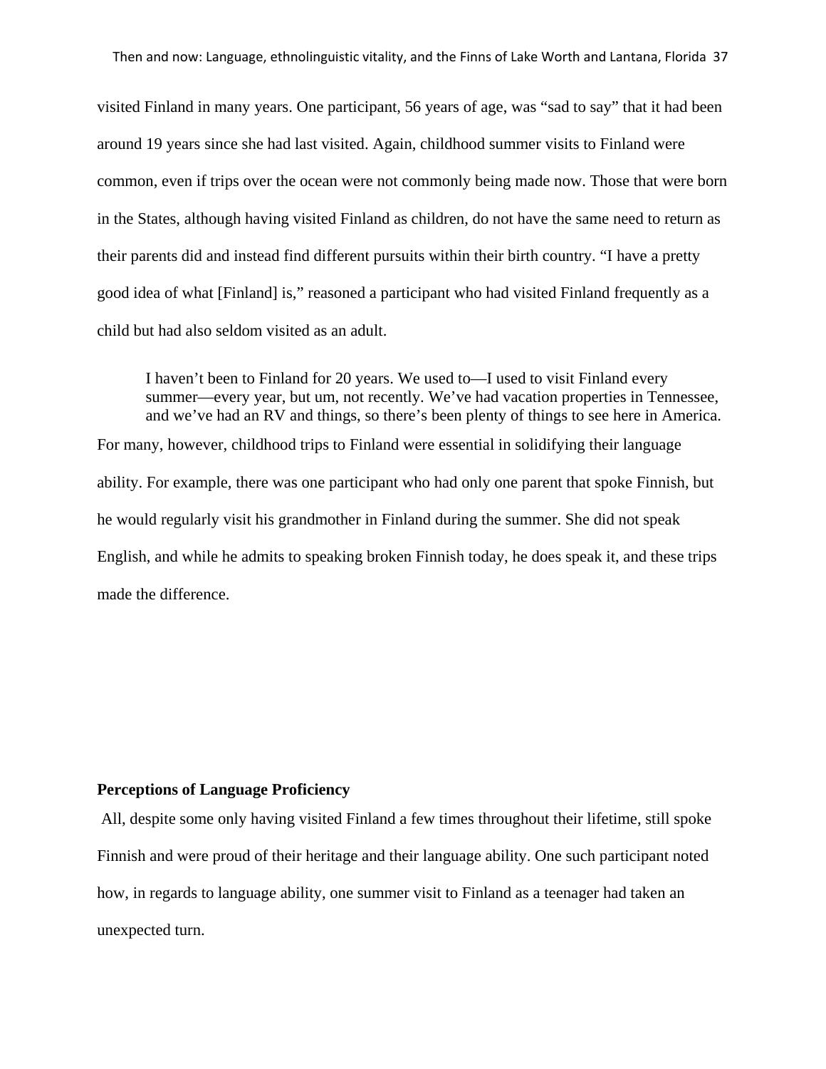visited Finland in many years. One participant, 56 years of age, was "sad to say" that it had been around 19 years since she had last visited. Again, childhood summer visits to Finland were common, even if trips over the ocean were not commonly being made now. Those that were born in the States, although having visited Finland as children, do not have the same need to return as their parents did and instead find different pursuits within their birth country. "I have a pretty good idea of what [Finland] is," reasoned a participant who had visited Finland frequently as a child but had also seldom visited as an adult.

> I haven't been to Finland for 20 years. We used to—I used to visit Finland every summer—every year, but um, not recently. We've had vacation properties in Tennessee, and we've had an RV and things, so there's been plenty of things to see here in America.

For many, however, childhood trips to Finland were essential in solidifying their language ability. For example, there was one participant who had only one parent that spoke Finnish, but he would regularly visit his grandmother in Finland during the summer. She did not speak English, and while he admits to speaking broken Finnish today, he does speak it, and these trips made the difference.

**Perceptions of Language Proficiency**

All, despite some only having visited Finland a few times throughout their lifetime, still spoke Finnish and were proud of their heritage and their language ability. One such participant noted how, in regards to language ability, one summer visit to Finland as a teenager had taken an unexpected turn.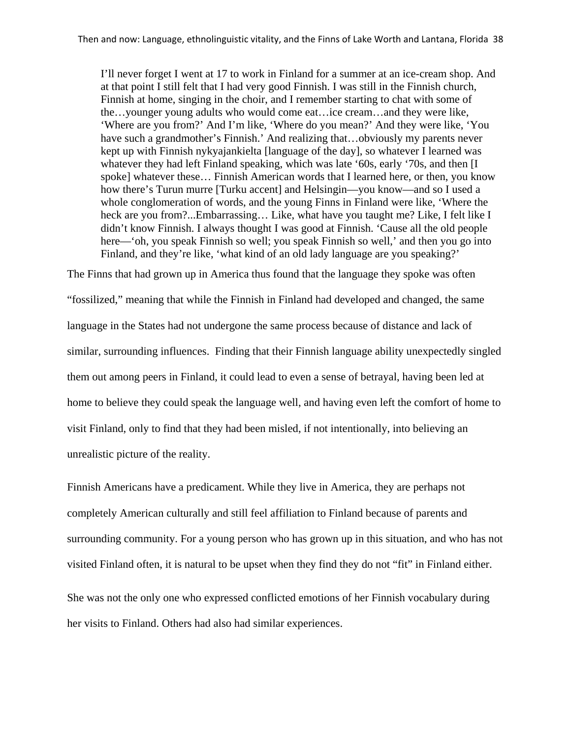> I'll never forget I went at 17 to work in Finland for a summer at an ice-cream shop. And at that point I still felt that I had very good Finnish. I was still in the Finnish church, Finnish at home, singing in the choir, and I remember starting to chat with some of the…younger young adults who would come eat…ice cream…and they were like, 'Where are you from?' And I'm like, 'Where do you mean?' And they were like, 'You have such a grandmother's Finnish.' And realizing that…obviously my parents never kept up with Finnish nykyajankielta [language of the day], so whatever I learned was whatever they had left Finland speaking, which was late '60s, early '70s, and then [I spoke] whatever these… Finnish American words that I learned here, or then, you know how there's Turun murre [Turku accent] and Helsingin—you know—and so I used a whole conglomeration of words, and the young Finns in Finland were like, 'Where the heck are you from?...Embarrassing… Like, what have you taught me? Like, I felt like I didn't know Finnish. I always thought I was good at Finnish. 'Cause all the old people here—'oh, you speak Finnish so well; you speak Finnish so well,' and then you go into Finland, and they're like, 'what kind of an old lady language are you speaking?'

The Finns that had grown up in America thus found that the language they spoke was often "fossilized," meaning that while the Finnish in Finland had developed and changed, the same language in the States had not undergone the same process because of distance and lack of similar, surrounding influences. Finding that their Finnish language ability unexpectedly singled them out among peers in Finland, it could lead to even a sense of betrayal, having been led at home to believe they could speak the language well, and having even left the comfort of home to visit Finland, only to find that they had been misled, if not intentionally, into believing an unrealistic picture of the reality.

Finnish Americans have a predicament. While they live in America, they are perhaps not completely American culturally and still feel affiliation to Finland because of parents and surrounding community. For a young person who has grown up in this situation, and who has not visited Finland often, it is natural to be upset when they find they do not "fit" in Finland either.

She was not the only one who expressed conflicted emotions of her Finnish vocabulary during her visits to Finland. Others had also had similar experiences.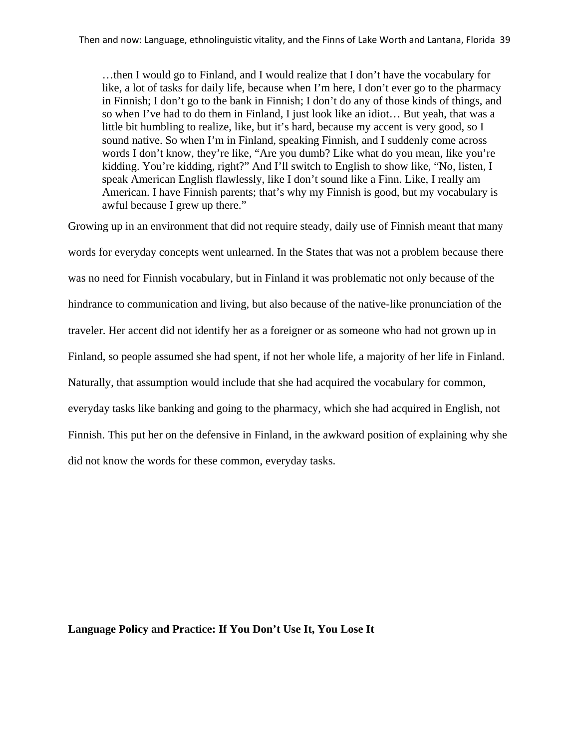> …then I would go to Finland, and I would realize that I don’t have the vocabulary for like, a lot of tasks for daily life, because when I’m here, I don’t ever go to the pharmacy in Finnish; I don’t go to the bank in Finnish; I don’t do any of those kinds of things, and so when I’ve had to do them in Finland, I just look like an idiot… But yeah, that was a little bit humbling to realize, like, but it’s hard, because my accent is very good, so I sound native. So when I’m in Finland, speaking Finnish, and I suddenly come across words I don’t know, they’re like, “Are you dumb? Like what do you mean, like you’re kidding. You’re kidding, right?” And I’ll switch to English to show like, “No, listen, I speak American English flawlessly, like I don’t sound like a Finn. Like, I really am American. I have Finnish parents; that’s why my Finnish is good, but my vocabulary is awful because I grew up there.”

Growing up in an environment that did not require steady, daily use of Finnish meant that many words for everyday concepts went unlearned. In the States that was not a problem because there was no need for Finnish vocabulary, but in Finland it was problematic not only because of the hindrance to communication and living, but also because of the native-like pronunciation of the traveler. Her accent did not identify her as a foreigner or as someone who had not grown up in Finland, so people assumed she had spent, if not her whole life, a majority of her life in Finland. Naturally, that assumption would include that she had acquired the vocabulary for common, everyday tasks like banking and going to the pharmacy, which she had acquired in English, not Finnish. This put her on the defensive in Finland, in the awkward position of explaining why she did not know the words for these common, everyday tasks.

**Language Policy and Practice: If You Don’t Use It, You Lose It**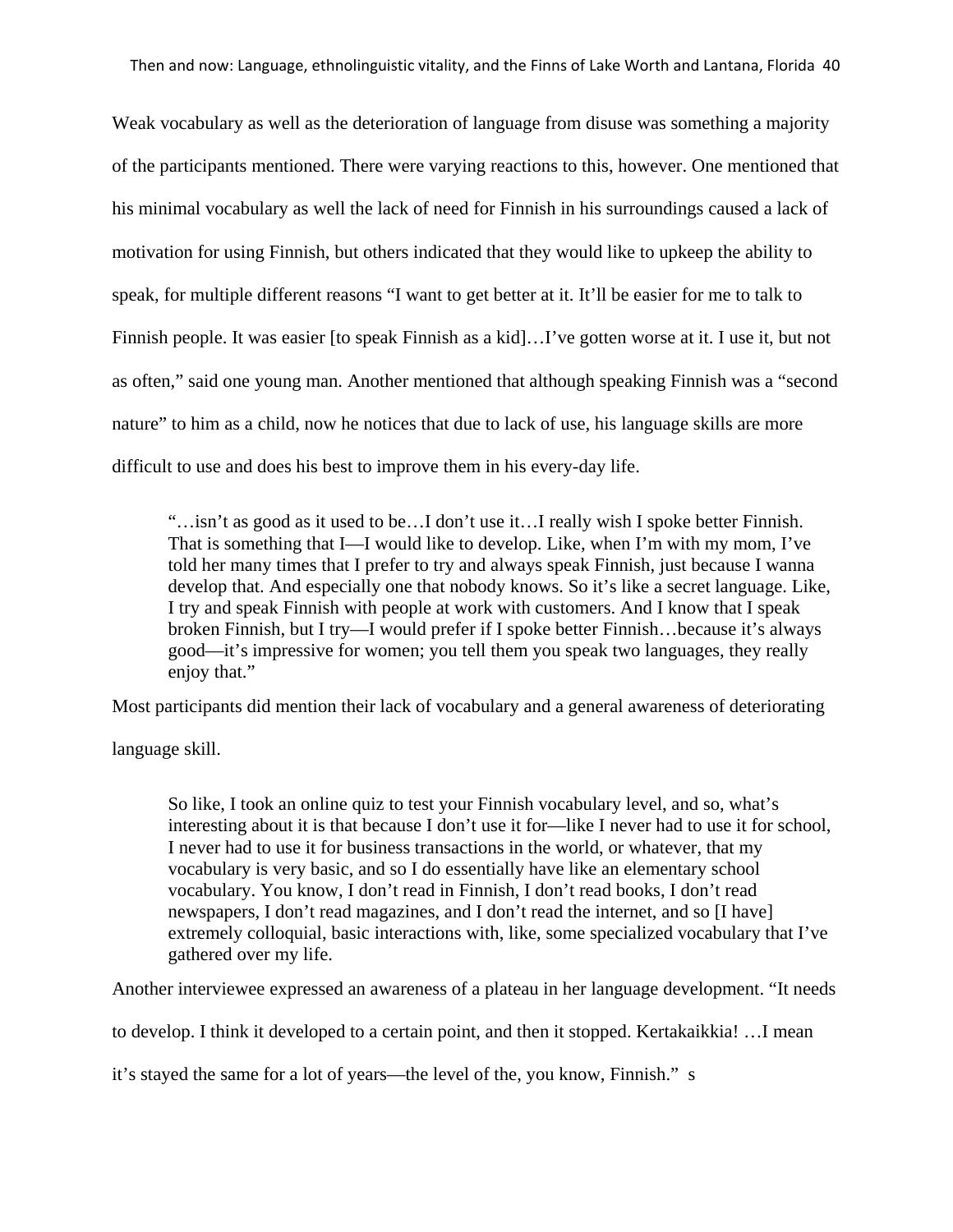Weak vocabulary as well as the deterioration of language from disuse was something a majority of the participants mentioned. There were varying reactions to this, however. One mentioned that his minimal vocabulary as well the lack of need for Finnish in his surroundings caused a lack of motivation for using Finnish, but others indicated that they would like to upkeep the ability to speak, for multiple different reasons "I want to get better at it. It'll be easier for me to talk to Finnish people. It was easier [to speak Finnish as a kid]…I've gotten worse at it. I use it, but not as often," said one young man. Another mentioned that although speaking Finnish was a "second nature" to him as a child, now he notices that due to lack of use, his language skills are more difficult to use and does his best to improve them in his every-day life.

> "…isn't as good as it used to be…I don't use it…I really wish I spoke better Finnish. That is something that I—I would like to develop. Like, when I'm with my mom, I've told her many times that I prefer to try and always speak Finnish, just because I wanna develop that. And especially one that nobody knows. So it's like a secret language. Like, I try and speak Finnish with people at work with customers. And I know that I speak broken Finnish, but I try—I would prefer if I spoke better Finnish…because it's always good—it's impressive for women; you tell them you speak two languages, they really enjoy that."

Most participants did mention their lack of vocabulary and a general awareness of deteriorating language skill.

> So like, I took an online quiz to test your Finnish vocabulary level, and so, what's interesting about it is that because I don't use it for—like I never had to use it for school, I never had to use it for business transactions in the world, or whatever, that my vocabulary is very basic, and so I do essentially have like an elementary school vocabulary. You know, I don't read in Finnish, I don't read books, I don't read newspapers, I don't read magazines, and I don't read the internet, and so [I have] extremely colloquial, basic interactions with, like, some specialized vocabulary that I've gathered over my life.

Another interviewee expressed an awareness of a plateau in her language development. "It needs to develop. I think it developed to a certain point, and then it stopped. Kertakaikkia! …I mean it's stayed the same for a lot of years—the level of the, you know, Finnish."  s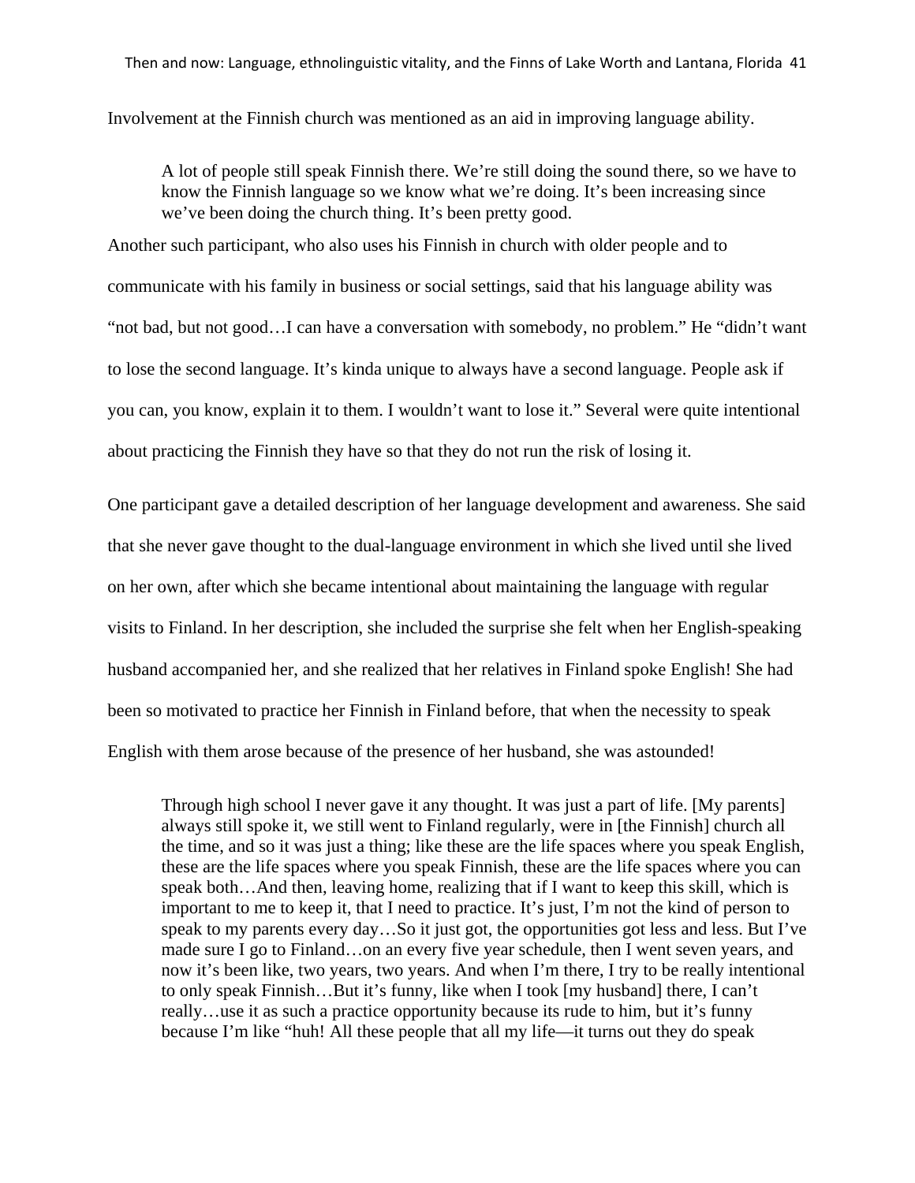Involvement at the Finnish church was mentioned as an aid in improving language ability.

> A lot of people still speak Finnish there. We're still doing the sound there, so we have to know the Finnish language so we know what we're doing. It's been increasing since we've been doing the church thing. It's been pretty good.

Another such participant, who also uses his Finnish in church with older people and to communicate with his family in business or social settings, said that his language ability was "not bad, but not good…I can have a conversation with somebody, no problem." He "didn't want to lose the second language. It's kinda unique to always have a second language. People ask if you can, you know, explain it to them. I wouldn't want to lose it." Several were quite intentional about practicing the Finnish they have so that they do not run the risk of losing it.

One participant gave a detailed description of her language development and awareness. She said that she never gave thought to the dual-language environment in which she lived until she lived on her own, after which she became intentional about maintaining the language with regular visits to Finland. In her description, she included the surprise she felt when her English-speaking husband accompanied her, and she realized that her relatives in Finland spoke English! She had been so motivated to practice her Finnish in Finland before, that when the necessity to speak English with them arose because of the presence of her husband, she was astounded!

> Through high school I never gave it any thought. It was just a part of life. [My parents] always still spoke it, we still went to Finland regularly, were in [the Finnish] church all the time, and so it was just a thing; like these are the life spaces where you speak English, these are the life spaces where you speak Finnish, these are the life spaces where you can speak both…And then, leaving home, realizing that if I want to keep this skill, which is important to me to keep it, that I need to practice. It's just, I'm not the kind of person to speak to my parents every day…So it just got, the opportunities got less and less. But I've made sure I go to Finland…on an every five year schedule, then I went seven years, and now it's been like, two years, two years. And when I'm there, I try to be really intentional to only speak Finnish…But it's funny, like when I took [my husband] there, I can't really…use it as such a practice opportunity because its rude to him, but it's funny because I'm like "huh! All these people that all my life—it turns out they do speak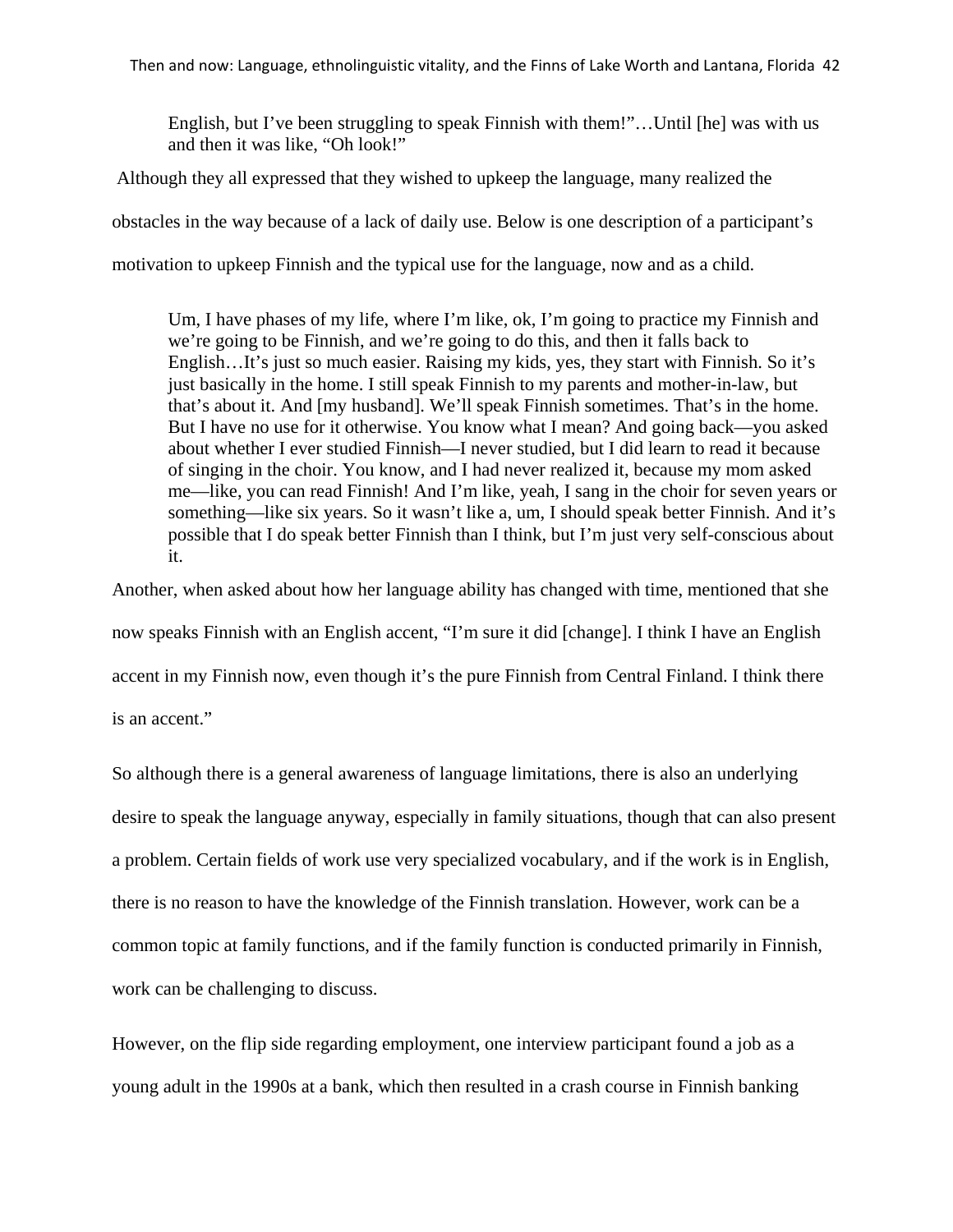> English, but I've been struggling to speak Finnish with them!"…Until [he] was with us and then it was like, "Oh look!"

Although they all expressed that they wished to upkeep the language, many realized the obstacles in the way because of a lack of daily use. Below is one description of a participant's motivation to upkeep Finnish and the typical use for the language, now and as a child.

> Um, I have phases of my life, where I'm like, ok, I'm going to practice my Finnish and we're going to be Finnish, and we're going to do this, and then it falls back to English…It's just so much easier. Raising my kids, yes, they start with Finnish. So it's just basically in the home. I still speak Finnish to my parents and mother-in-law, but that's about it. And [my husband]. We'll speak Finnish sometimes. That's in the home. But I have no use for it otherwise. You know what I mean? And going back—you asked about whether I ever studied Finnish—I never studied, but I did learn to read it because of singing in the choir. You know, and I had never realized it, because my mom asked me—like, you can read Finnish! And I'm like, yeah, I sang in the choir for seven years or something—like six years. So it wasn't like a, um, I should speak better Finnish. And it's possible that I do speak better Finnish than I think, but I'm just very self-conscious about it.

Another, when asked about how her language ability has changed with time, mentioned that she now speaks Finnish with an English accent, "I'm sure it did [change]. I think I have an English accent in my Finnish now, even though it's the pure Finnish from Central Finland. I think there is an accent."

So although there is a general awareness of language limitations, there is also an underlying desire to speak the language anyway, especially in family situations, though that can also present a problem. Certain fields of work use very specialized vocabulary, and if the work is in English, there is no reason to have the knowledge of the Finnish translation. However, work can be a common topic at family functions, and if the family function is conducted primarily in Finnish, work can be challenging to discuss.

However, on the flip side regarding employment, one interview participant found a job as a young adult in the 1990s at a bank, which then resulted in a crash course in Finnish banking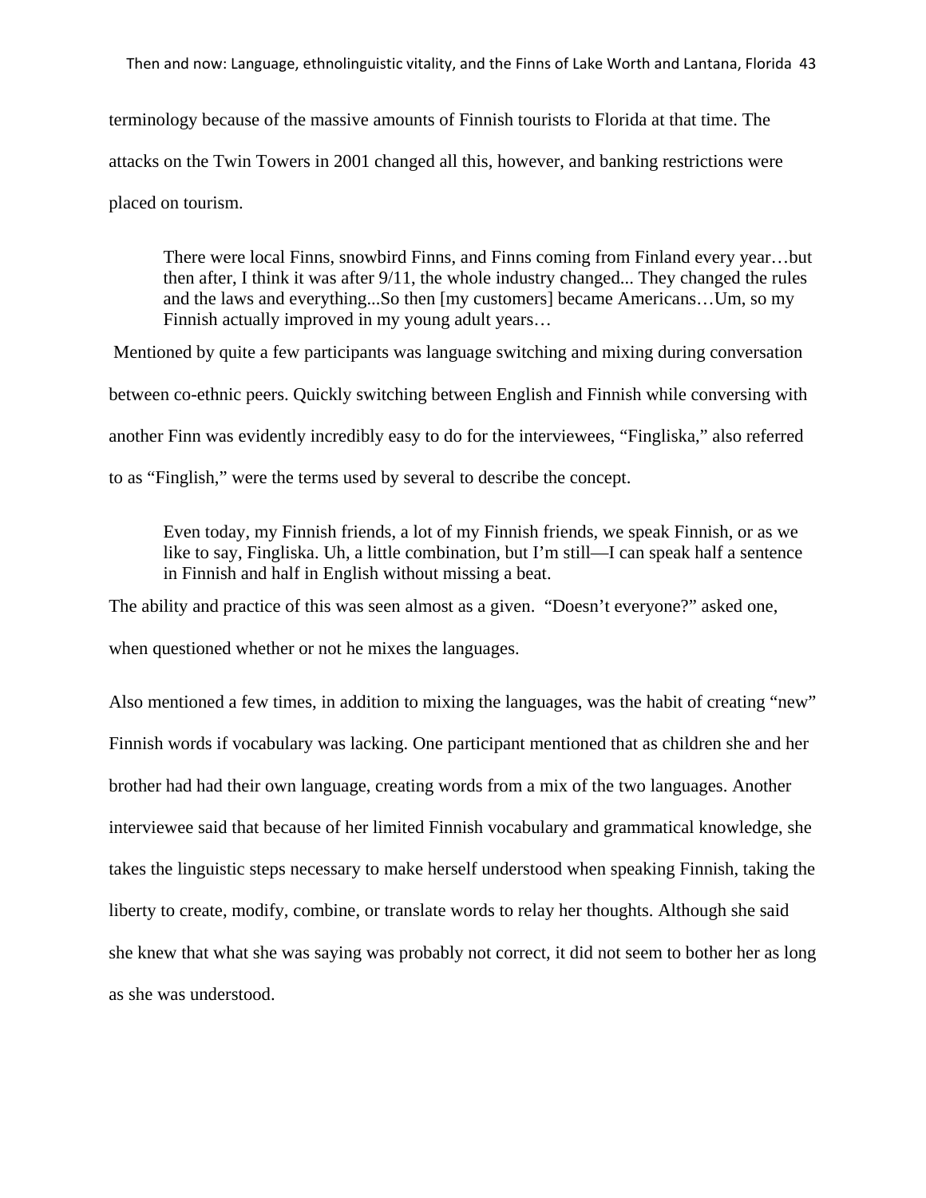terminology because of the massive amounts of Finnish tourists to Florida at that time. The attacks on the Twin Towers in 2001 changed all this, however, and banking restrictions were placed on tourism.

> There were local Finns, snowbird Finns, and Finns coming from Finland every year…but then after, I think it was after 9/11, the whole industry changed... They changed the rules and the laws and everything...So then [my customers] became Americans…Um, so my Finnish actually improved in my young adult years…

Mentioned by quite a few participants was language switching and mixing during conversation between co-ethnic peers. Quickly switching between English and Finnish while conversing with another Finn was evidently incredibly easy to do for the interviewees, “Fingliska,” also referred to as “Finglish,” were the terms used by several to describe the concept.

> Even today, my Finnish friends, a lot of my Finnish friends, we speak Finnish, or as we like to say, Fingliska. Uh, a little combination, but I’m still—I can speak half a sentence in Finnish and half in English without missing a beat.

The ability and practice of this was seen almost as a given. “Doesn’t everyone?” asked one, when questioned whether or not he mixes the languages.

Also mentioned a few times, in addition to mixing the languages, was the habit of creating “new” Finnish words if vocabulary was lacking. One participant mentioned that as children she and her brother had had their own language, creating words from a mix of the two languages. Another interviewee said that because of her limited Finnish vocabulary and grammatical knowledge, she takes the linguistic steps necessary to make herself understood when speaking Finnish, taking the liberty to create, modify, combine, or translate words to relay her thoughts. Although she said she knew that what she was saying was probably not correct, it did not seem to bother her as long as she was understood.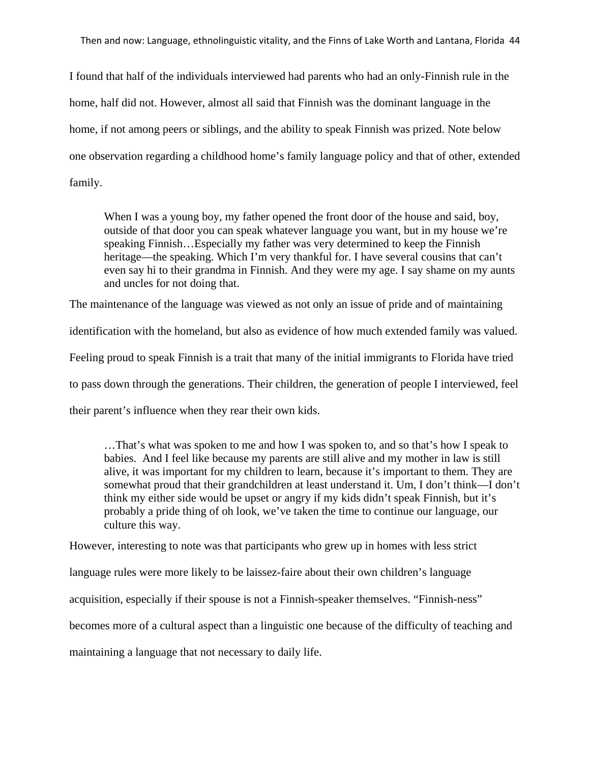I found that half of the individuals interviewed had parents who had an only-Finnish rule in the home, half did not. However, almost all said that Finnish was the dominant language in the home, if not among peers or siblings, and the ability to speak Finnish was prized. Note below one observation regarding a childhood home's family language policy and that of other, extended family.

> When I was a young boy, my father opened the front door of the house and said, boy, outside of that door you can speak whatever language you want, but in my house we're speaking Finnish…Especially my father was very determined to keep the Finnish heritage—the speaking. Which I'm very thankful for. I have several cousins that can't even say hi to their grandma in Finnish. And they were my age. I say shame on my aunts and uncles for not doing that.

The maintenance of the language was viewed as not only an issue of pride and of maintaining identification with the homeland, but also as evidence of how much extended family was valued. Feeling proud to speak Finnish is a trait that many of the initial immigrants to Florida have tried to pass down through the generations. Their children, the generation of people I interviewed, feel their parent's influence when they rear their own kids.

> …That's what was spoken to me and how I was spoken to, and so that's how I speak to babies. And I feel like because my parents are still alive and my mother in law is still alive, it was important for my children to learn, because it's important to them. They are somewhat proud that their grandchildren at least understand it. Um, I don't think—I don't think my either side would be upset or angry if my kids didn't speak Finnish, but it's probably a pride thing of oh look, we've taken the time to continue our language, our culture this way.

However, interesting to note was that participants who grew up in homes with less strict language rules were more likely to be laissez-faire about their own children's language acquisition, especially if their spouse is not a Finnish-speaker themselves. "Finnish-ness" becomes more of a cultural aspect than a linguistic one because of the difficulty of teaching and maintaining a language that not necessary to daily life.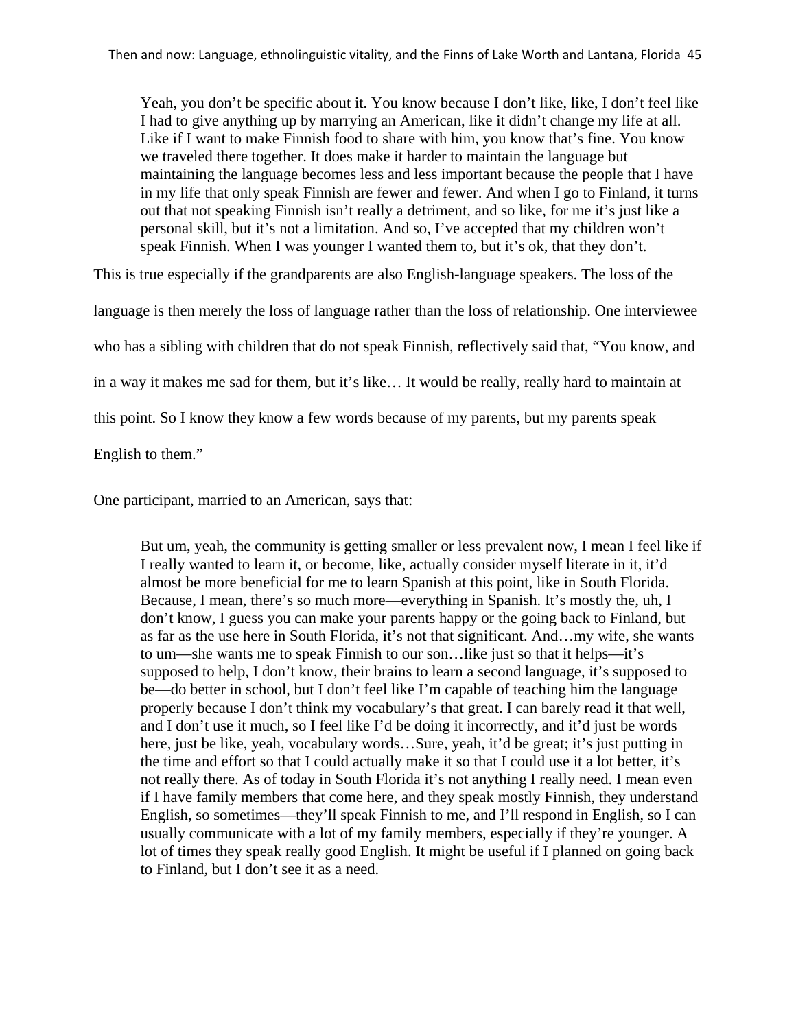> Yeah, you don't be specific about it. You know because I don't like, like, I don't feel like I had to give anything up by marrying an American, like it didn't change my life at all. Like if I want to make Finnish food to share with him, you know that's fine. You know we traveled there together. It does make it harder to maintain the language but maintaining the language becomes less and less important because the people that I have in my life that only speak Finnish are fewer and fewer. And when I go to Finland, it turns out that not speaking Finnish isn't really a detriment, and so like, for me it's just like a personal skill, but it's not a limitation. And so, I've accepted that my children won't speak Finnish. When I was younger I wanted them to, but it's ok, that they don't.

This is true especially if the grandparents are also English-language speakers. The loss of the language is then merely the loss of language rather than the loss of relationship. One interviewee who has a sibling with children that do not speak Finnish, reflectively said that, "You know, and in a way it makes me sad for them, but it's like… It would be really, really hard to maintain at this point. So I know they know a few words because of my parents, but my parents speak English to them."

One participant, married to an American, says that:

> But um, yeah, the community is getting smaller or less prevalent now, I mean I feel like if I really wanted to learn it, or become, like, actually consider myself literate in it, it'd almost be more beneficial for me to learn Spanish at this point, like in South Florida. Because, I mean, there's so much more—everything in Spanish. It's mostly the, uh, I don't know, I guess you can make your parents happy or the going back to Finland, but as far as the use here in South Florida, it's not that significant. And…my wife, she wants to um—she wants me to speak Finnish to our son…like just so that it helps—it's supposed to help, I don't know, their brains to learn a second language, it's supposed to be—do better in school, but I don't feel like I'm capable of teaching him the language properly because I don't think my vocabulary's that great. I can barely read it that well, and I don't use it much, so I feel like I'd be doing it incorrectly, and it'd just be words here, just be like, yeah, vocabulary words…Sure, yeah, it'd be great; it's just putting in the time and effort so that I could actually make it so that I could use it a lot better, it's not really there. As of today in South Florida it's not anything I really need. I mean even if I have family members that come here, and they speak mostly Finnish, they understand English, so sometimes—they'll speak Finnish to me, and I'll respond in English, so I can usually communicate with a lot of my family members, especially if they're younger. A lot of times they speak really good English. It might be useful if I planned on going back to Finland, but I don't see it as a need.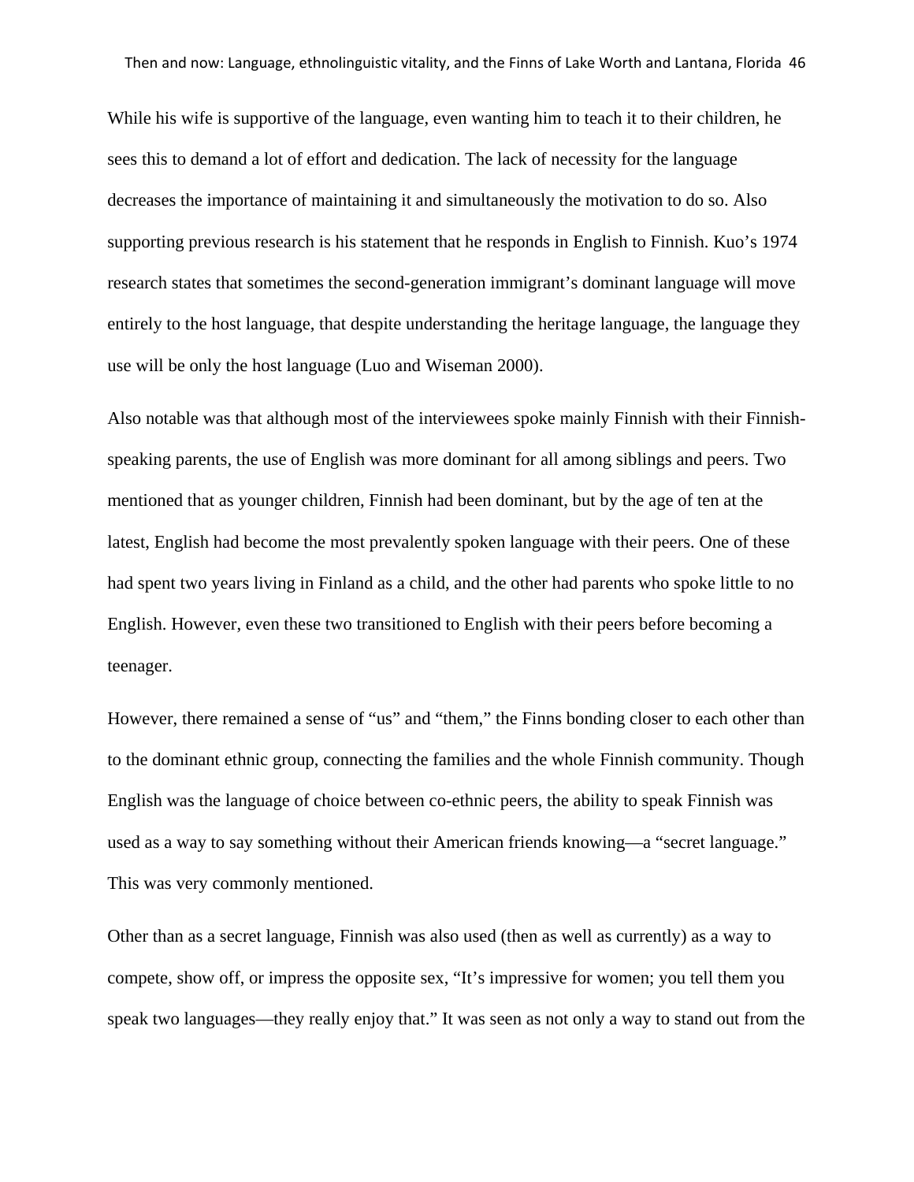While his wife is supportive of the language, even wanting him to teach it to their children, he sees this to demand a lot of effort and dedication. The lack of necessity for the language decreases the importance of maintaining it and simultaneously the motivation to do so. Also supporting previous research is his statement that he responds in English to Finnish. Kuo's 1974 research states that sometimes the second-generation immigrant's dominant language will move entirely to the host language, that despite understanding the heritage language, the language they use will be only the host language (Luo and Wiseman 2000).

Also notable was that although most of the interviewees spoke mainly Finnish with their Finnish-speaking parents, the use of English was more dominant for all among siblings and peers. Two mentioned that as younger children, Finnish had been dominant, but by the age of ten at the latest, English had become the most prevalently spoken language with their peers. One of these had spent two years living in Finland as a child, and the other had parents who spoke little to no English. However, even these two transitioned to English with their peers before becoming a teenager.

However, there remained a sense of "us" and "them," the Finns bonding closer to each other than to the dominant ethnic group, connecting the families and the whole Finnish community. Though English was the language of choice between co-ethnic peers, the ability to speak Finnish was used as a way to say something without their American friends knowing—a "secret language." This was very commonly mentioned.

Other than as a secret language, Finnish was also used (then as well as currently) as a way to compete, show off, or impress the opposite sex, "It's impressive for women; you tell them you speak two languages—they really enjoy that." It was seen as not only a way to stand out from the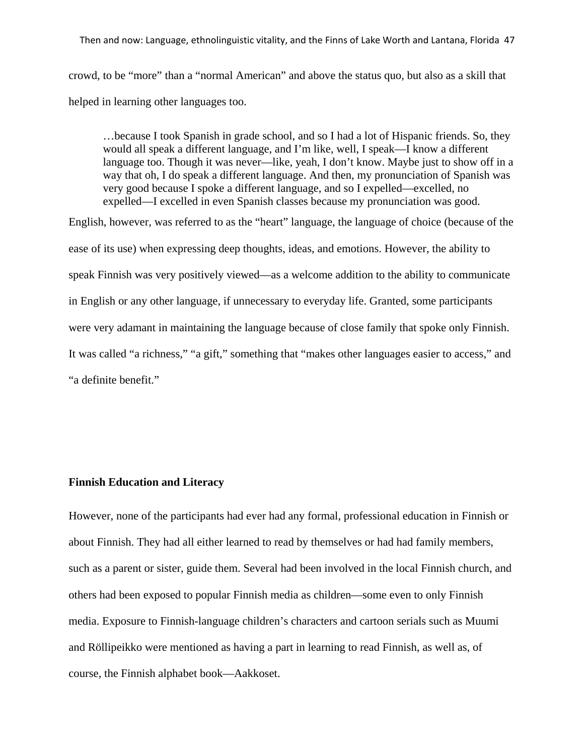crowd, to be "more" than a "normal American" and above the status quo, but also as a skill that helped in learning other languages too.

> …because I took Spanish in grade school, and so I had a lot of Hispanic friends. So, they would all speak a different language, and I'm like, well, I speak—I know a different language too. Though it was never—like, yeah, I don't know. Maybe just to show off in a way that oh, I do speak a different language. And then, my pronunciation of Spanish was very good because I spoke a different language, and so I expelled—excelled, no expelled—I excelled in even Spanish classes because my pronunciation was good.

English, however, was referred to as the "heart" language, the language of choice (because of the ease of its use) when expressing deep thoughts, ideas, and emotions. However, the ability to speak Finnish was very positively viewed—as a welcome addition to the ability to communicate in English or any other language, if unnecessary to everyday life. Granted, some participants were very adamant in maintaining the language because of close family that spoke only Finnish. It was called "a richness," "a gift," something that "makes other languages easier to access," and "a definite benefit."

**Finnish Education and Literacy**

However, none of the participants had ever had any formal, professional education in Finnish or about Finnish. They had all either learned to read by themselves or had had family members, such as a parent or sister, guide them. Several had been involved in the local Finnish church, and others had been exposed to popular Finnish media as children—some even to only Finnish media. Exposure to Finnish-language children's characters and cartoon serials such as Muumi and Röllipeikko were mentioned as having a part in learning to read Finnish, as well as, of course, the Finnish alphabet book—Aakkoset.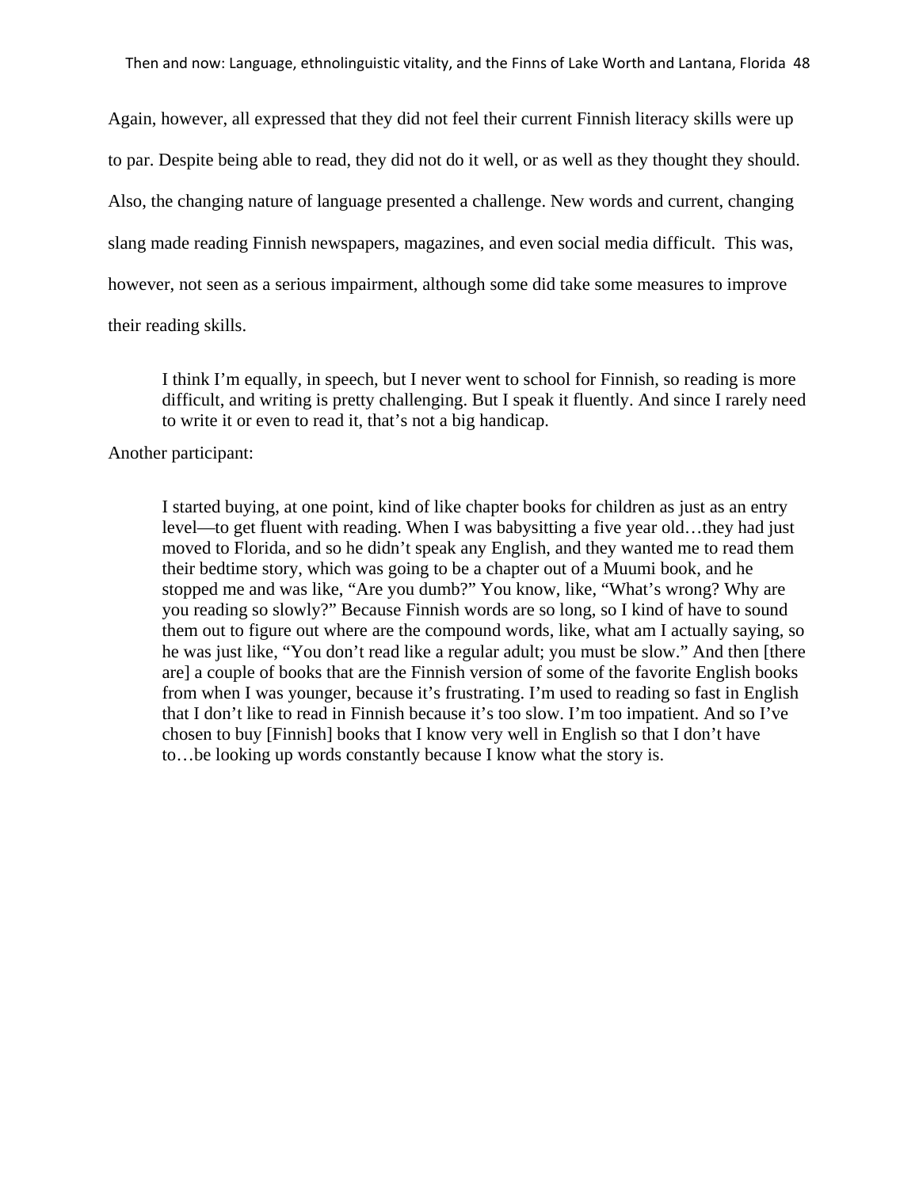Again, however, all expressed that they did not feel their current Finnish literacy skills were up to par. Despite being able to read, they did not do it well, or as well as they thought they should. Also, the changing nature of language presented a challenge. New words and current, changing slang made reading Finnish newspapers, magazines, and even social media difficult. This was, however, not seen as a serious impairment, although some did take some measures to improve their reading skills.

> I think I'm equally, in speech, but I never went to school for Finnish, so reading is more difficult, and writing is pretty challenging. But I speak it fluently. And since I rarely need to write it or even to read it, that's not a big handicap.

Another participant:

> I started buying, at one point, kind of like chapter books for children as just as an entry level—to get fluent with reading. When I was babysitting a five year old…they had just moved to Florida, and so he didn't speak any English, and they wanted me to read them their bedtime story, which was going to be a chapter out of a Muumi book, and he stopped me and was like, "Are you dumb?" You know, like, "What's wrong? Why are you reading so slowly?" Because Finnish words are so long, so I kind of have to sound them out to figure out where are the compound words, like, what am I actually saying, so he was just like, "You don't read like a regular adult; you must be slow." And then [there are] a couple of books that are the Finnish version of some of the favorite English books from when I was younger, because it's frustrating. I'm used to reading so fast in English that I don't like to read in Finnish because it's too slow. I'm too impatient. And so I've chosen to buy [Finnish] books that I know very well in English so that I don't have to…be looking up words constantly because I know what the story is.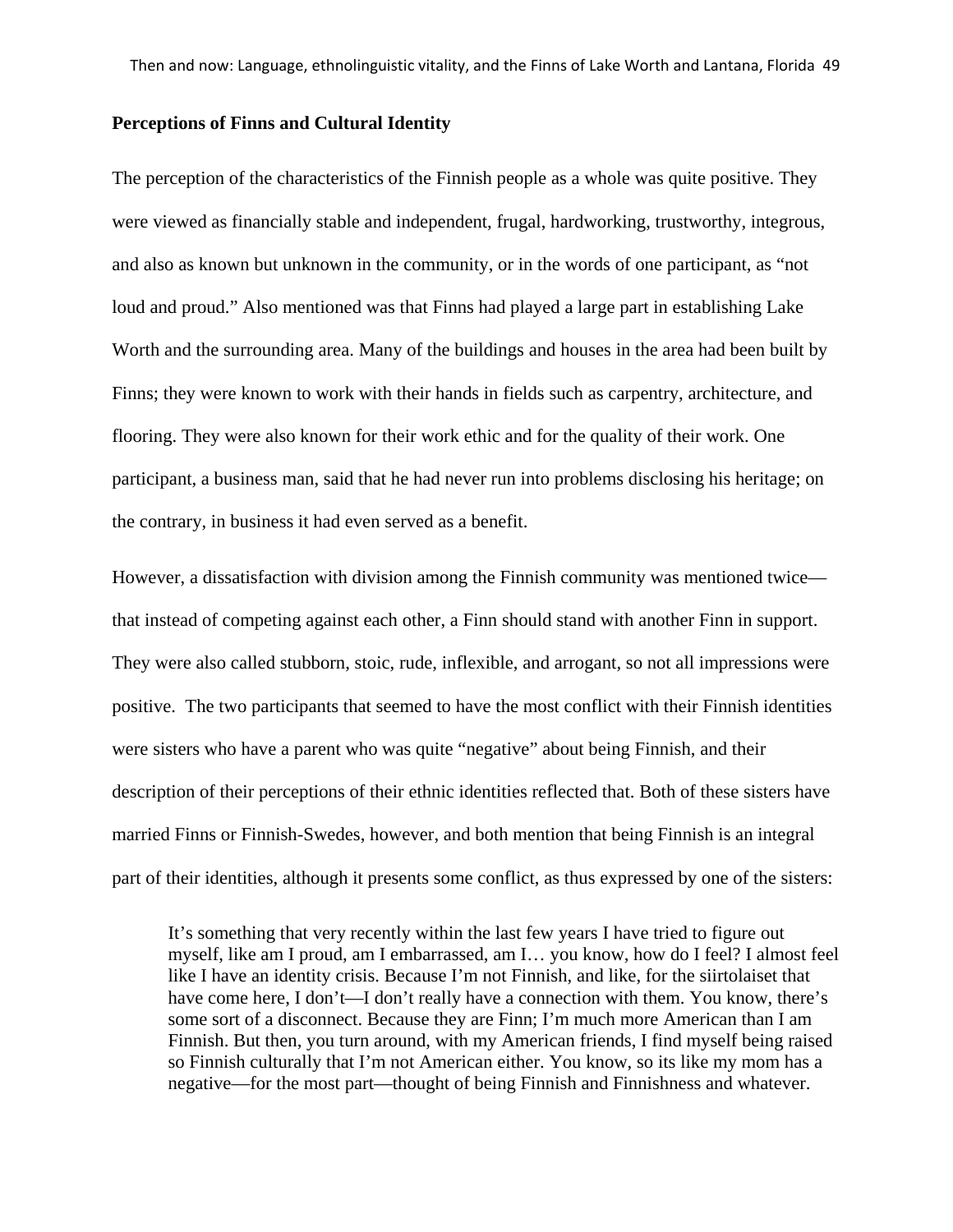### Perceptions of Finns and Cultural Identity

The perception of the characteristics of the Finnish people as a whole was quite positive. They were viewed as financially stable and independent, frugal, hardworking, trustworthy, integrous, and also as known but unknown in the community, or in the words of one participant, as "not loud and proud." Also mentioned was that Finns had played a large part in establishing Lake Worth and the surrounding area. Many of the buildings and houses in the area had been built by Finns; they were known to work with their hands in fields such as carpentry, architecture, and flooring. They were also known for their work ethic and for the quality of their work. One participant, a business man, said that he had never run into problems disclosing his heritage; on the contrary, in business it had even served as a benefit.

However, a dissatisfaction with division among the Finnish community was mentioned twice—that instead of competing against each other, a Finn should stand with another Finn in support. They were also called stubborn, stoic, rude, inflexible, and arrogant, so not all impressions were positive.  The two participants that seemed to have the most conflict with their Finnish identities were sisters who have a parent who was quite "negative" about being Finnish, and their description of their perceptions of their ethnic identities reflected that. Both of these sisters have married Finns or Finnish-Swedes, however, and both mention that being Finnish is an integral part of their identities, although it presents some conflict, as thus expressed by one of the sisters:

> It's something that very recently within the last few years I have tried to figure out myself, like am I proud, am I embarrassed, am I… you know, how do I feel? I almost feel like I have an identity crisis. Because I'm not Finnish, and like, for the siirtolaiset that have come here, I don't—I don't really have a connection with them. You know, there's some sort of a disconnect. Because they are Finn; I'm much more American than I am Finnish. But then, you turn around, with my American friends, I find myself being raised so Finnish culturally that I'm not American either. You know, so its like my mom has a negative—for the most part—thought of being Finnish and Finnishness and whatever.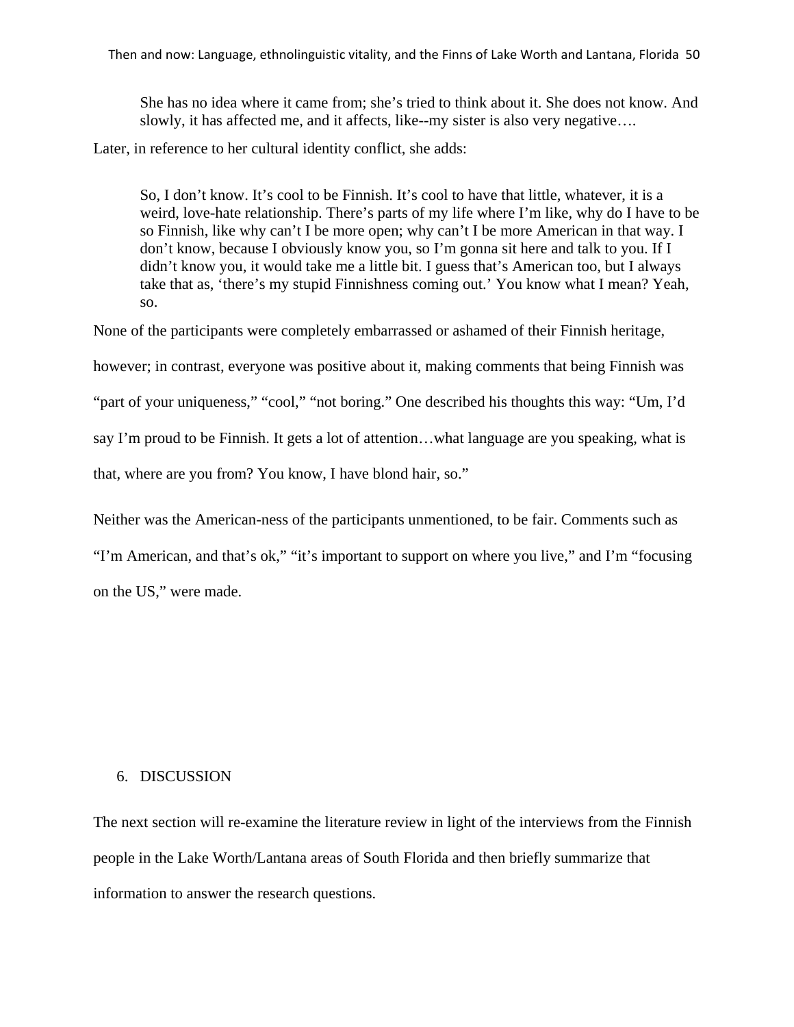> She has no idea where it came from; she's tried to think about it. She does not know. And slowly, it has affected me, and it affects, like--my sister is also very negative….

Later, in reference to her cultural identity conflict, she adds:

> So, I don't know. It's cool to be Finnish. It's cool to have that little, whatever, it is a weird, love-hate relationship. There's parts of my life where I'm like, why do I have to be so Finnish, like why can't I be more open; why can't I be more American in that way. I don't know, because I obviously know you, so I'm gonna sit here and talk to you. If I didn't know you, it would take me a little bit. I guess that's American too, but I always take that as, 'there's my stupid Finnishness coming out.' You know what I mean? Yeah, so.

None of the participants were completely embarrassed or ashamed of their Finnish heritage, however; in contrast, everyone was positive about it, making comments that being Finnish was "part of your uniqueness," "cool," "not boring." One described his thoughts this way: "Um, I'd say I'm proud to be Finnish. It gets a lot of attention…what language are you speaking, what is that, where are you from? You know, I have blond hair, so."

Neither was the American-ness of the participants unmentioned, to be fair. Comments such as "I'm American, and that's ok," "it's important to support on where you live," and I'm "focusing on the US," were made.

# 6. DISCUSSION

The next section will re-examine the literature review in light of the interviews from the Finnish people in the Lake Worth/Lantana areas of South Florida and then briefly summarize that information to answer the research questions.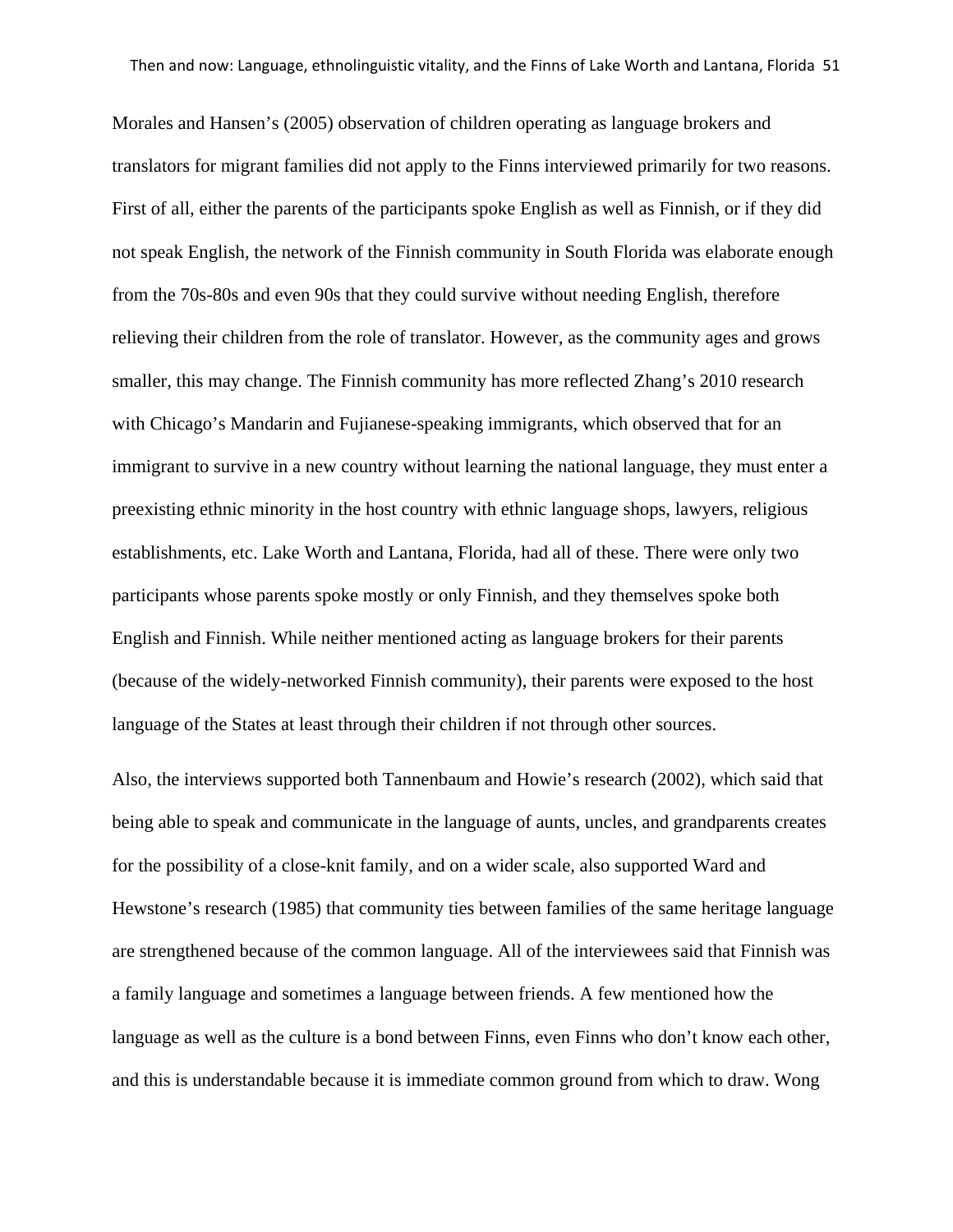Morales and Hansen's (2005) observation of children operating as language brokers and translators for migrant families did not apply to the Finns interviewed primarily for two reasons. First of all, either the parents of the participants spoke English as well as Finnish, or if they did not speak English, the network of the Finnish community in South Florida was elaborate enough from the 70s-80s and even 90s that they could survive without needing English, therefore relieving their children from the role of translator. However, as the community ages and grows smaller, this may change. The Finnish community has more reflected Zhang's 2010 research with Chicago's Mandarin and Fujianese-speaking immigrants, which observed that for an immigrant to survive in a new country without learning the national language, they must enter a preexisting ethnic minority in the host country with ethnic language shops, lawyers, religious establishments, etc. Lake Worth and Lantana, Florida, had all of these. There were only two participants whose parents spoke mostly or only Finnish, and they themselves spoke both English and Finnish. While neither mentioned acting as language brokers for their parents (because of the widely-networked Finnish community), their parents were exposed to the host language of the States at least through their children if not through other sources.

Also, the interviews supported both Tannenbaum and Howie's research (2002), which said that being able to speak and communicate in the language of aunts, uncles, and grandparents creates for the possibility of a close-knit family, and on a wider scale, also supported Ward and Hewstone's research (1985) that community ties between families of the same heritage language are strengthened because of the common language. All of the interviewees said that Finnish was a family language and sometimes a language between friends. A few mentioned how the language as well as the culture is a bond between Finns, even Finns who don't know each other, and this is understandable because it is immediate common ground from which to draw. Wong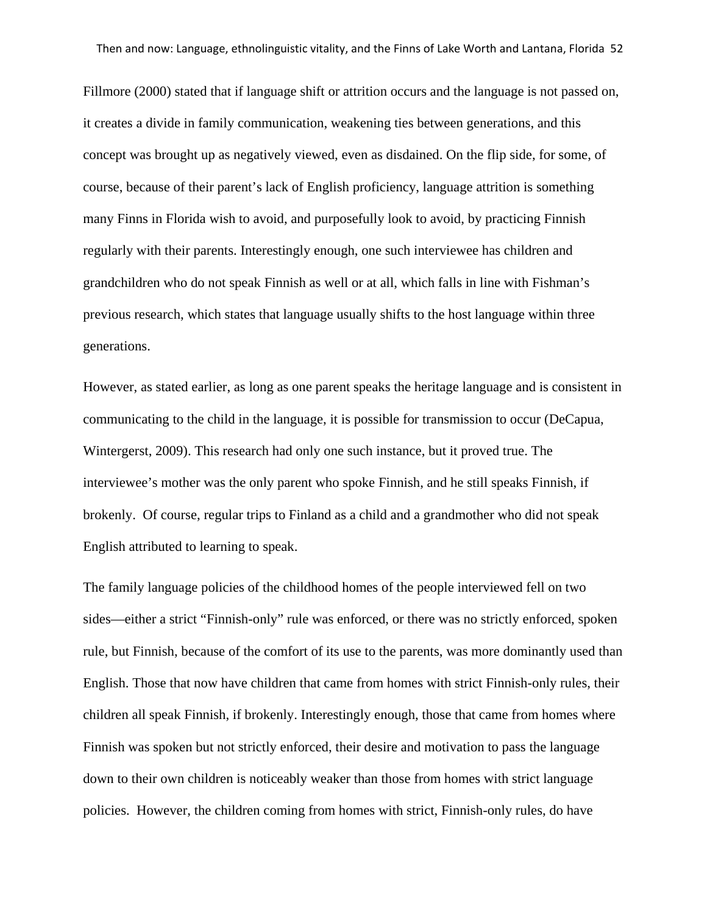Fillmore (2000) stated that if language shift or attrition occurs and the language is not passed on, it creates a divide in family communication, weakening ties between generations, and this concept was brought up as negatively viewed, even as disdained. On the flip side, for some, of course, because of their parent's lack of English proficiency, language attrition is something many Finns in Florida wish to avoid, and purposefully look to avoid, by practicing Finnish regularly with their parents. Interestingly enough, one such interviewee has children and grandchildren who do not speak Finnish as well or at all, which falls in line with Fishman's previous research, which states that language usually shifts to the host language within three generations.

However, as stated earlier, as long as one parent speaks the heritage language and is consistent in communicating to the child in the language, it is possible for transmission to occur (DeCapua, Wintergerst, 2009). This research had only one such instance, but it proved true. The interviewee's mother was the only parent who spoke Finnish, and he still speaks Finnish, if brokenly. Of course, regular trips to Finland as a child and a grandmother who did not speak English attributed to learning to speak.

The family language policies of the childhood homes of the people interviewed fell on two sides—either a strict "Finnish-only" rule was enforced, or there was no strictly enforced, spoken rule, but Finnish, because of the comfort of its use to the parents, was more dominantly used than English. Those that now have children that came from homes with strict Finnish-only rules, their children all speak Finnish, if brokenly. Interestingly enough, those that came from homes where Finnish was spoken but not strictly enforced, their desire and motivation to pass the language down to their own children is noticeably weaker than those from homes with strict language policies. However, the children coming from homes with strict, Finnish-only rules, do have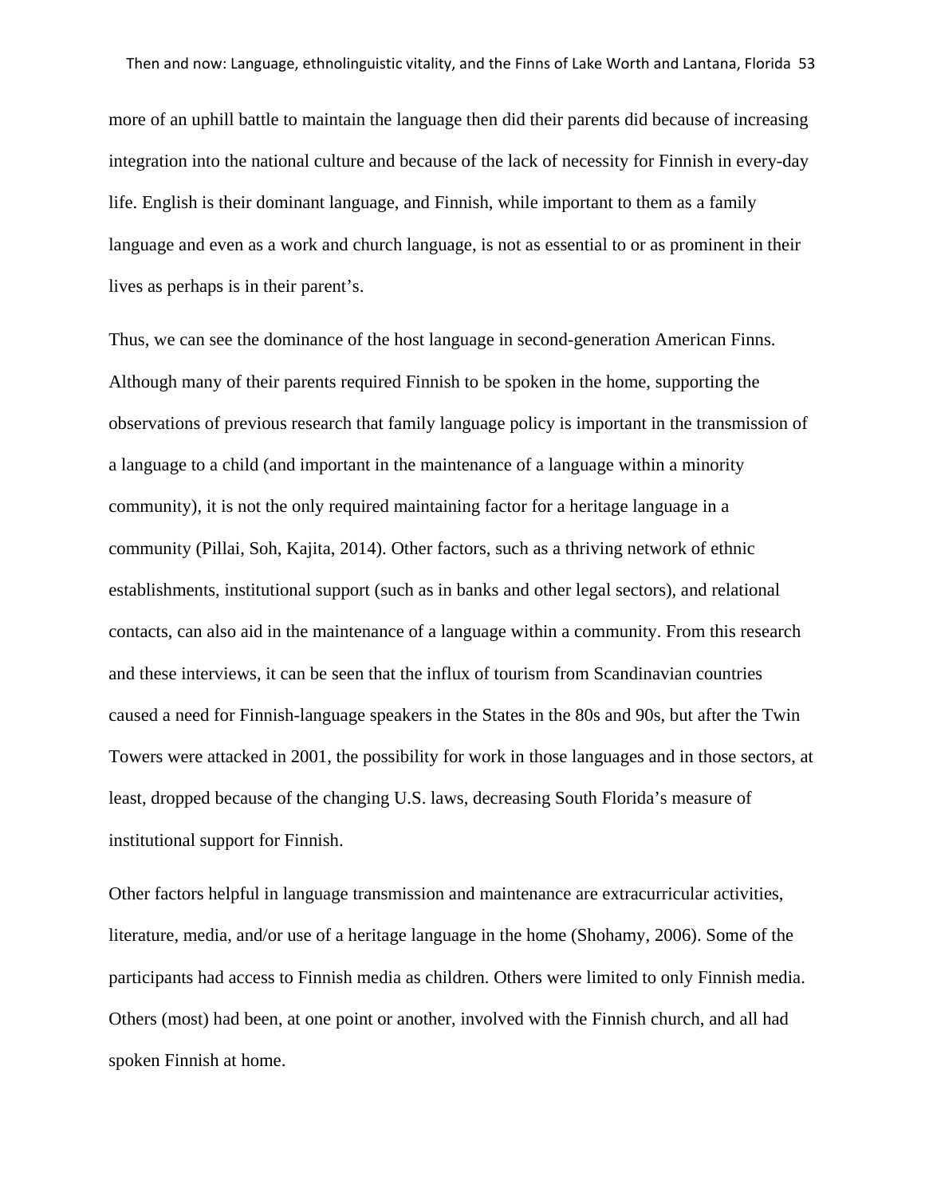more of an uphill battle to maintain the language then did their parents did because of increasing integration into the national culture and because of the lack of necessity for Finnish in every-day life. English is their dominant language, and Finnish, while important to them as a family language and even as a work and church language, is not as essential to or as prominent in their lives as perhaps is in their parent's.

Thus, we can see the dominance of the host language in second-generation American Finns. Although many of their parents required Finnish to be spoken in the home, supporting the observations of previous research that family language policy is important in the transmission of a language to a child (and important in the maintenance of a language within a minority community), it is not the only required maintaining factor for a heritage language in a community (Pillai, Soh, Kajita, 2014). Other factors, such as a thriving network of ethnic establishments, institutional support (such as in banks and other legal sectors), and relational contacts, can also aid in the maintenance of a language within a community. From this research and these interviews, it can be seen that the influx of tourism from Scandinavian countries caused a need for Finnish-language speakers in the States in the 80s and 90s, but after the Twin Towers were attacked in 2001, the possibility for work in those languages and in those sectors, at least, dropped because of the changing U.S. laws, decreasing South Florida's measure of institutional support for Finnish.

Other factors helpful in language transmission and maintenance are extracurricular activities, literature, media, and/or use of a heritage language in the home (Shohamy, 2006). Some of the participants had access to Finnish media as children. Others were limited to only Finnish media. Others (most) had been, at one point or another, involved with the Finnish church, and all had spoken Finnish at home.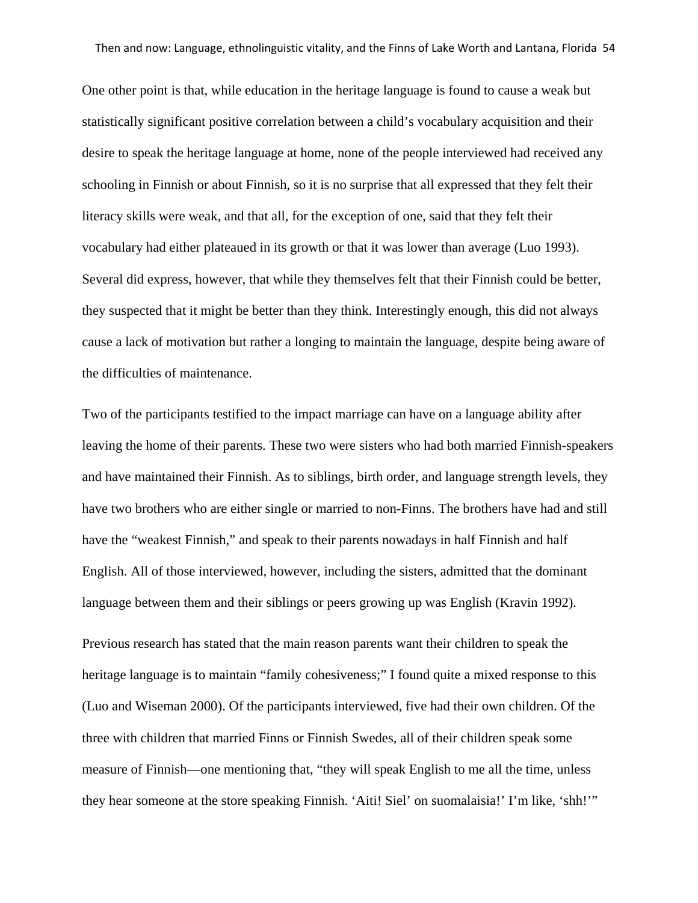One other point is that, while education in the heritage language is found to cause a weak but statistically significant positive correlation between a child's vocabulary acquisition and their desire to speak the heritage language at home, none of the people interviewed had received any schooling in Finnish or about Finnish, so it is no surprise that all expressed that they felt their literacy skills were weak, and that all, for the exception of one, said that they felt their vocabulary had either plateaued in its growth or that it was lower than average (Luo 1993). Several did express, however, that while they themselves felt that their Finnish could be better, they suspected that it might be better than they think. Interestingly enough, this did not always cause a lack of motivation but rather a longing to maintain the language, despite being aware of the difficulties of maintenance.

Two of the participants testified to the impact marriage can have on a language ability after leaving the home of their parents. These two were sisters who had both married Finnish-speakers and have maintained their Finnish. As to siblings, birth order, and language strength levels, they have two brothers who are either single or married to non-Finns. The brothers have had and still have the "weakest Finnish," and speak to their parents nowadays in half Finnish and half English. All of those interviewed, however, including the sisters, admitted that the dominant language between them and their siblings or peers growing up was English (Kravin 1992).

Previous research has stated that the main reason parents want their children to speak the heritage language is to maintain "family cohesiveness;" I found quite a mixed response to this (Luo and Wiseman 2000). Of the participants interviewed, five had their own children. Of the three with children that married Finns or Finnish Swedes, all of their children speak some measure of Finnish—one mentioning that, "they will speak English to me all the time, unless they hear someone at the store speaking Finnish. 'Aiti! Siel' on suomalaisia!' I'm like, 'shh!'"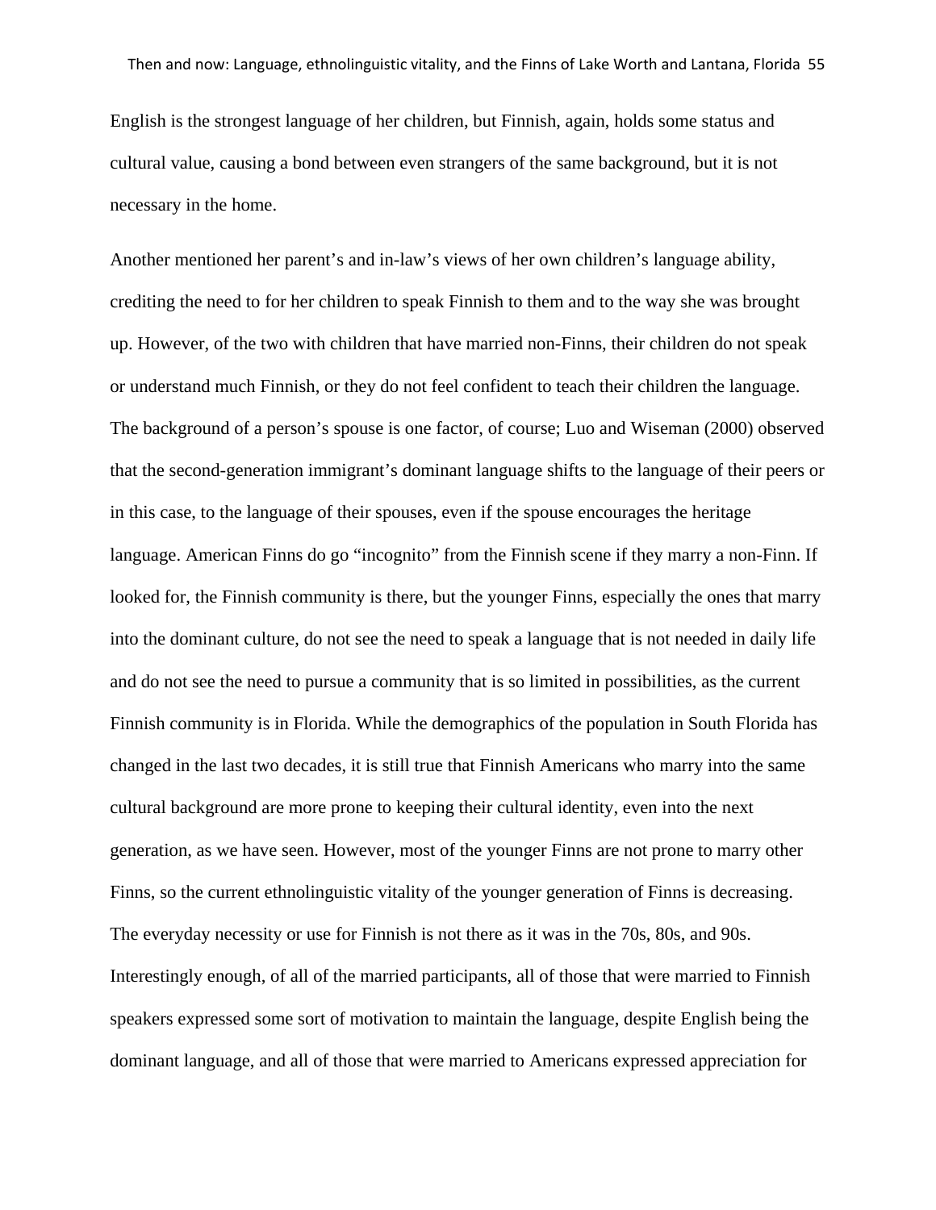English is the strongest language of her children, but Finnish, again, holds some status and cultural value, causing a bond between even strangers of the same background, but it is not necessary in the home.

Another mentioned her parent's and in-law's views of her own children's language ability, crediting the need to for her children to speak Finnish to them and to the way she was brought up. However, of the two with children that have married non-Finns, their children do not speak or understand much Finnish, or they do not feel confident to teach their children the language. The background of a person's spouse is one factor, of course; Luo and Wiseman (2000) observed that the second-generation immigrant's dominant language shifts to the language of their peers or in this case, to the language of their spouses, even if the spouse encourages the heritage language. American Finns do go "incognito" from the Finnish scene if they marry a non-Finn. If looked for, the Finnish community is there, but the younger Finns, especially the ones that marry into the dominant culture, do not see the need to speak a language that is not needed in daily life and do not see the need to pursue a community that is so limited in possibilities, as the current Finnish community is in Florida. While the demographics of the population in South Florida has changed in the last two decades, it is still true that Finnish Americans who marry into the same cultural background are more prone to keeping their cultural identity, even into the next generation, as we have seen. However, most of the younger Finns are not prone to marry other Finns, so the current ethnolinguistic vitality of the younger generation of Finns is decreasing. The everyday necessity or use for Finnish is not there as it was in the 70s, 80s, and 90s. Interestingly enough, of all of the married participants, all of those that were married to Finnish speakers expressed some sort of motivation to maintain the language, despite English being the dominant language, and all of those that were married to Americans expressed appreciation for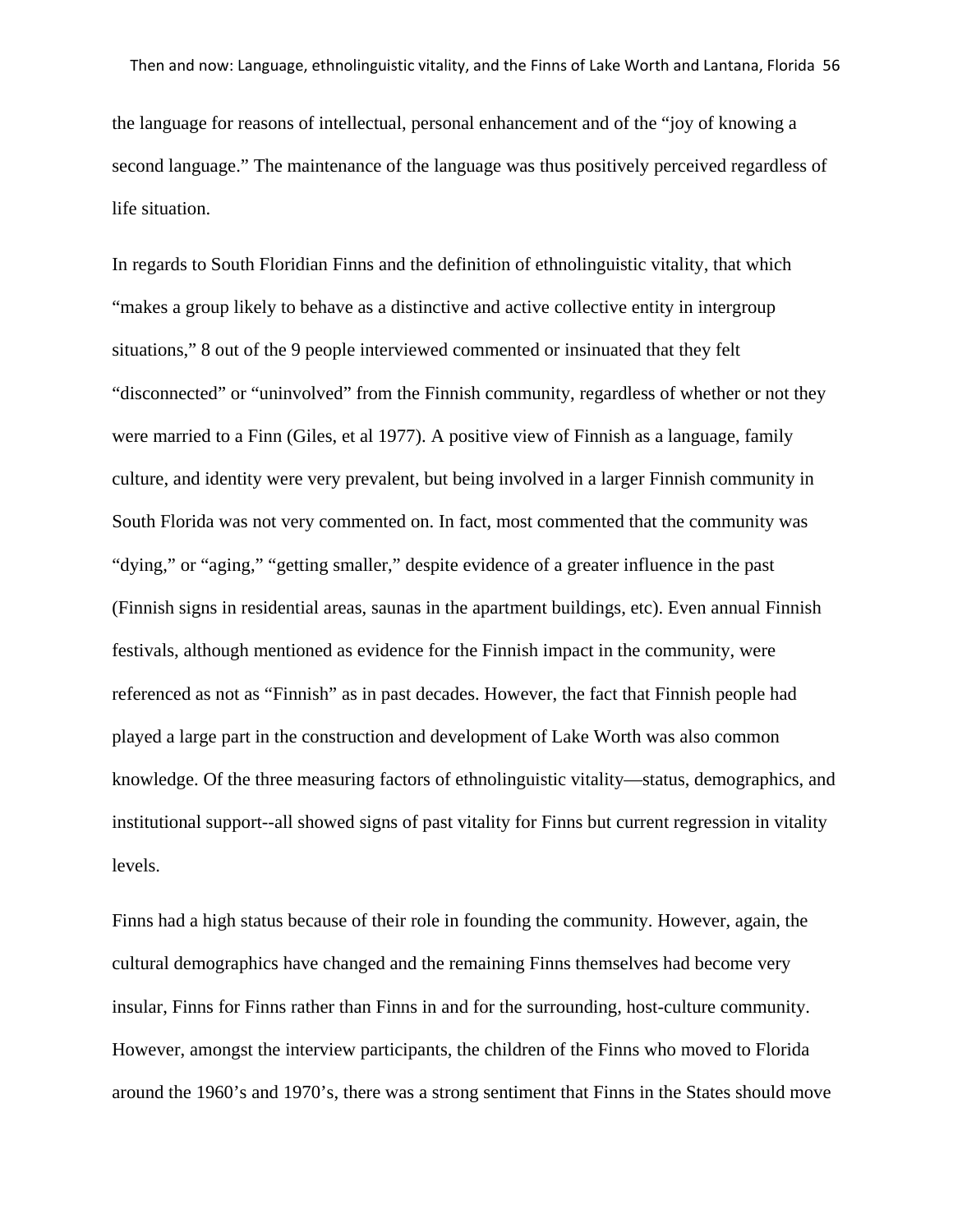the language for reasons of intellectual, personal enhancement and of the "joy of knowing a second language." The maintenance of the language was thus positively perceived regardless of life situation.

In regards to South Floridian Finns and the definition of ethnolinguistic vitality, that which "makes a group likely to behave as a distinctive and active collective entity in intergroup situations," 8 out of the 9 people interviewed commented or insinuated that they felt "disconnected" or "uninvolved" from the Finnish community, regardless of whether or not they were married to a Finn (Giles, et al 1977). A positive view of Finnish as a language, family culture, and identity were very prevalent, but being involved in a larger Finnish community in South Florida was not very commented on. In fact, most commented that the community was "dying," or "aging," "getting smaller," despite evidence of a greater influence in the past (Finnish signs in residential areas, saunas in the apartment buildings, etc). Even annual Finnish festivals, although mentioned as evidence for the Finnish impact in the community, were referenced as not as "Finnish" as in past decades. However, the fact that Finnish people had played a large part in the construction and development of Lake Worth was also common knowledge. Of the three measuring factors of ethnolinguistic vitality—status, demographics, and institutional support--all showed signs of past vitality for Finns but current regression in vitality levels.

Finns had a high status because of their role in founding the community. However, again, the cultural demographics have changed and the remaining Finns themselves had become very insular, Finns for Finns rather than Finns in and for the surrounding, host-culture community. However, amongst the interview participants, the children of the Finns who moved to Florida around the 1960's and 1970's, there was a strong sentiment that Finns in the States should move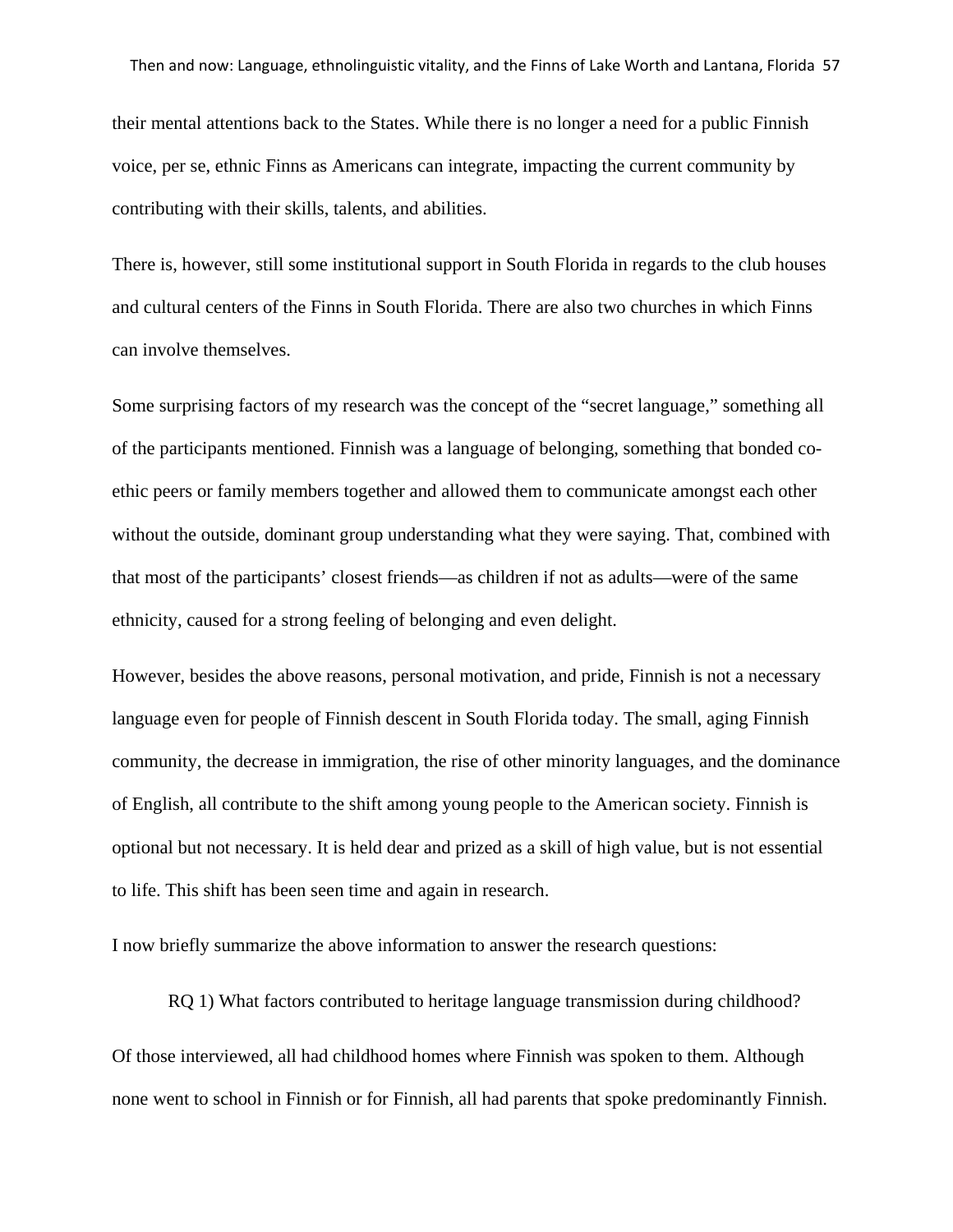their mental attentions back to the States. While there is no longer a need for a public Finnish voice, per se, ethnic Finns as Americans can integrate, impacting the current community by contributing with their skills, talents, and abilities.

There is, however, still some institutional support in South Florida in regards to the club houses and cultural centers of the Finns in South Florida. There are also two churches in which Finns can involve themselves.

Some surprising factors of my research was the concept of the "secret language," something all of the participants mentioned. Finnish was a language of belonging, something that bonded co-ethic peers or family members together and allowed them to communicate amongst each other without the outside, dominant group understanding what they were saying. That, combined with that most of the participants' closest friends—as children if not as adults—were of the same ethnicity, caused for a strong feeling of belonging and even delight.

However, besides the above reasons, personal motivation, and pride, Finnish is not a necessary language even for people of Finnish descent in South Florida today. The small, aging Finnish community, the decrease in immigration, the rise of other minority languages, and the dominance of English, all contribute to the shift among young people to the American society. Finnish is optional but not necessary. It is held dear and prized as a skill of high value, but is not essential to life. This shift has been seen time and again in research.

I now briefly summarize the above information to answer the research questions:

RQ 1) What factors contributed to heritage language transmission during childhood?

Of those interviewed, all had childhood homes where Finnish was spoken to them. Although none went to school in Finnish or for Finnish, all had parents that spoke predominantly Finnish.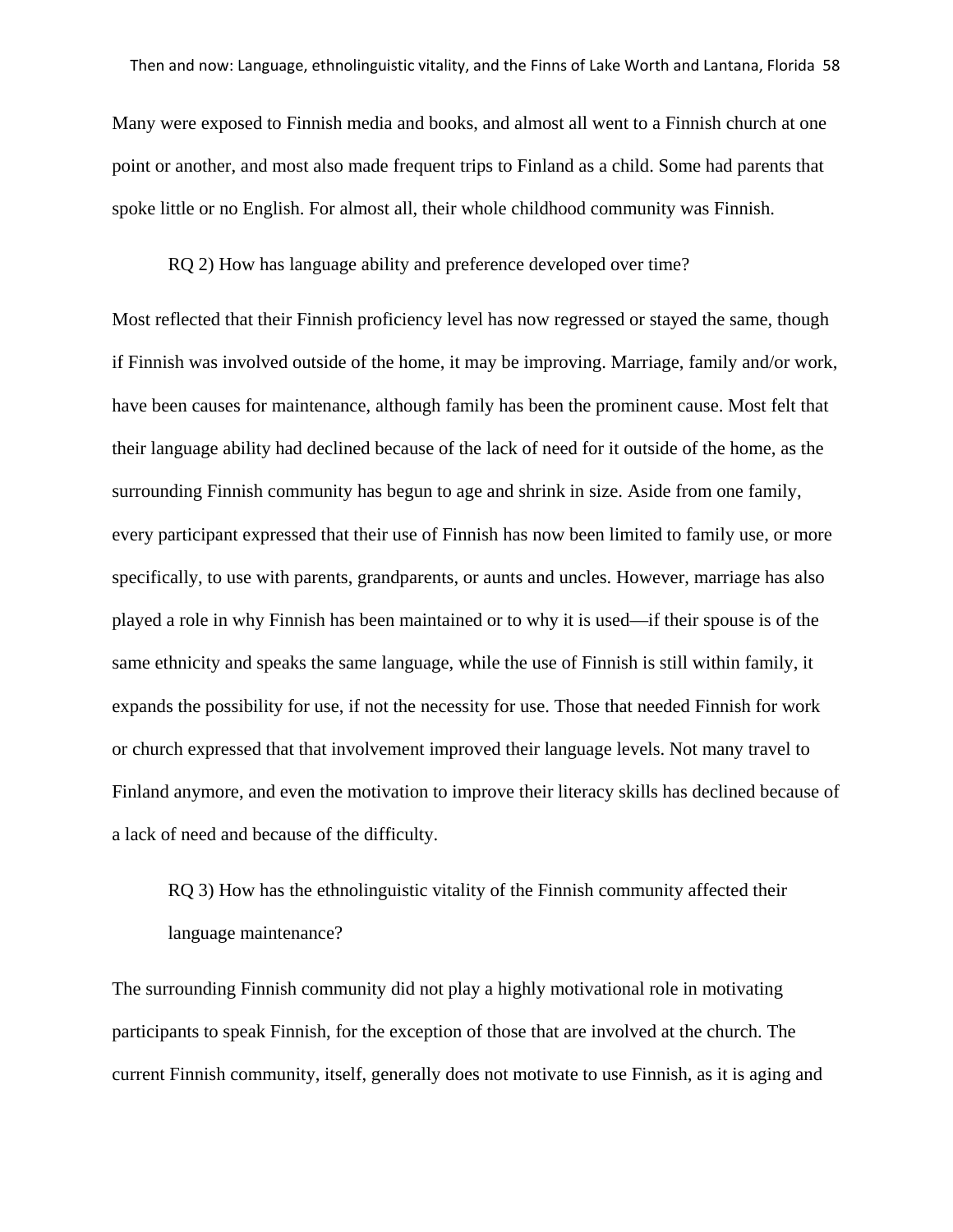Many were exposed to Finnish media and books, and almost all went to a Finnish church at one point or another, and most also made frequent trips to Finland as a child. Some had parents that spoke little or no English. For almost all, their whole childhood community was Finnish.

RQ 2) How has language ability and preference developed over time?

Most reflected that their Finnish proficiency level has now regressed or stayed the same, though if Finnish was involved outside of the home, it may be improving. Marriage, family and/or work, have been causes for maintenance, although family has been the prominent cause. Most felt that their language ability had declined because of the lack of need for it outside of the home, as the surrounding Finnish community has begun to age and shrink in size. Aside from one family, every participant expressed that their use of Finnish has now been limited to family use, or more specifically, to use with parents, grandparents, or aunts and uncles. However, marriage has also played a role in why Finnish has been maintained or to why it is used—if their spouse is of the same ethnicity and speaks the same language, while the use of Finnish is still within family, it expands the possibility for use, if not the necessity for use. Those that needed Finnish for work or church expressed that that involvement improved their language levels. Not many travel to Finland anymore, and even the motivation to improve their literacy skills has declined because of a lack of need and because of the difficulty.

RQ 3) How has the ethnolinguistic vitality of the Finnish community affected their language maintenance?

The surrounding Finnish community did not play a highly motivational role in motivating participants to speak Finnish, for the exception of those that are involved at the church. The current Finnish community, itself, generally does not motivate to use Finnish, as it is aging and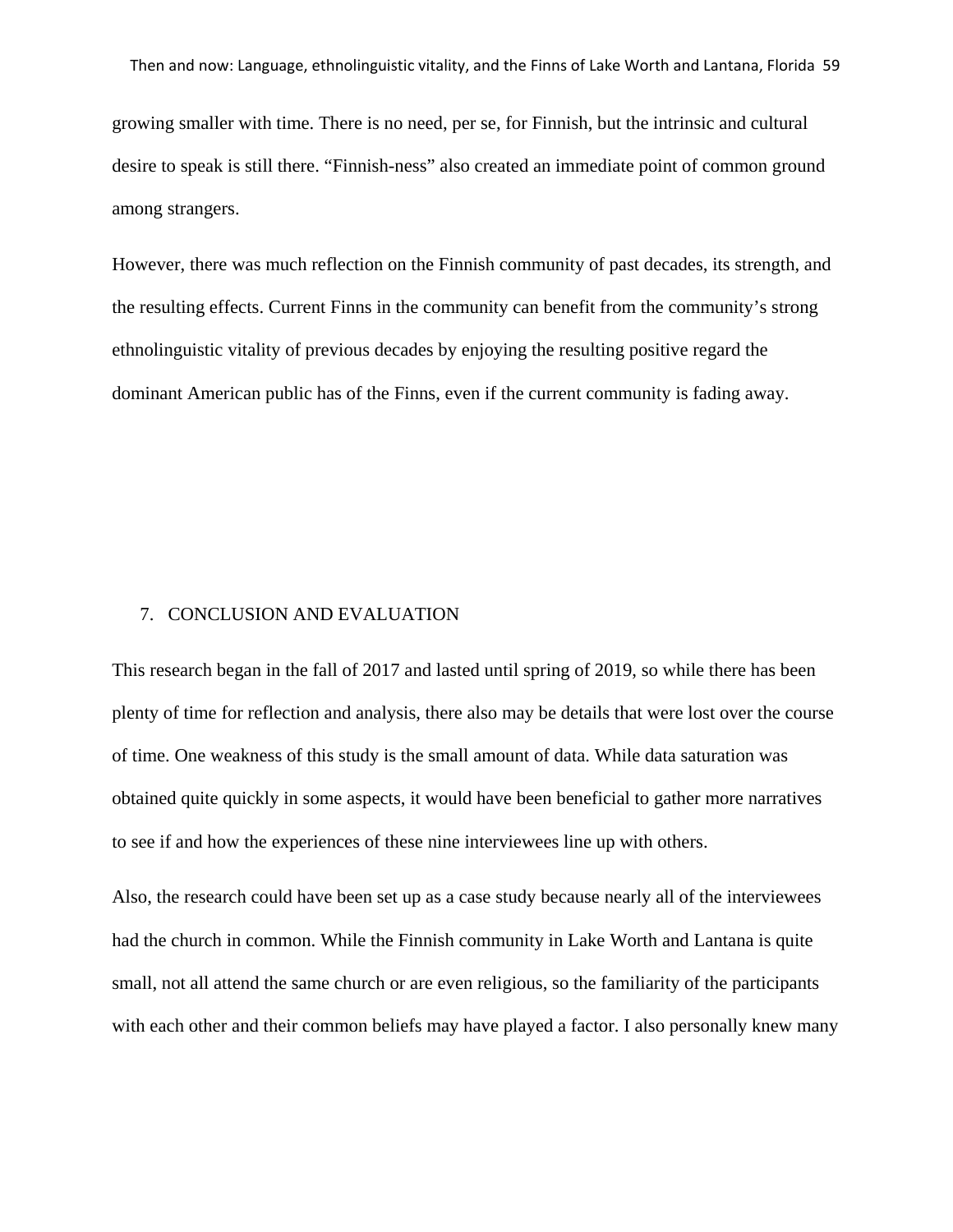growing smaller with time. There is no need, per se, for Finnish, but the intrinsic and cultural desire to speak is still there. "Finnish-ness" also created an immediate point of common ground among strangers.

However, there was much reflection on the Finnish community of past decades, its strength, and the resulting effects. Current Finns in the community can benefit from the community's strong ethnolinguistic vitality of previous decades by enjoying the resulting positive regard the dominant American public has of the Finns, even if the current community is fading away.

## 7. CONCLUSION AND EVALUATION

This research began in the fall of 2017 and lasted until spring of 2019, so while there has been plenty of time for reflection and analysis, there also may be details that were lost over the course of time. One weakness of this study is the small amount of data. While data saturation was obtained quite quickly in some aspects, it would have been beneficial to gather more narratives to see if and how the experiences of these nine interviewees line up with others.

Also, the research could have been set up as a case study because nearly all of the interviewees had the church in common. While the Finnish community in Lake Worth and Lantana is quite small, not all attend the same church or are even religious, so the familiarity of the participants with each other and their common beliefs may have played a factor. I also personally knew many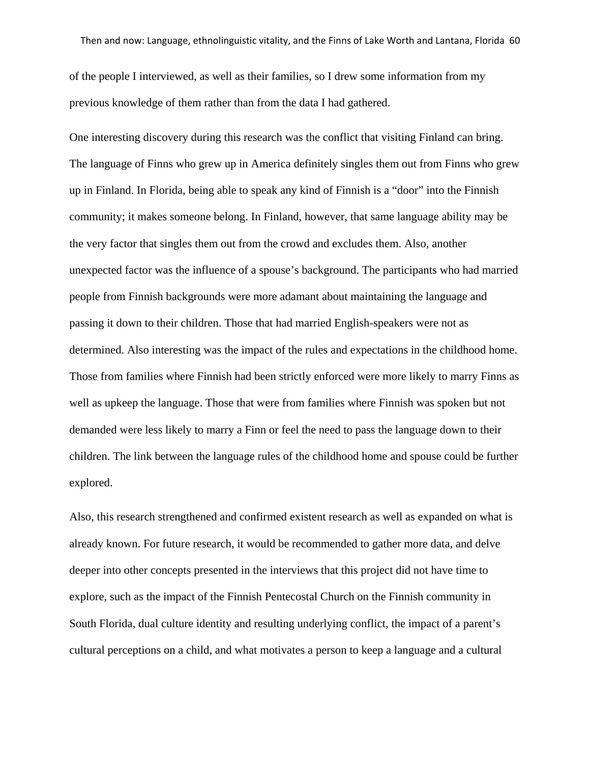of the people I interviewed, as well as their families, so I drew some information from my previous knowledge of them rather than from the data I had gathered.

One interesting discovery during this research was the conflict that visiting Finland can bring. The language of Finns who grew up in America definitely singles them out from Finns who grew up in Finland. In Florida, being able to speak any kind of Finnish is a "door" into the Finnish community; it makes someone belong. In Finland, however, that same language ability may be the very factor that singles them out from the crowd and excludes them. Also, another unexpected factor was the influence of a spouse's background. The participants who had married people from Finnish backgrounds were more adamant about maintaining the language and passing it down to their children. Those that had married English-speakers were not as determined. Also interesting was the impact of the rules and expectations in the childhood home. Those from families where Finnish had been strictly enforced were more likely to marry Finns as well as upkeep the language. Those that were from families where Finnish was spoken but not demanded were less likely to marry a Finn or feel the need to pass the language down to their children. The link between the language rules of the childhood home and spouse could be further explored.

Also, this research strengthened and confirmed existent research as well as expanded on what is already known. For future research, it would be recommended to gather more data, and delve deeper into other concepts presented in the interviews that this project did not have time to explore, such as the impact of the Finnish Pentecostal Church on the Finnish community in South Florida, dual culture identity and resulting underlying conflict, the impact of a parent's cultural perceptions on a child, and what motivates a person to keep a language and a cultural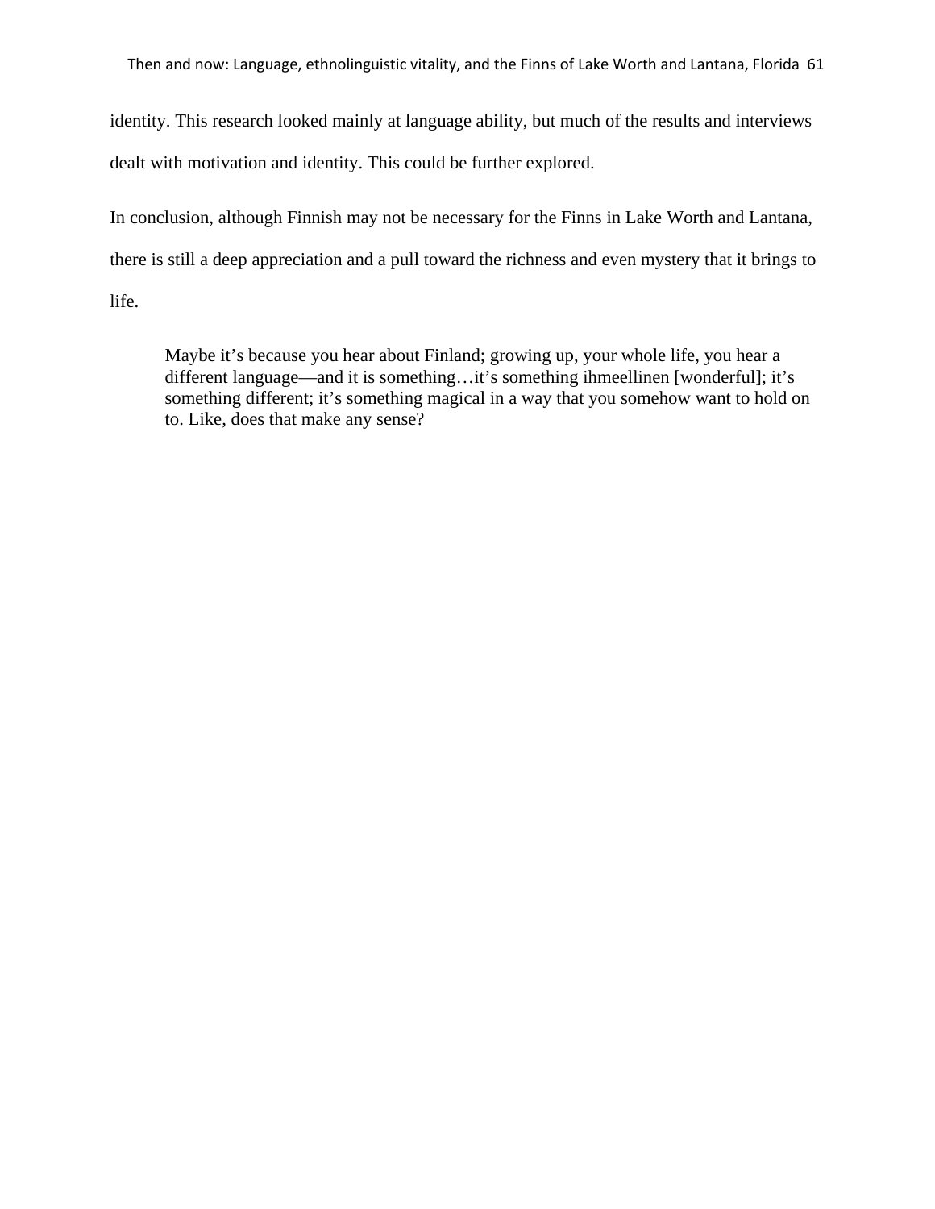identity. This research looked mainly at language ability, but much of the results and interviews dealt with motivation and identity. This could be further explored.

In conclusion, although Finnish may not be necessary for the Finns in Lake Worth and Lantana, there is still a deep appreciation and a pull toward the richness and even mystery that it brings to life.

> Maybe it's because you hear about Finland; growing up, your whole life, you hear a different language—and it is something…it's something ihmeellinen [wonderful]; it's something different; it's something magical in a way that you somehow want to hold on to. Like, does that make any sense?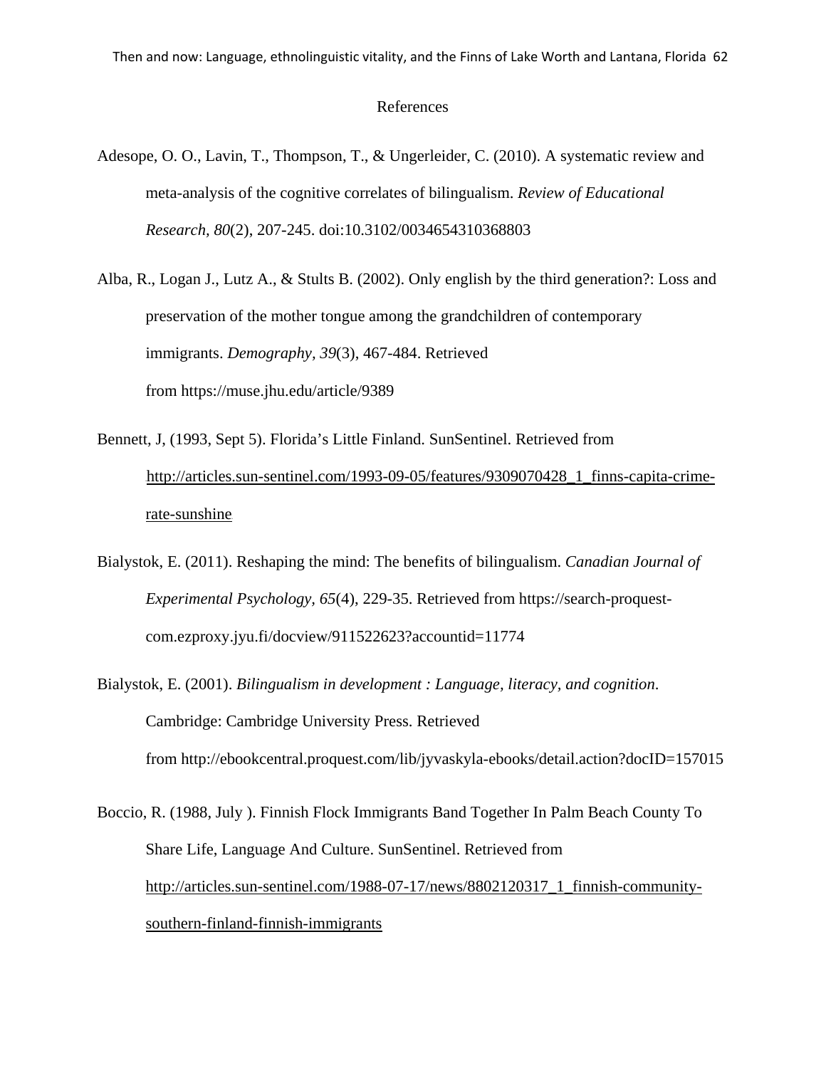# References

Adesope, O. O., Lavin, T., Thompson, T., & Ungerleider, C. (2010). A systematic review and meta-analysis of the cognitive correlates of bilingualism. *Review of Educational Research, 80*(2), 207-245. doi:10.3102/0034654310368803

Alba, R., Logan J., Lutz A., & Stults B. (2002). Only english by the third generation?: Loss and preservation of the mother tongue among the grandchildren of contemporary immigrants. *Demography, 39*(3), 467-484. Retrieved from https://muse.jhu.edu/article/9389

Bennett, J, (1993, Sept 5). Florida's Little Finland. SunSentinel. Retrieved from http://articles.sun-sentinel.com/1993-09-05/features/9309070428_1_finns-capita-crime-rate-sunshine

Bialystok, E. (2011). Reshaping the mind: The benefits of bilingualism. *Canadian Journal of Experimental Psychology, 65*(4), 229-35. Retrieved from https://search-proquest-com.ezproxy.jyu.fi/docview/911522623?accountid=11774

Bialystok, E. (2001). *Bilingualism in development : Language, literacy, and cognition*. Cambridge: Cambridge University Press. Retrieved from http://ebookcentral.proquest.com/lib/jyvaskyla-ebooks/detail.action?docID=157015

Boccio, R. (1988, July ). Finnish Flock Immigrants Band Together In Palm Beach County To Share Life, Language And Culture. SunSentinel. Retrieved from http://articles.sun-sentinel.com/1988-07-17/news/8802120317_1_finnish-community-southern-finland-finnish-immigrants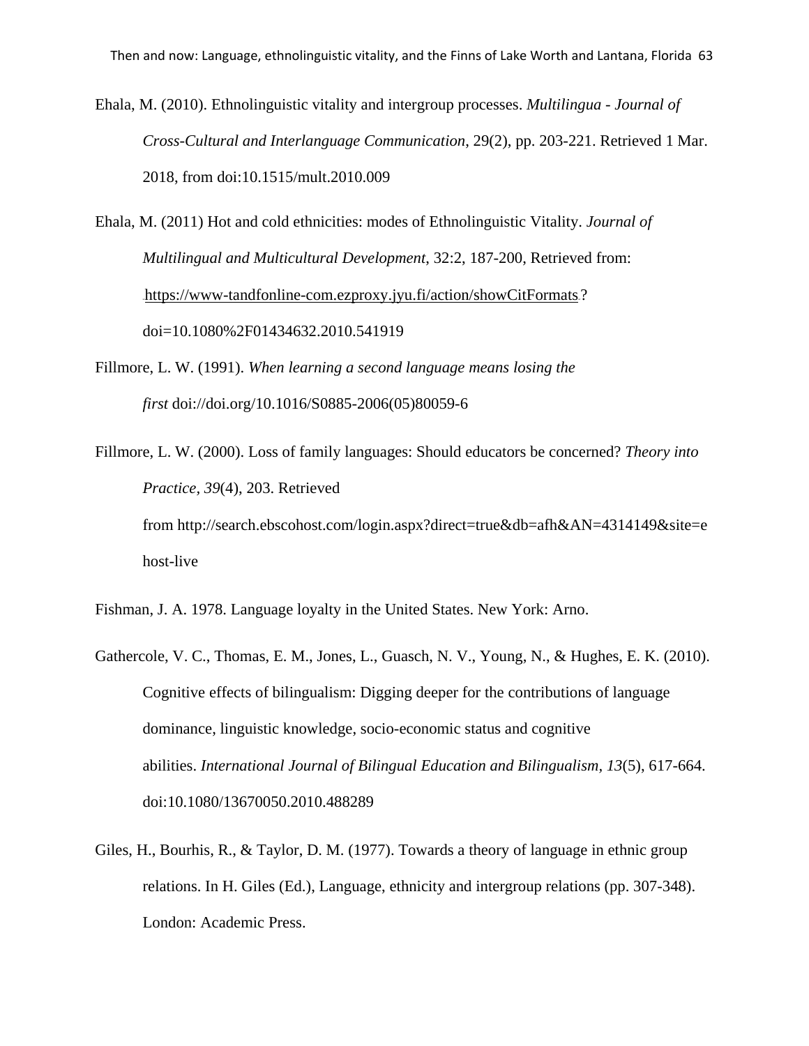Ehala, M. (2010). Ethnolinguistic vitality and intergroup processes. *Multilingua - Journal of Cross-Cultural and Interlanguage Communication*, 29(2), pp. 203-221. Retrieved 1 Mar. 2018, from doi:10.1515/mult.2010.009

Ehala, M. (2011) Hot and cold ethnicities: modes of Ethnolinguistic Vitality. *Journal of Multilingual and Multicultural Development*, 32:2, 187-200, Retrieved from: https://www-tandfonline-com.ezproxy.jyu.fi/action/showCitFormats?doi=10.1080%2F01434632.2010.541919

Fillmore, L. W. (1991). *When learning a second language means losing the first* doi://doi.org/10.1016/S0885-2006(05)80059-6

Fillmore, L. W. (2000). Loss of family languages: Should educators be concerned? *Theory into Practice, 39*(4), 203. Retrieved from http://search.ebscohost.com/login.aspx?direct=true&db=afh&AN=4314149&site=ehost-live

Fishman, J. A. 1978. Language loyalty in the United States. New York: Arno.

Gathercole, V. C., Thomas, E. M., Jones, L., Guasch, N. V., Young, N., & Hughes, E. K. (2010). Cognitive effects of bilingualism: Digging deeper for the contributions of language dominance, linguistic knowledge, socio-economic status and cognitive abilities. *International Journal of Bilingual Education and Bilingualism, 13*(5), 617-664. doi:10.1080/13670050.2010.488289

Giles, H., Bourhis, R., & Taylor, D. M. (1977). Towards a theory of language in ethnic group relations. In H. Giles (Ed.), Language, ethnicity and intergroup relations (pp. 307-348). London: Academic Press.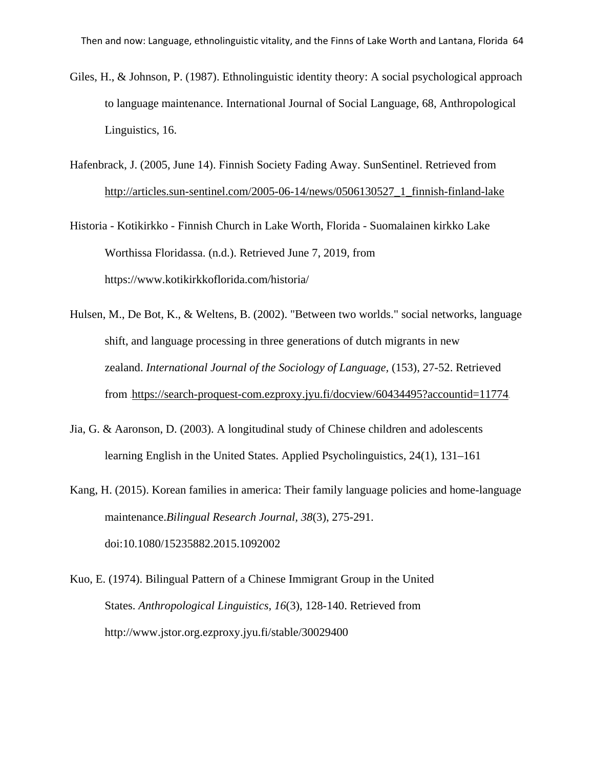Giles, H., & Johnson, P. (1987). Ethnolinguistic identity theory: A social psychological approach to language maintenance. International Journal of Social Language, 68, Anthropological Linguistics, 16.

Hafenbrack, J. (2005, June 14). Finnish Society Fading Away. SunSentinel. Retrieved from http://articles.sun-sentinel.com/2005-06-14/news/0506130527_1_finnish-finland-lake

Historia - Kotikirkko - Finnish Church in Lake Worth, Florida - Suomalainen kirkko Lake Worthissa Floridassa. (n.d.). Retrieved June 7, 2019, from https://www.kotikirkkoflorida.com/historia/

Hulsen, M., De Bot, K., & Weltens, B. (2002). "Between two worlds." social networks, language shift, and language processing in three generations of dutch migrants in new zealand. *International Journal of the Sociology of Language,* (153), 27-52. Retrieved from https://search-proquest-com.ezproxy.jyu.fi/docview/60434495?accountid=11774.

Jia, G. & Aaronson, D. (2003). A longitudinal study of Chinese children and adolescents learning English in the United States. Applied Psycholinguistics, 24(1), 131–161

Kang, H. (2015). Korean families in america: Their family language policies and home-language maintenance.*Bilingual Research Journal, 38*(3), 275-291. doi:10.1080/15235882.2015.1092002

Kuo, E. (1974). Bilingual Pattern of a Chinese Immigrant Group in the United States. *Anthropological Linguistics, 16*(3), 128-140. Retrieved from http://www.jstor.org.ezproxy.jyu.fi/stable/30029400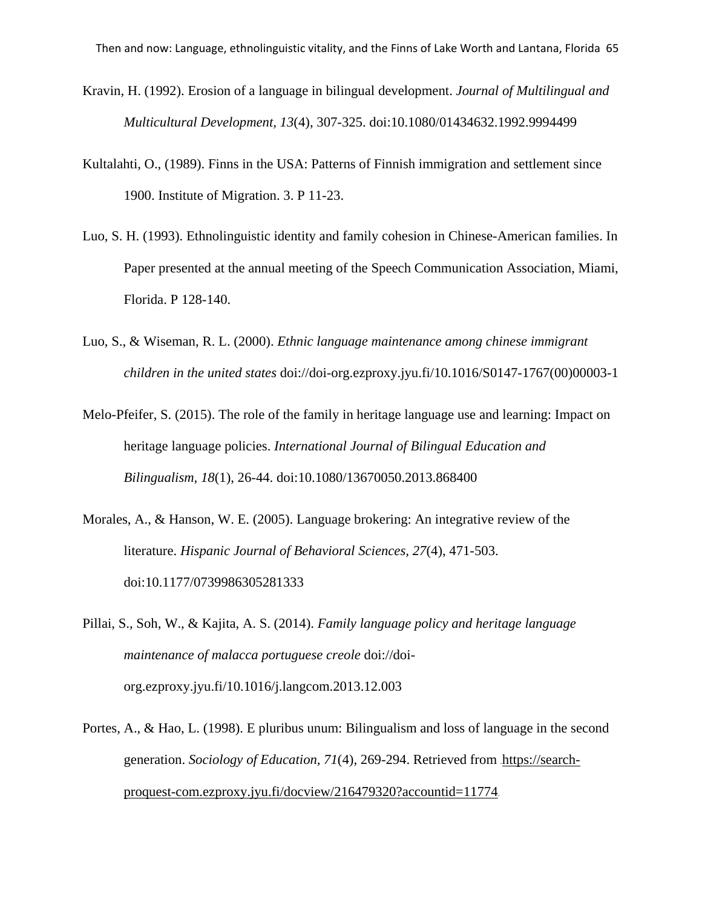Kravin, H. (1992). Erosion of a language in bilingual development. *Journal of Multilingual and Multicultural Development, 13*(4), 307-325. doi:10.1080/01434632.1992.9994499

Kultalahti, O., (1989). Finns in the USA: Patterns of Finnish immigration and settlement since 1900. Institute of Migration. 3. P 11-23.

Luo, S. H. (1993). Ethnolinguistic identity and family cohesion in Chinese-American families. In Paper presented at the annual meeting of the Speech Communication Association, Miami, Florida. P 128-140.

Luo, S., & Wiseman, R. L. (2000). *Ethnic language maintenance among chinese immigrant children in the united states* doi://doi-org.ezproxy.jyu.fi/10.1016/S0147-1767(00)00003-1

Melo-Pfeifer, S. (2015). The role of the family in heritage language use and learning: Impact on heritage language policies. *International Journal of Bilingual Education and Bilingualism, 18*(1), 26-44. doi:10.1080/13670050.2013.868400

Morales, A., & Hanson, W. E. (2005). Language brokering: An integrative review of the literature. *Hispanic Journal of Behavioral Sciences, 27*(4), 471-503. doi:10.1177/0739986305281333

Pillai, S., Soh, W., & Kajita, A. S. (2014). *Family language policy and heritage language maintenance of malacca portuguese creole* doi://doi-org.ezproxy.jyu.fi/10.1016/j.langcom.2013.12.003

Portes, A., & Hao, L. (1998). E pluribus unum: Bilingualism and loss of language in the second generation. *Sociology of Education, 71*(4), 269-294. Retrieved from https://search-proquest-com.ezproxy.jyu.fi/docview/216479320?accountid=11774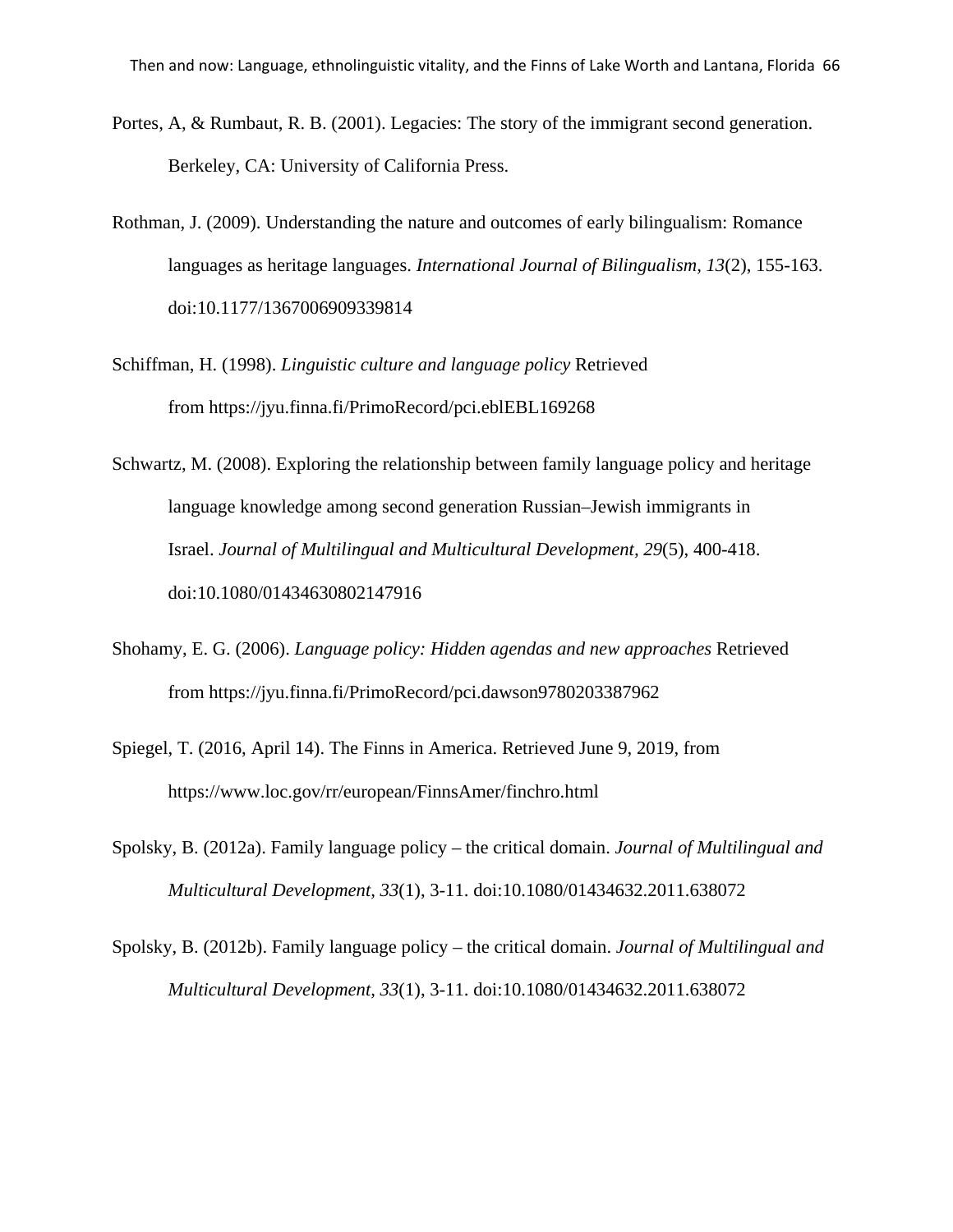Portes, A, & Rumbaut, R. B. (2001). Legacies: The story of the immigrant second generation. Berkeley, CA: University of California Press.

Rothman, J. (2009). Understanding the nature and outcomes of early bilingualism: Romance languages as heritage languages. *International Journal of Bilingualism, 13*(2), 155-163. doi:10.1177/1367006909339814

Schiffman, H. (1998). *Linguistic culture and language policy* Retrieved from https://jyu.finna.fi/PrimoRecord/pci.eblEBL169268

Schwartz, M. (2008). Exploring the relationship between family language policy and heritage language knowledge among second generation Russian–Jewish immigrants in Israel. *Journal of Multilingual and Multicultural Development, 29*(5), 400-418. doi:10.1080/01434630802147916

Shohamy, E. G. (2006). *Language policy: Hidden agendas and new approaches* Retrieved from https://jyu.finna.fi/PrimoRecord/pci.dawson9780203387962

Spiegel, T. (2016, April 14). The Finns in America. Retrieved June 9, 2019, from https://www.loc.gov/rr/european/FinnsAmer/finchro.html

Spolsky, B. (2012a). Family language policy – the critical domain. *Journal of Multilingual and Multicultural Development, 33*(1), 3-11. doi:10.1080/01434632.2011.638072

Spolsky, B. (2012b). Family language policy – the critical domain. *Journal of Multilingual and Multicultural Development, 33*(1), 3-11. doi:10.1080/01434632.2011.638072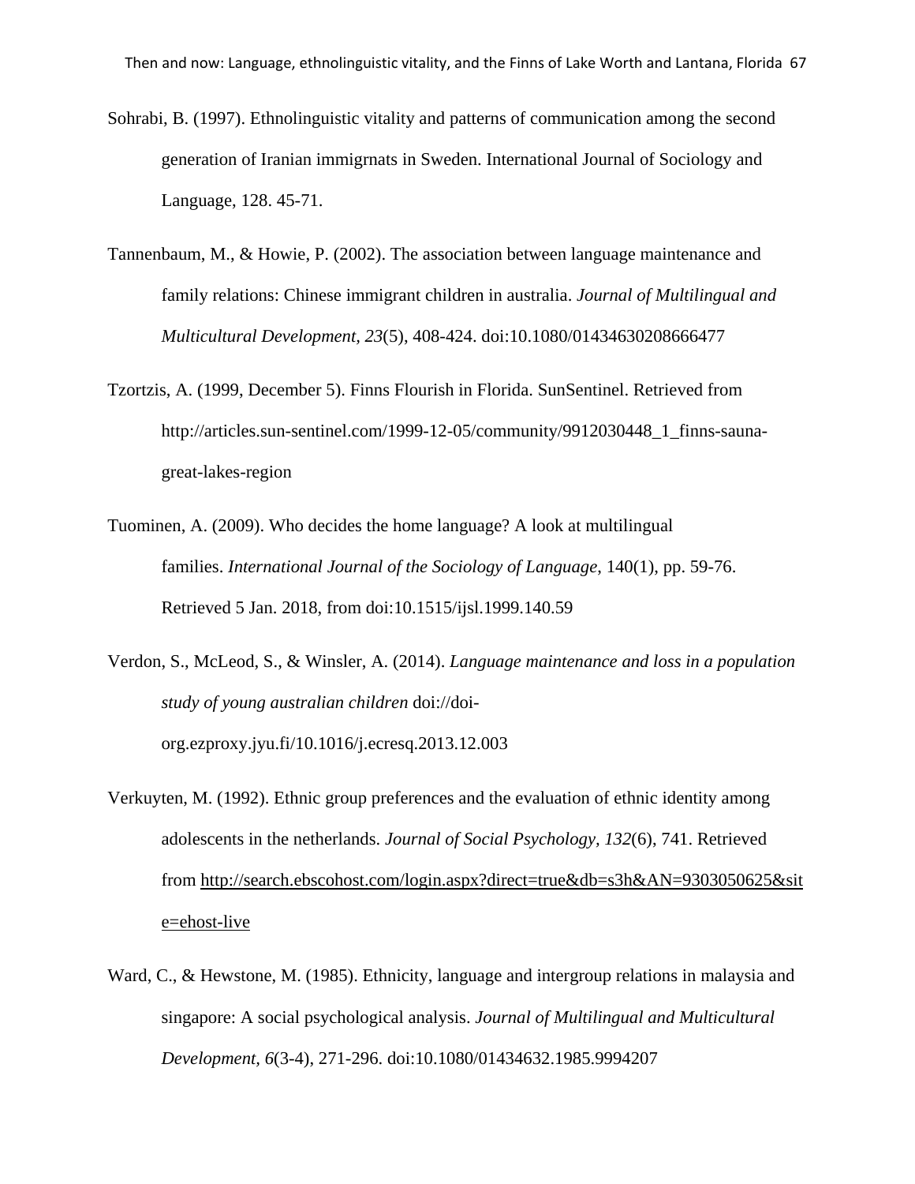Sohrabi, B. (1997). Ethnolinguistic vitality and patterns of communication among the second generation of Iranian immigrnats in Sweden. International Journal of Sociology and Language, 128. 45-71.

Tannenbaum, M., & Howie, P. (2002). The association between language maintenance and family relations: Chinese immigrant children in australia. *Journal of Multilingual and Multicultural Development, 23*(5), 408-424. doi:10.1080/01434630208666477

Tzortzis, A. (1999, December 5). Finns Flourish in Florida. SunSentinel. Retrieved from http://articles.sun-sentinel.com/1999-12-05/community/9912030448_1_finns-sauna-great-lakes-region

Tuominen, A. (2009). Who decides the home language? A look at multilingual families. *International Journal of the Sociology of Language*, 140(1), pp. 59-76. Retrieved 5 Jan. 2018, from doi:10.1515/ijsl.1999.140.59

Verdon, S., McLeod, S., & Winsler, A. (2014). *Language maintenance and loss in a population study of young australian children* doi://doi-org.ezproxy.jyu.fi/10.1016/j.ecresq.2013.12.003

Verkuyten, M. (1992). Ethnic group preferences and the evaluation of ethnic identity among adolescents in the netherlands. *Journal of Social Psychology, 132*(6), 741. Retrieved from http://search.ebscohost.com/login.aspx?direct=true&db=s3h&AN=9303050625&site=ehost-live

Ward, C., & Hewstone, M. (1985). Ethnicity, language and intergroup relations in malaysia and singapore: A social psychological analysis. *Journal of Multilingual and Multicultural Development, 6*(3-4), 271-296. doi:10.1080/01434632.1985.9994207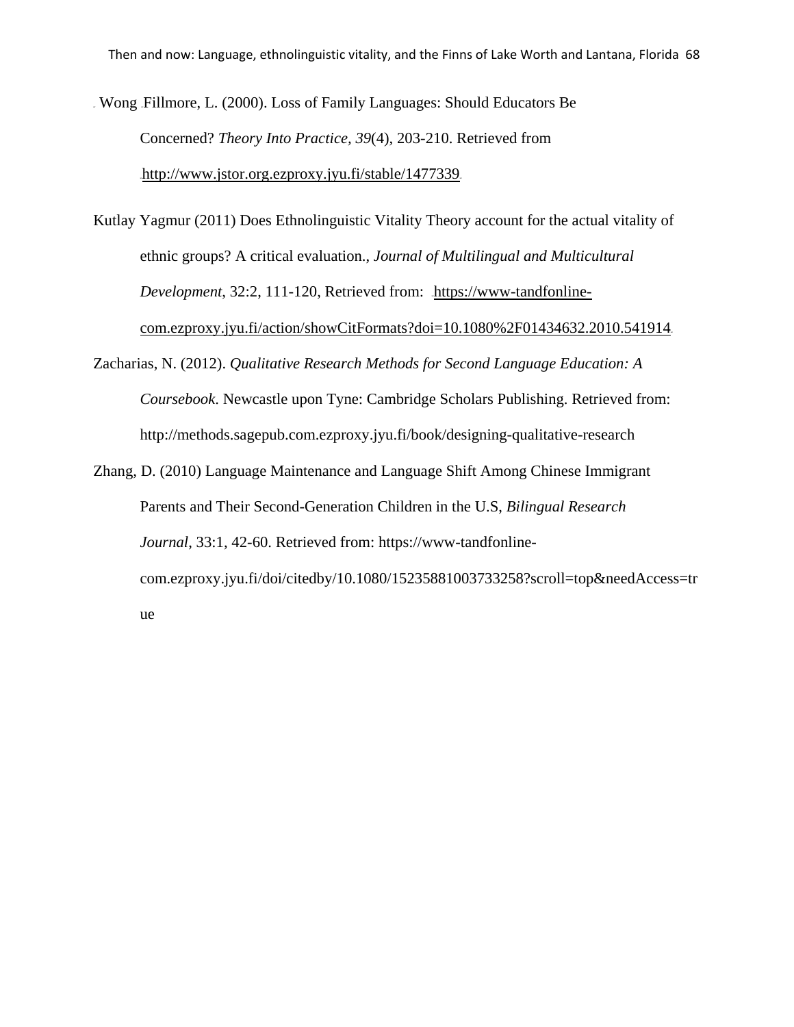Wong Fillmore, L. (2000). Loss of Family Languages: Should Educators Be Concerned? *Theory Into Practice, 39*(4), 203-210. Retrieved from http://www.jstor.org.ezproxy.jyu.fi/stable/1477339

Kutlay Yagmur (2011) Does Ethnolinguistic Vitality Theory account for the actual vitality of ethnic groups? A critical evaluation., *Journal of Multilingual and Multicultural Development*, 32:2, 111-120, Retrieved from: https://www-tandfonline-com.ezproxy.jyu.fi/action/showCitFormats?doi=10.1080%2F01434632.2010.541914

Zacharias, N. (2012). *Qualitative Research Methods for Second Language Education: A Coursebook*. Newcastle upon Tyne: Cambridge Scholars Publishing. Retrieved from: http://methods.sagepub.com.ezproxy.jyu.fi/book/designing-qualitative-research

Zhang, D. (2010) Language Maintenance and Language Shift Among Chinese Immigrant Parents and Their Second-Generation Children in the U.S, *Bilingual Research Journal*, 33:1, 42-60. Retrieved from: https://www-tandfonline-com.ezproxy.jyu.fi/doi/citedby/10.1080/15235881003733258?scroll=top&needAccess=true